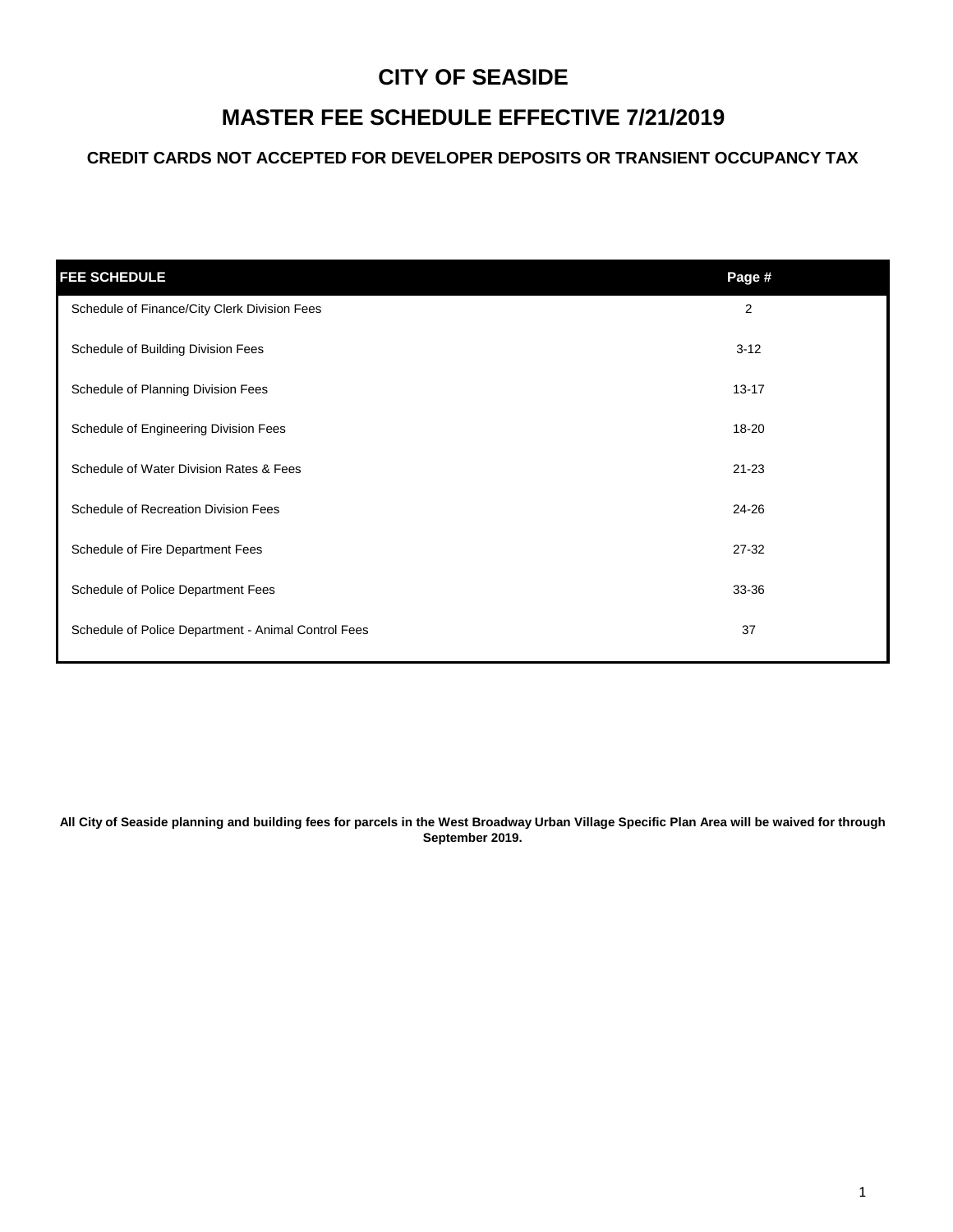# CITY OF SEASIDE

# MASTER FEE SCHEDULE EFFECTIVE 7/21/2019

**CREDIT CARDS NOT ACCEPTED FOR DEVELOPER DEPOSITS OR TRANSIENT OCCUPANCY TAX**

| FEE SCHEDULE | Page # |
|---|---|
| Schedule of Finance/City Clerk Division Fees | 2 |
| Schedule of Building Division Fees | 3-12 |
| Schedule of Planning Division Fees | 13-17 |
| Schedule of Engineering Division Fees | 18-20 |
| Schedule of Water Division Rates & Fees | 21-23 |
| Schedule of Recreation Division Fees | 24-26 |
| Schedule of Fire Department Fees | 27-32 |
| Schedule of Police Department Fees | 33-36 |
| Schedule of Police Department - Animal Control Fees | 37 |

**All City of Seaside planning and building fees for parcels in the West Broadway Urban Village Specific Plan Area will be waived for through September 2019.**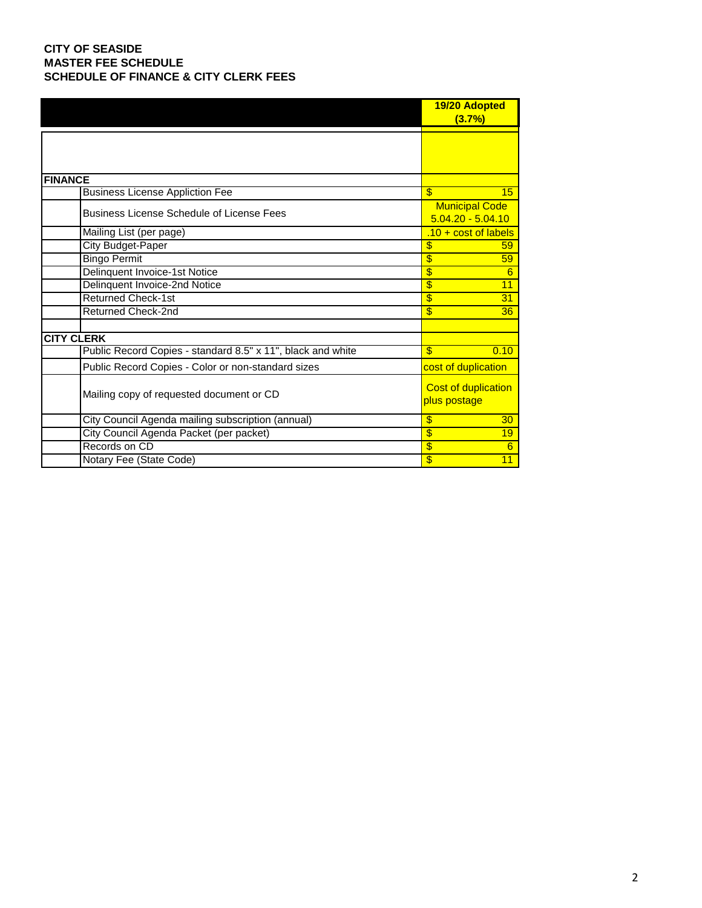**CITY OF SEASIDE**
**MASTER FEE SCHEDULE**
**SCHEDULE OF FINANCE & CITY CLERK FEES**

| | | 19/20 Adopted (3.7%) |
|---|---|---|
| **FINANCE** | | |
| | Business License Appliction Fee | $ 15 |
| | Business License Schedule of License Fees | Municipal Code 5.04.20 - 5.04.10 |
| | Mailing List (per page) | .10 + cost of labels |
| | City Budget-Paper | $ 59 |
| | Bingo Permit | $ 59 |
| | Delinquent Invoice-1st Notice | $ 6 |
| | Delinquent Invoice-2nd Notice | $ 11 |
| | Returned Check-1st | $ 31 |
| | Returned Check-2nd | $ 36 |
| | | |
| **CITY CLERK** | | |
| | Public Record Copies - standard 8.5" x 11", black and white | $ 0.10 |
| | Public Record Copies - Color or non-standard sizes | cost of duplication |
| | Mailing copy of requested document or CD | Cost of duplication plus postage |
| | City Council Agenda mailing subscription (annual) | $ 30 |
| | City Council Agenda Packet (per packet) | $ 19 |
| | Records on CD | $ 6 |
| | Notary Fee (State Code) | $ 11 |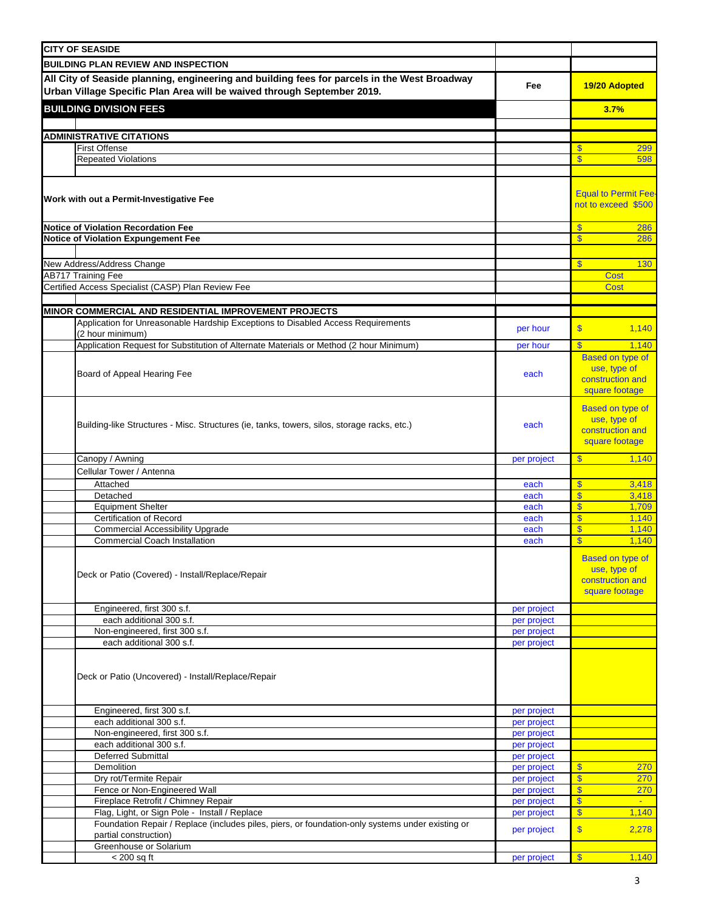| CITY OF SEASIDE | | | |
|---|---|---|---|
| **BUILDING PLAN REVIEW AND INSPECTION** | | | |
| **All City of Seaside planning, engineering and building fees for parcels in the West Broadway Urban Village Specific Plan Area will be waived through September 2019.** | | **Fee** | **19/20 Adopted** |
| **BUILDING DIVISION FEES** | | | **3.7%** |
| | | | |
| **ADMINISTRATIVE CITATIONS** | | | |
| | First Offense | | $ 299 |
| | Repeated Violations | | $ 598 |
| | | | |
| **Work with out a Permit-Investigative Fee** | | | Equal to Permit Fee-not to exceed $500 |
| **Notice of Violation Recordation Fee** | | | $ 286 |
| **Notice of Violation Expungement Fee** | | | $ 286 |
| | | | |
| New Address/Address Change | | | $ 130 |
| AB717 Training Fee | | | Cost |
| Certified Access Specialist (CASP) Plan Review Fee | | | Cost |
| | | | |
| **MINOR COMMERCIAL AND RESIDENTIAL IMPROVEMENT PROJECTS** | | | |
| | Application for Unreasonable Hardship Exceptions to Disabled Access Requirements (2 hour minimum) | per hour | $ 1,140 |
| | Application Request for Substitution of Alternate Materials or Method (2 hour Minimum) | per hour | $ 1,140 |
| | Board of Appeal Hearing Fee | each | Based on type of use, type of construction and square footage |
| | Building-like Structures - Misc. Structures (ie, tanks, towers, silos, storage racks, etc.) | each | Based on type of use, type of construction and square footage |
| | Canopy / Awning | per project | $ 1,140 |
| | Cellular Tower / Antenna | | |
| | Attached | each | $ 3,418 |
| | Detached | each | $ 3,418 |
| | Equipment Shelter | each | $ 1,709 |
| | Certification of Record | each | $ 1,140 |
| | Commercial Accessibility Upgrade | each | $ 1,140 |
| | Commercial Coach Installation | each | $ 1,140 |
| | Deck or Patio (Covered) - Install/Replace/Repair | | Based on type of use, type of construction and square footage |
| | Engineered, first 300 s.f. | per project | |
| | each additional 300 s.f. | per project | |
| | Non-engineered, first 300 s.f. | per project | |
| | each additional 300 s.f. | per project | |
| | Deck or Patio (Uncovered) - Install/Replace/Repair | | |
| | Engineered, first 300 s.f. | per project | |
| | each additional 300 s.f. | per project | |
| | Non-engineered, first 300 s.f. | per project | |
| | each additional 300 s.f. | per project | |
| | Deferred Submittal | per project | |
| | Demolition | per project | $ 270 |
| | Dry rot/Termite Repair | per project | $ 270 |
| | Fence or Non-Engineered Wall | per project | $ 270 |
| | Fireplace Retrofit / Chimney Repair | per project | $ - |
| | Flag, Light, or Sign Pole - Install / Replace | per project | $ 1,140 |
| | Foundation Repair / Replace (includes piles, piers, or foundation-only systems under existing or partial construction) | per project | $ 2,278 |
| | Greenhouse or Solarium | | |
| | < 200 sq ft | per project | $ 1,140 |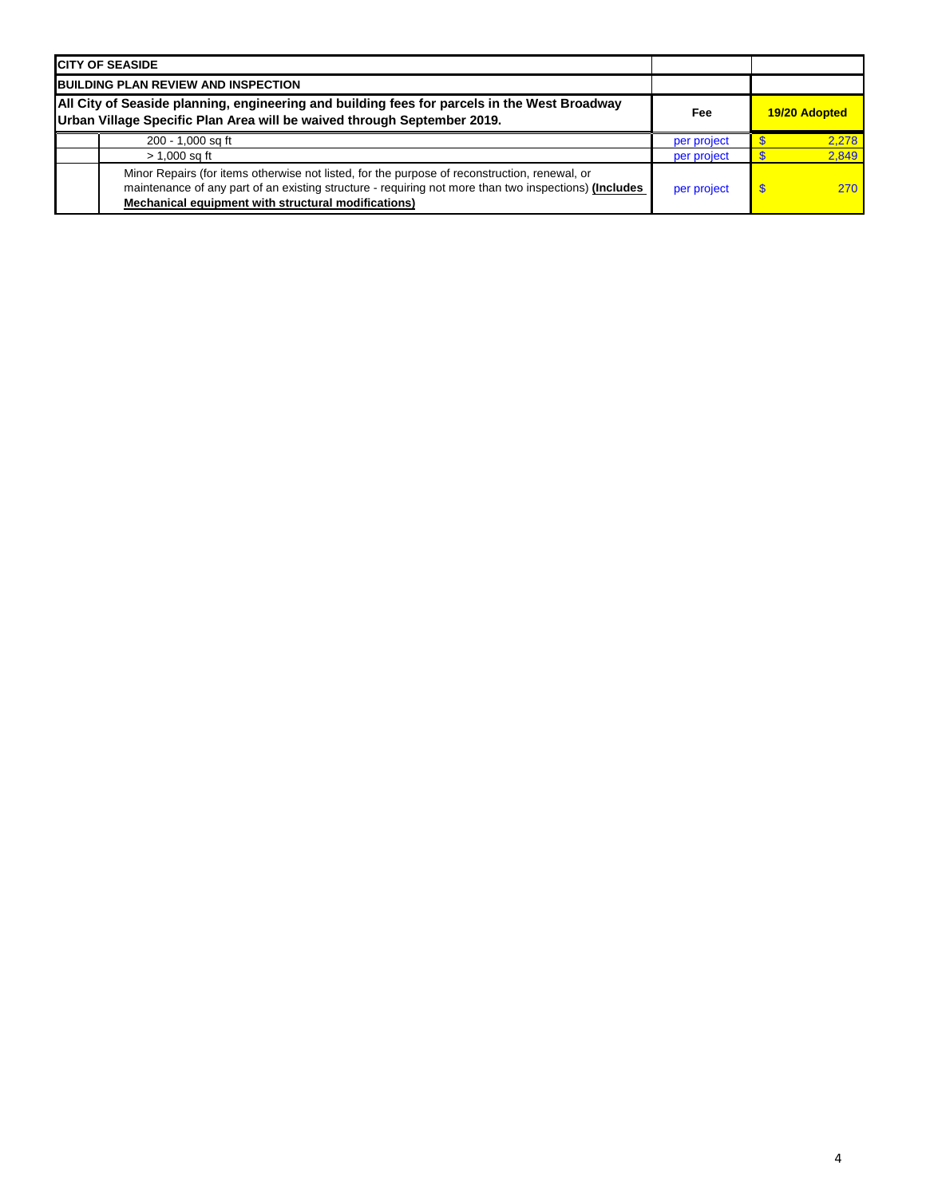| CITY OF SEASIDE | | | |
|---|---|---|---|
| **BUILDING PLAN REVIEW AND INSPECTION** | | | |
| **All City of Seaside planning, engineering and building fees for parcels in the West Broadway Urban Village Specific Plan Area will be waived through September 2019.** | | **Fee** | **19/20 Adopted** |
| | 200 - 1,000 sq ft | per project | $ 2,278 |
| | > 1,000 sq ft | per project | $ 2,849 |
| | Minor Repairs (for items otherwise not listed, for the purpose of reconstruction, renewal, or maintenance of any part of an existing structure - requiring not more than two inspections) **(Includes Mechanical equipment with structural modifications)** | per project | $ 270 |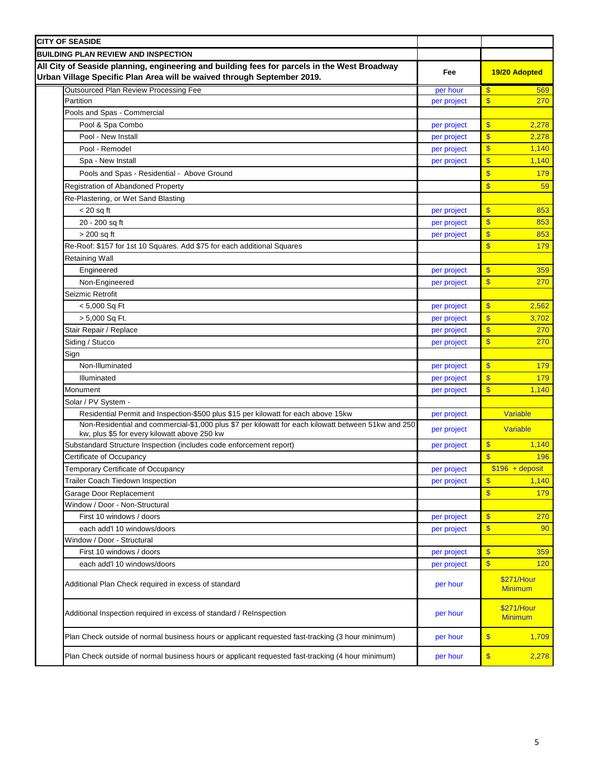| CITY OF SEASIDE | | |
|---|---|---|
| **BUILDING PLAN REVIEW AND INSPECTION** | | |
| **All City of Seaside planning, engineering and building fees for parcels in the West Broadway Urban Village Specific Plan Area will be waived through September 2019.** | **Fee** | **19/20 Adopted** |
| Outsourced Plan Review Processing Fee | per hour | $ 569 |
| Partition | per project | $ 270 |
| Pools and Spas - Commercial | | |
| Pool & Spa Combo | per project | $ 2,278 |
| Pool - New Install | per project | $ 2,278 |
| Pool - Remodel | per project | $ 1,140 |
| Spa - New Install | per project | $ 1,140 |
| Pools and Spas - Residential - Above Ground | | $ 179 |
| Registration of Abandoned Property | | $ 59 |
| Re-Plastering, or Wet Sand Blasting | | |
| < 20 sq ft | per project | $ 853 |
| 20 - 200 sq ft | per project | $ 853 |
| > 200 sq ft | per project | $ 853 |
| Re-Roof: $157 for 1st 10 Squares. Add $75 for each additional Squares | | $ 179 |
| Retaining Wall | | |
| Engineered | per project | $ 359 |
| Non-Engineered | per project | $ 270 |
| Seizmic Retrofit | | |
| < 5,000 Sq Ft | per project | $ 2,562 |
| > 5,000 Sq Ft. | per project | $ 3,702 |
| Stair Repair / Replace | per project | $ 270 |
| Siding / Stucco | per project | $ 270 |
| Sign | | |
| Non-Illuminated | per project | $ 179 |
| Illuminated | per project | $ 179 |
| Monument | per project | $ 1,140 |
| Solar / PV System - | | |
| Residential Permit and Inspection-$500 plus $15 per kilowatt for each above 15kw | per project | Variable |
| Non-Residential and commercial-$1,000 plus $7 per kilowatt for each kilowatt between 51kw and 250 kw, plus $5 for every kilowatt above 250 kw | per project | Variable |
| Substandard Structure Inspection (includes code enforcement report) | per project | $ 1,140 |
| Certificate of Occupancy | | $ 196 |
| Temporary Certificate of Occupancy | per project | $196 + deposit |
| Trailer Coach Tiedown Inspection | per project | $ 1,140 |
| Garage Door Replacement | | $ 179 |
| Window / Door - Non-Structural | | |
| First 10 windows / doors | per project | $ 270 |
| each add'l 10 windows/doors | per project | $ 90 |
| Window / Door - Structural | | |
| First 10 windows / doors | per project | $ 359 |
| each add'l 10 windows/doors | per project | $ 120 |
| Additional Plan Check required in excess of standard | per hour | $271/Hour Minimum |
| Additional Inspection required in excess of standard / ReInspection | per hour | $271/Hour Minimum |
| Plan Check outside of normal business hours or applicant requested fast-tracking (3 hour minimum) | per hour | $ 1,709 |
| Plan Check outside of normal business hours or applicant requested fast-tracking (4 hour minimum) | per hour | $ 2,278 |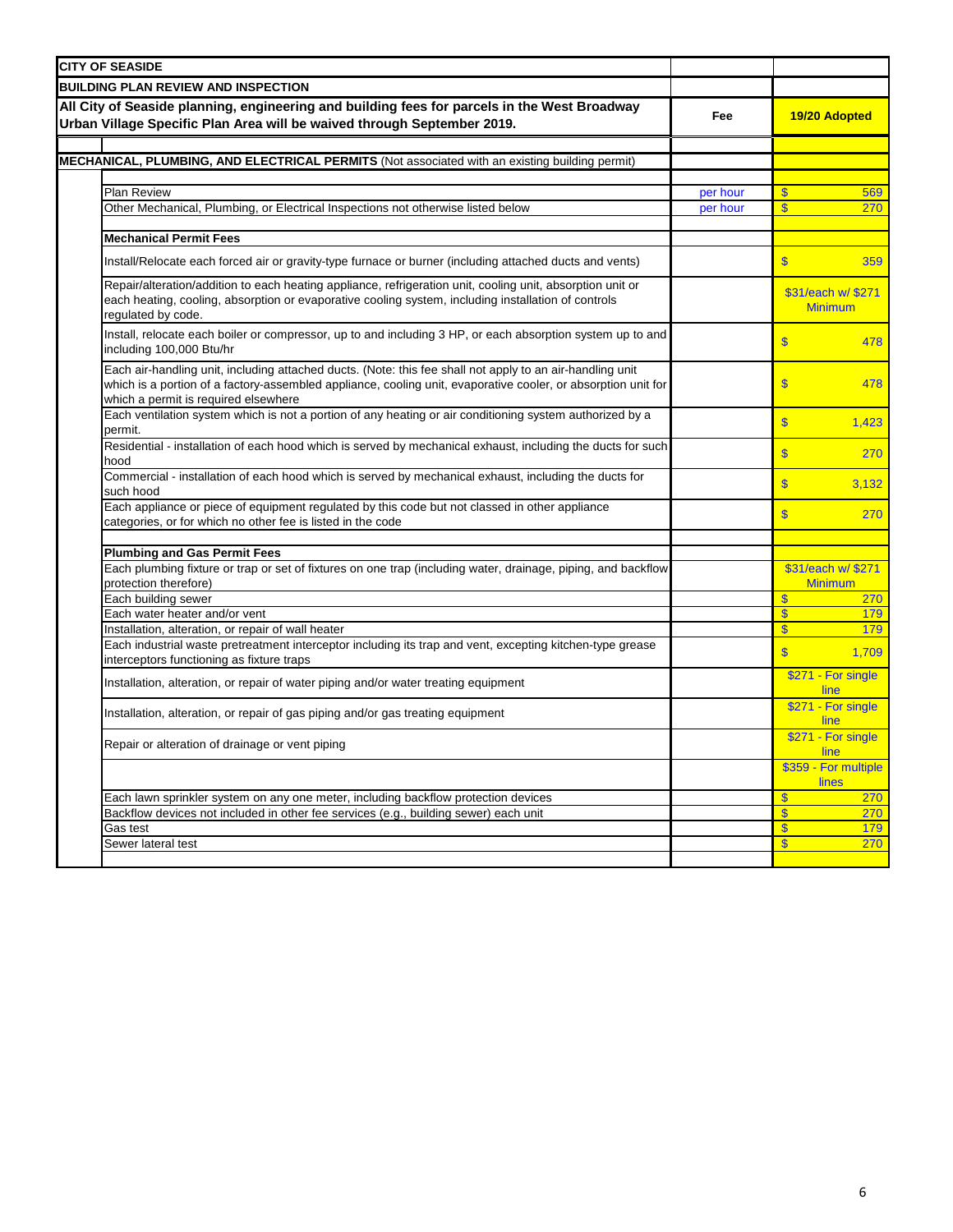| CITY OF SEASIDE | | |
|---|---|---|
| **BUILDING PLAN REVIEW AND INSPECTION** | | |
| **All City of Seaside planning, engineering and building fees for parcels in the West Broadway Urban Village Specific Plan Area will be waived through September 2019.** | **Fee** | **19/20 Adopted** |
| | | |
| **MECHANICAL, PLUMBING, AND ELECTRICAL PERMITS** (Not associated with an existing building permit) | | |
| | | |
| Plan Review | per hour | $ 569 |
| Other Mechanical, Plumbing, or Electrical Inspections not otherwise listed below | per hour | $ 270 |
| | | |
| **Mechanical Permit Fees** | | |
| Install/Relocate each forced air or gravity-type furnace or burner (including attached ducts and vents) | | $ 359 |
| Repair/alteration/addition to each heating appliance, refrigeration unit, cooling unit, absorption unit or each heating, cooling, absorption or evaporative cooling system, including installation of controls regulated by code. | | $31/each w/ $271 Minimum |
| Install, relocate each boiler or compressor, up to and including 3 HP, or each absorption system up to and including 100,000 Btu/hr | | $ 478 |
| Each air-handling unit, including attached ducts. (Note: this fee shall not apply to an air-handling unit which is a portion of a factory-assembled appliance, cooling unit, evaporative cooler, or absorption unit for which a permit is required elsewhere | | $ 478 |
| Each ventilation system which is not a portion of any heating or air conditioning system authorized by a permit. | | $ 1,423 |
| Residential - installation of each hood which is served by mechanical exhaust, including the ducts for such hood | | $ 270 |
| Commercial - installation of each hood which is served by mechanical exhaust, including the ducts for such hood | | $ 3,132 |
| Each appliance or piece of equipment regulated by this code but not classed in other appliance categories, or for which no other fee is listed in the code | | $ 270 |
| | | |
| **Plumbing and Gas Permit Fees** | | |
| Each plumbing fixture or trap or set of fixtures on one trap (including water, drainage, piping, and backflow protection therefore) | | $31/each w/ $271 Minimum |
| Each building sewer | | $ 270 |
| Each water heater and/or vent | | $ 179 |
| Installation, alteration, or repair of wall heater | | $ 179 |
| Each industrial waste pretreatment interceptor including its trap and vent, excepting kitchen-type grease interceptors functioning as fixture traps | | $ 1,709 |
| Installation, alteration, or repair of water piping and/or water treating equipment | | $271 - For single line |
| Installation, alteration, or repair of gas piping and/or gas treating equipment | | $271 - For single line |
| Repair or alteration of drainage or vent piping | | $271 - For single line |
| | | $359 - For multiple lines |
| Each lawn sprinkler system on any one meter, including backflow protection devices | | $ 270 |
| Backflow devices not included in other fee services (e.g., building sewer) each unit | | $ 270 |
| Gas test | | $ 179 |
| Sewer lateral test | | $ 270 |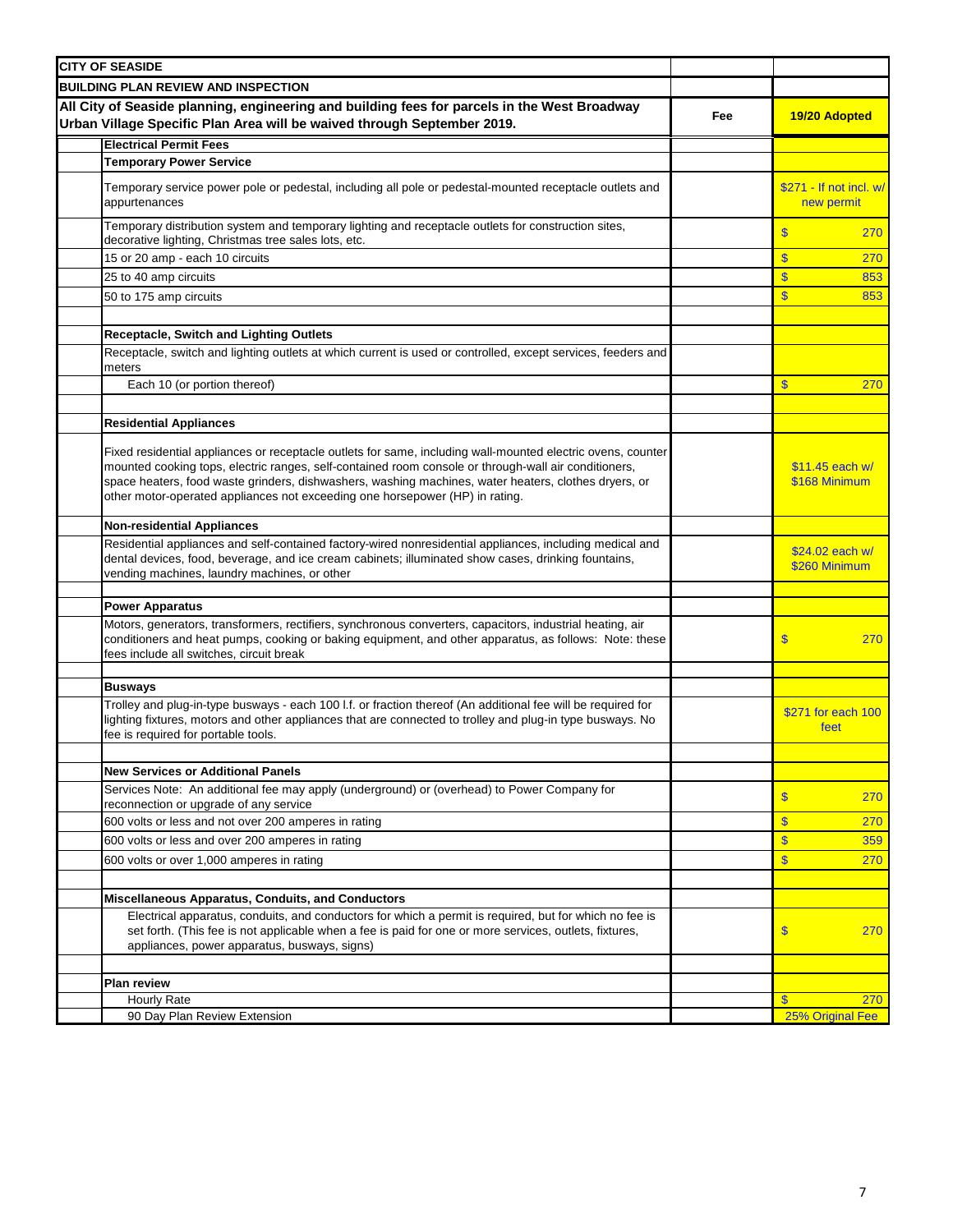| CITY OF SEASIDE | | | |
|---|---|---|---|
| BUILDING PLAN REVIEW AND INSPECTION | | | |
| **All City of Seaside planning, engineering and building fees for parcels in the West Broadway Urban Village Specific Plan Area will be waived through September 2019.** | | **Fee** | **19/20 Adopted** |
| | **Electrical Permit Fees** | | |
| | **Temporary Power Service** | | |
| | Temporary service power pole or pedestal, including all pole or pedestal-mounted receptacle outlets and appurtenances | | $271 - If not incl. w/ new permit |
| | Temporary distribution system and temporary lighting and receptacle outlets for construction sites, decorative lighting, Christmas tree sales lots, etc. | | $ 270 |
| | 15 or 20 amp - each 10 circuits | | $ 270 |
| | 25 to 40 amp circuits | | $ 853 |
| | 50 to 175 amp circuits | | $ 853 |
| | | | |
| | **Receptacle, Switch and Lighting Outlets** | | |
| | Receptacle, switch and lighting outlets at which current is used or controlled, except services, feeders and meters | | |
| | Each 10 (or portion thereof) | | $ 270 |
| | | | |
| | **Residential Appliances** | | |
| | Fixed residential appliances or receptacle outlets for same, including wall-mounted electric ovens, counter mounted cooking tops, electric ranges, self-contained room console or through-wall air conditioners, space heaters, food waste grinders, dishwashers, washing machines, water heaters, clothes dryers, or other motor-operated appliances not exceeding one horsepower (HP) in rating. | | $11.45 each w/ $168 Minimum |
| | **Non-residential Appliances** | | |
| | Residential appliances and self-contained factory-wired nonresidential appliances, including medical and dental devices, food, beverage, and ice cream cabinets; illuminated show cases, drinking fountains, vending machines, laundry machines, or other | | $24.02 each w/ $260 Minimum |
| | | | |
| | **Power Apparatus** | | |
| | Motors, generators, transformers, rectifiers, synchronous converters, capacitors, industrial heating, air conditioners and heat pumps, cooking or baking equipment, and other apparatus, as follows: Note: these fees include all switches, circuit break | | $ 270 |
| | | | |
| | **Busways** | | |
| | Trolley and plug-in-type busways - each 100 l.f. or fraction thereof (An additional fee will be required for lighting fixtures, motors and other appliances that are connected to trolley and plug-in type busways. No fee is required for portable tools. | | $271 for each 100 feet |
| | | | |
| | **New Services or Additional Panels** | | |
| | Services Note: An additional fee may apply (underground) or (overhead) to Power Company for reconnection or upgrade of any service | | $ 270 |
| | 600 volts or less and not over 200 amperes in rating | | $ 270 |
| | 600 volts or less and over 200 amperes in rating | | $ 359 |
| | 600 volts or over 1,000 amperes in rating | | $ 270 |
| | | | |
| | **Miscellaneous Apparatus, Conduits, and Conductors** | | |
| | Electrical apparatus, conduits, and conductors for which a permit is required, but for which no fee is set forth. (This fee is not applicable when a fee is paid for one or more services, outlets, fixtures, appliances, power apparatus, busways, signs) | | $ 270 |
| | | | |
| | **Plan review** | | |
| | Hourly Rate | | $ 270 |
| | 90 Day Plan Review Extension | | 25% Original Fee |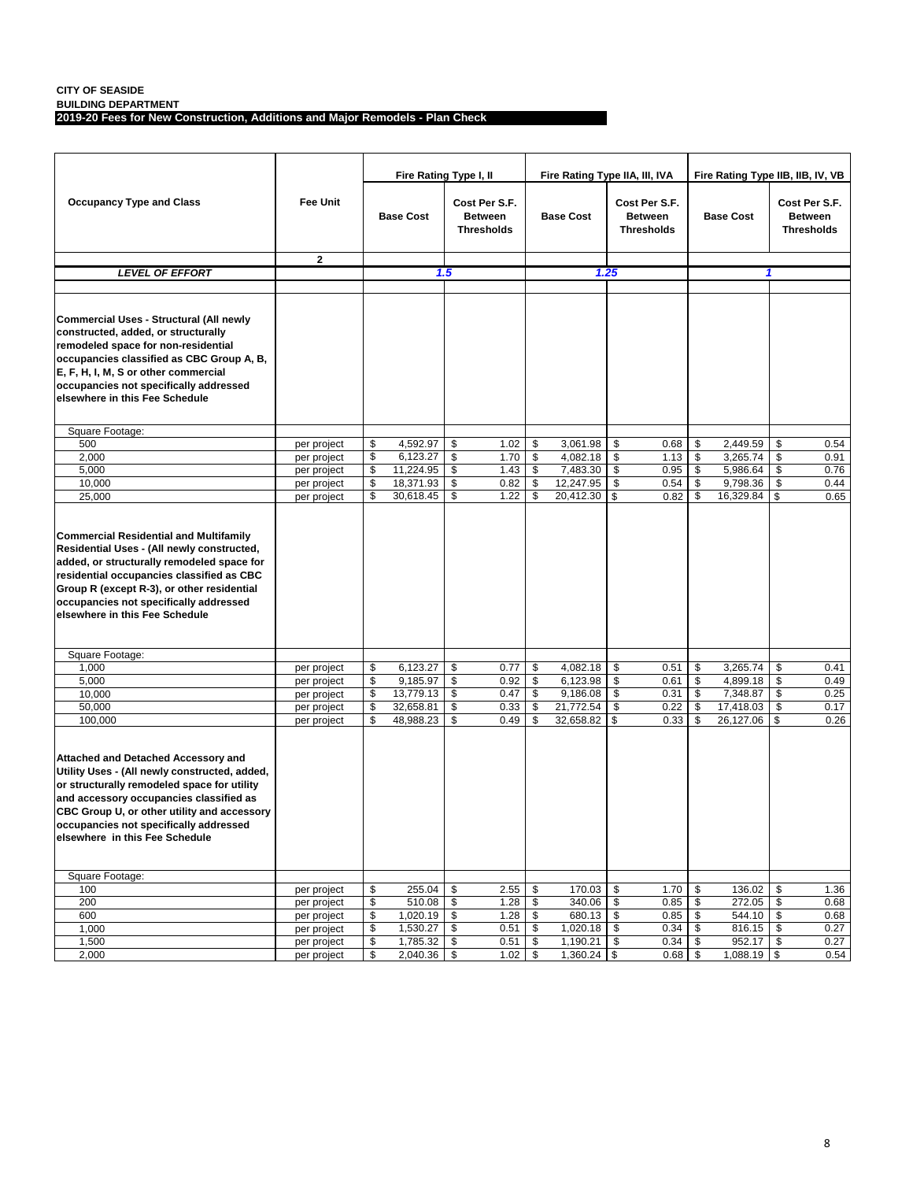**CITY OF SEASIDE**
**BUILDING DEPARTMENT**
**2019-20 Fees for New Construction, Additions and Major Remodels - Plan Check**

| Occupancy Type and Class | Fee Unit | Fire Rating Type I, II | | Fire Rating Type IIA, III, IVA | | Fire Rating Type IIB, IIB, IV, VB | |
|---|---|---|---|---|---|---|---|
| | | Base Cost | Cost Per S.F. Between Thresholds | Base Cost | Cost Per S.F. Between Thresholds | Base Cost | Cost Per S.F. Between Thresholds |
| | 2 | | | | | | |
| ***LEVEL OF EFFORT*** | | 1.5 | | 1.25 | | 1 | |
| **Commercial Uses - Structural (All newly constructed, added, or structurally remodeled space for non-residential occupancies classified as CBC Group A, B, E, F, H, I, M, S or other commercial occupancies not specifically addressed elsewhere in this Fee Schedule** | | | | | | | |
| Square Footage: | | | | | | | |
| 500 | per project | $ 4,592.97 | $ 1.02 | $ 3,061.98 | $ 0.68 | $ 2,449.59 | $ 0.54 |
| 2,000 | per project | $ 6,123.27 | $ 1.70 | $ 4,082.18 | $ 1.13 | $ 3,265.74 | $ 0.91 |
| 5,000 | per project | $ 11,224.95 | $ 1.43 | $ 7,483.30 | $ 0.95 | $ 5,986.64 | $ 0.76 |
| 10,000 | per project | $ 18,371.93 | $ 0.82 | $ 12,247.95 | $ 0.54 | $ 9,798.36 | $ 0.44 |
| 25,000 | per project | $ 30,618.45 | $ 1.22 | $ 20,412.30 | $ 0.82 | $ 16,329.84 | $ 0.65 |
| **Commercial Residential and Multifamily Residential Uses - (All newly constructed, added, or structurally remodeled space for residential occupancies classified as CBC Group R (except R-3), or other residential occupancies not specifically addressed elsewhere in this Fee Schedule** | | | | | | | |
| Square Footage: | | | | | | | |
| 1,000 | per project | $ 6,123.27 | $ 0.77 | $ 4,082.18 | $ 0.51 | $ 3,265.74 | $ 0.41 |
| 5,000 | per project | $ 9,185.97 | $ 0.92 | $ 6,123.98 | $ 0.61 | $ 4,899.18 | $ 0.49 |
| 10,000 | per project | $ 13,779.13 | $ 0.47 | $ 9,186.08 | $ 0.31 | $ 7,348.87 | $ 0.25 |
| 50,000 | per project | $ 32,658.81 | $ 0.33 | $ 21,772.54 | $ 0.22 | $ 17,418.03 | $ 0.17 |
| 100,000 | per project | $ 48,988.23 | $ 0.49 | $ 32,658.82 | $ 0.33 | $ 26,127.06 | $ 0.26 |
| **Attached and Detached Accessory and Utility Uses - (All newly constructed, added, or structurally remodeled space for utility and accessory occupancies classified as CBC Group U, or other utility and accessory occupancies not specifically addressed elsewhere in this Fee Schedule** | | | | | | | |
| Square Footage: | | | | | | | |
| 100 | per project | $ 255.04 | $ 2.55 | $ 170.03 | $ 1.70 | $ 136.02 | $ 1.36 |
| 200 | per project | $ 510.08 | $ 1.28 | $ 340.06 | $ 0.85 | $ 272.05 | $ 0.68 |
| 600 | per project | $ 1,020.19 | $ 1.28 | $ 680.13 | $ 0.85 | $ 544.10 | $ 0.68 |
| 1,000 | per project | $ 1,530.27 | $ 0.51 | $ 1,020.18 | $ 0.34 | $ 816.15 | $ 0.27 |
| 1,500 | per project | $ 1,785.32 | $ 0.51 | $ 1,190.21 | $ 0.34 | $ 952.17 | $ 0.27 |
| 2,000 | per project | $ 2,040.36 | $ 1.02 | $ 1,360.24 | $ 0.68 | $ 1,088.19 | $ 0.54 |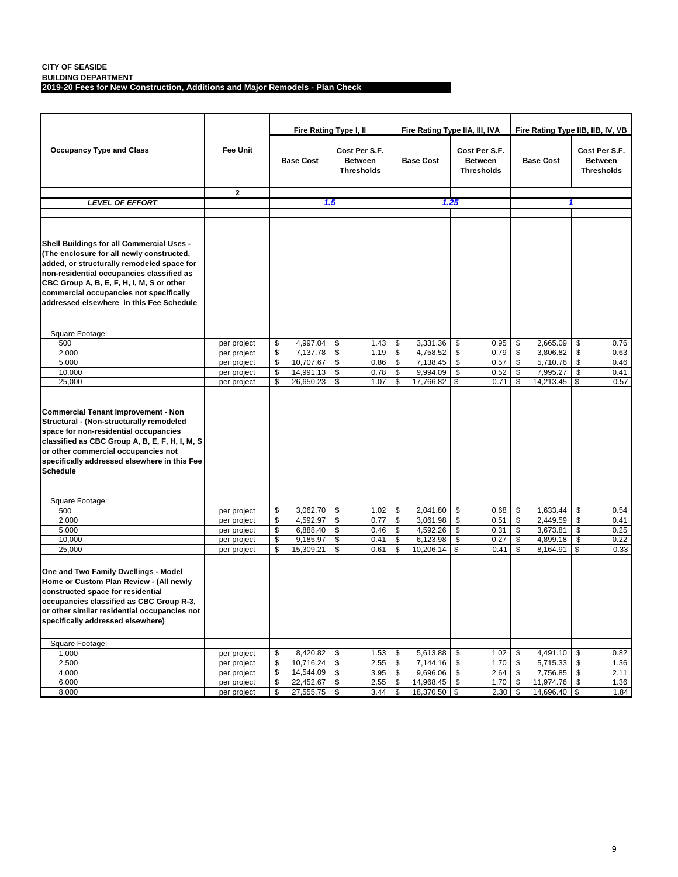**CITY OF SEASIDE**
**BUILDING DEPARTMENT**
**2019-20 Fees for New Construction, Additions and Major Remodels - Plan Check**

| Occupancy Type and Class | Fee Unit | Fire Rating Type I, II | | Fire Rating Type IIA, III, IVA | | Fire Rating Type IIB, IIB, IV, VB | |
|---|---|---|---|---|---|---|---|
| | | Base Cost | Cost Per S.F. Between Thresholds | Base Cost | Cost Per S.F. Between Thresholds | Base Cost | Cost Per S.F. Between Thresholds |
| | 2 | | | | | | |
| *LEVEL OF EFFORT* | | 1.5 | | 1.25 | | 1 | |
| **Shell Buildings for all Commercial Uses - (The enclosure for all newly constructed, added, or structurally remodeled space for non-residential occupancies classified as CBC Group A, B, E, F, H, I, M, S or other commercial occupancies not specifically addressed elsewhere in this Fee Schedule** | | | | | | | |
| Square Footage: | | | | | | | |
| 500 | per project | $ 4,997.04 | $ 1.43 | $ 3,331.36 | $ 0.95 | $ 2,665.09 | $ 0.76 |
| 2,000 | per project | $ 7,137.78 | $ 1.19 | $ 4,758.52 | $ 0.79 | $ 3,806.82 | $ 0.63 |
| 5,000 | per project | $ 10,707.67 | $ 0.86 | $ 7,138.45 | $ 0.57 | $ 5,710.76 | $ 0.46 |
| 10,000 | per project | $ 14,991.13 | $ 0.78 | $ 9,994.09 | $ 0.52 | $ 7,995.27 | $ 0.41 |
| 25,000 | per project | $ 26,650.23 | $ 1.07 | $ 17,766.82 | $ 0.71 | $ 14,213.45 | $ 0.57 |
| **Commercial Tenant Improvement - Non Structural - (Non-structurally remodeled space for non-residential occupancies classified as CBC Group A, B, E, F, H, I, M, S or other commercial occupancies not specifically addressed elsewhere in this Fee Schedule** | | | | | | | |
| Square Footage: | | | | | | | |
| 500 | per project | $ 3,062.70 | $ 1.02 | $ 2,041.80 | $ 0.68 | $ 1,633.44 | $ 0.54 |
| 2,000 | per project | $ 4,592.97 | $ 0.77 | $ 3,061.98 | $ 0.51 | $ 2,449.59 | $ 0.41 |
| 5,000 | per project | $ 6,888.40 | $ 0.46 | $ 4,592.26 | $ 0.31 | $ 3,673.81 | $ 0.25 |
| 10,000 | per project | $ 9,185.97 | $ 0.41 | $ 6,123.98 | $ 0.27 | $ 4,899.18 | $ 0.22 |
| 25,000 | per project | $ 15,309.21 | $ 0.61 | $ 10,206.14 | $ 0.41 | $ 8,164.91 | $ 0.33 |
| **One and Two Family Dwellings - Model Home or Custom Plan Review - (All newly constructed space for residential occupancies classified as CBC Group R-3, or other similar residential occupancies not specifically addressed elsewhere)** | | | | | | | |
| Square Footage: | | | | | | | |
| 1,000 | per project | $ 8,420.82 | $ 1.53 | $ 5,613.88 | $ 1.02 | $ 4,491.10 | $ 0.82 |
| 2,500 | per project | $ 10,716.24 | $ 2.55 | $ 7,144.16 | $ 1.70 | $ 5,715.33 | $ 1.36 |
| 4,000 | per project | $ 14,544.09 | $ 3.95 | $ 9,696.06 | $ 2.64 | $ 7,756.85 | $ 2.11 |
| 6,000 | per project | $ 22,452.67 | $ 2.55 | $ 14,968.45 | $ 1.70 | $ 11,974.76 | $ 1.36 |
| 8,000 | per project | $ 27,555.75 | $ 3.44 | $ 18,370.50 | $ 2.30 | $ 14,696.40 | $ 1.84 |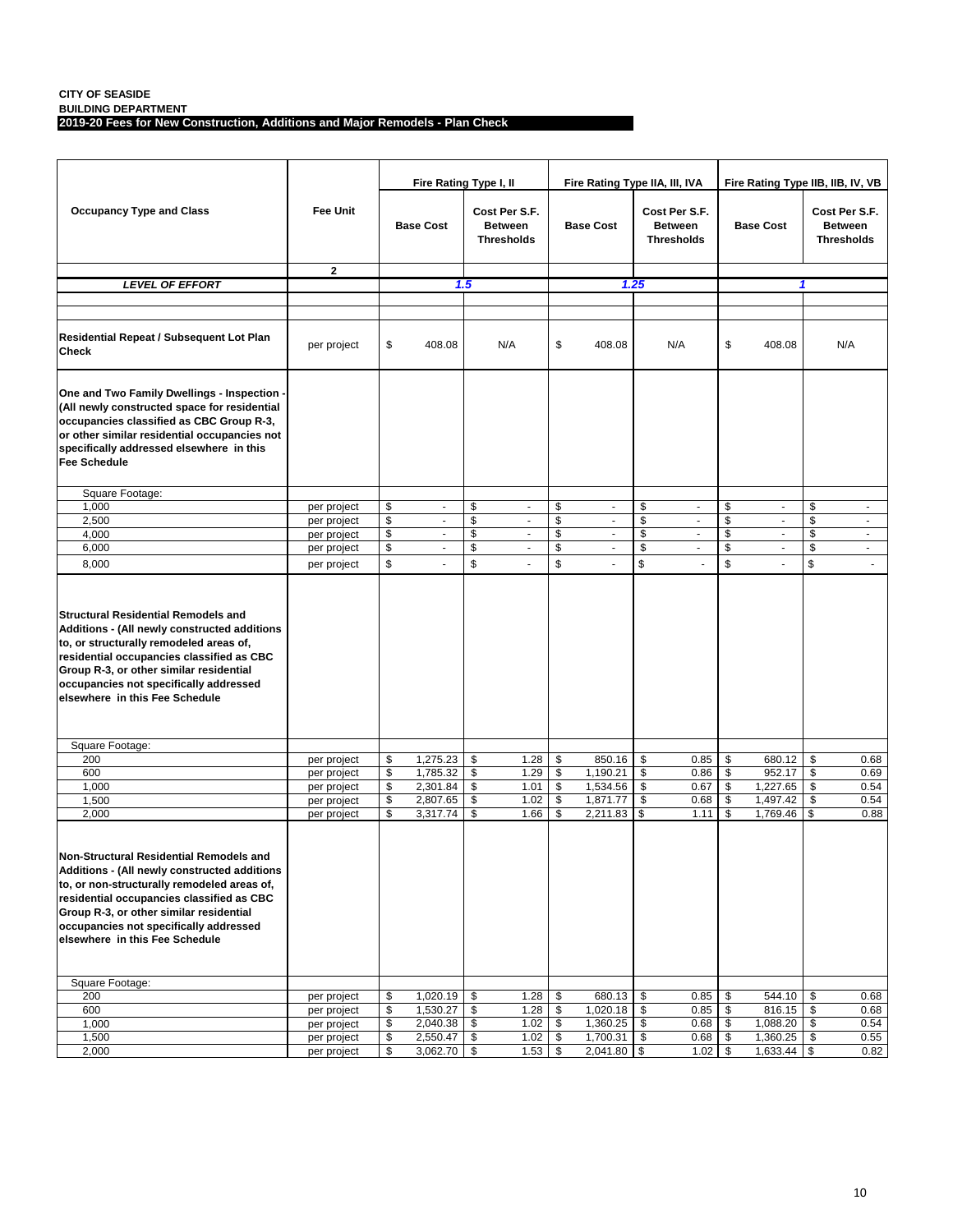**CITY OF SEASIDE**
**BUILDING DEPARTMENT**
**2019-20 Fees for New Construction, Additions and Major Remodels - Plan Check**

| Occupancy Type and Class | Fee Unit | Fire Rating Type I, II | | Fire Rating Type IIA, III, IVA | | Fire Rating Type IIB, IIB, IV, VB | |
|---|---|---|---|---|---|---|---|
| | | Base Cost | Cost Per S.F. Between Thresholds | Base Cost | Cost Per S.F. Between Thresholds | Base Cost | Cost Per S.F. Between Thresholds |
| | 2 | | | | | | |
| *LEVEL OF EFFORT* | | *1.5* | | *1.25* | | *1* | |
| **Residential Repeat / Subsequent Lot Plan Check** | per project | $ 408.08 | N/A | $ 408.08 | N/A | $ 408.08 | N/A |
| **One and Two Family Dwellings - Inspection - (All newly constructed space for residential occupancies classified as CBC Group R-3, or other similar residential occupancies not specifically addressed elsewhere in this Fee Schedule** | | | | | | | |
| Square Footage: | | | | | | | |
| 1,000 | per project | $ - | $ - | $ - | $ - | $ - | $ - |
| 2,500 | per project | $ - | $ - | $ - | $ - | $ - | $ - |
| 4,000 | per project | $ - | $ - | $ - | $ - | $ - | $ - |
| 6,000 | per project | $ - | $ - | $ - | $ - | $ - | $ - |
| 8,000 | per project | $ - | $ - | $ - | $ - | $ - | $ - |
| **Structural Residential Remodels and Additions - (All newly constructed additions to, or structurally remodeled areas of, residential occupancies classified as CBC Group R-3, or other similar residential occupancies not specifically addressed elsewhere in this Fee Schedule** | | | | | | | |
| Square Footage: | | | | | | | |
| 200 | per project | $ 1,275.23 | $ 1.28 | $ 850.16 | $ 0.85 | $ 680.12 | $ 0.68 |
| 600 | per project | $ 1,785.32 | $ 1.29 | $ 1,190.21 | $ 0.86 | $ 952.17 | $ 0.69 |
| 1,000 | per project | $ 2,301.84 | $ 1.01 | $ 1,534.56 | $ 0.67 | $ 1,227.65 | $ 0.54 |
| 1,500 | per project | $ 2,807.65 | $ 1.02 | $ 1,871.77 | $ 0.68 | $ 1,497.42 | $ 0.54 |
| 2,000 | per project | $ 3,317.74 | $ 1.66 | $ 2,211.83 | $ 1.11 | $ 1,769.46 | $ 0.88 |
| **Non-Structural Residential Remodels and Additions - (All newly constructed additions to, or non-structurally remodeled areas of, residential occupancies classified as CBC Group R-3, or other similar residential occupancies not specifically addressed elsewhere in this Fee Schedule** | | | | | | | |
| Square Footage: | | | | | | | |
| 200 | per project | $ 1,020.19 | $ 1.28 | $ 680.13 | $ 0.85 | $ 544.10 | $ 0.68 |
| 600 | per project | $ 1,530.27 | $ 1.28 | $ 1,020.18 | $ 0.85 | $ 816.15 | $ 0.68 |
| 1,000 | per project | $ 2,040.38 | $ 1.02 | $ 1,360.25 | $ 0.68 | $ 1,088.20 | $ 0.54 |
| 1,500 | per project | $ 2,550.47 | $ 1.02 | $ 1,700.31 | $ 0.68 | $ 1,360.25 | $ 0.55 |
| 2,000 | per project | $ 3,062.70 | $ 1.53 | $ 2,041.80 | $ 1.02 | $ 1,633.44 | $ 0.82 |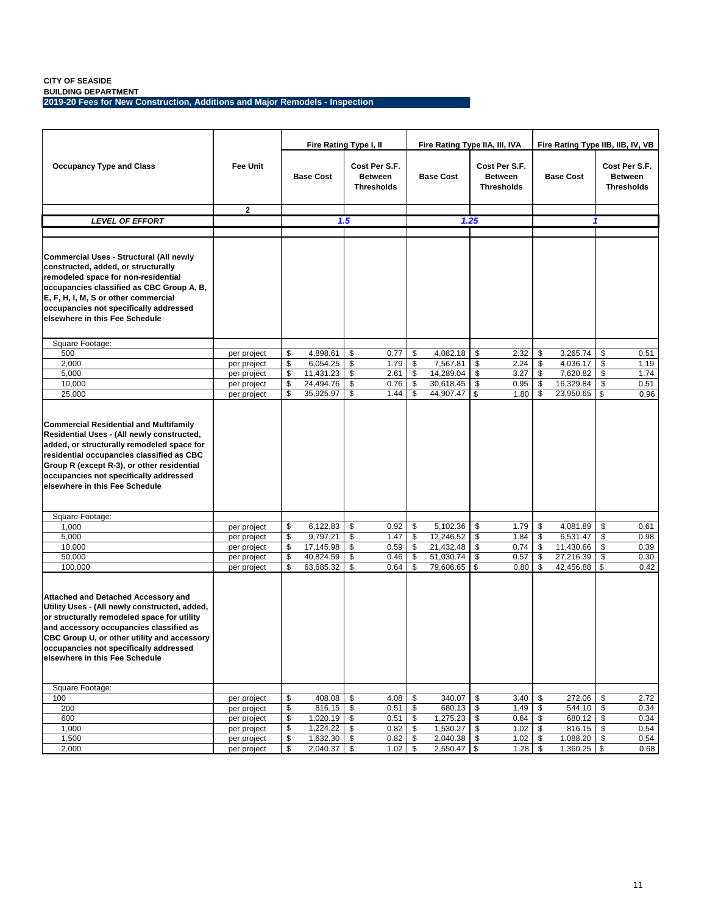**CITY OF SEASIDE**
**BUILDING DEPARTMENT**
**2019-20 Fees for New Construction, Additions and Major Remodels - Inspection**

| Occupancy Type and Class | Fee Unit | Fire Rating Type I, II | | Fire Rating Type IIA, III, IVA | | Fire Rating Type IIB, IIB, IV, VB | |
|---|---|---|---|---|---|---|---|
| | | Base Cost | Cost Per S.F. Between Thresholds | Base Cost | Cost Per S.F. Between Thresholds | Base Cost | Cost Per S.F. Between Thresholds |
| | 2 | | | | | | |
| *LEVEL OF EFFORT* | | *1.5* | | *1.25* | | *1* | |
| **Commercial Uses - Structural (All newly constructed, added, or structurally remodeled space for non-residential occupancies classified as CBC Group A, B, E, F, H, I, M, S or other commercial occupancies not specifically addressed elsewhere in this Fee Schedule** | | | | | | | |
| Square Footage: | | | | | | | |
| 500 | per project | $ 4,898.61 | $ 0.77 | $ 4,082.18 | $ 2.32 | $ 3,265.74 | $ 0.51 |
| 2,000 | per project | $ 6,054.25 | $ 1.79 | $ 7,567.81 | $ 2.24 | $ 4,036.17 | $ 1.19 |
| 5,000 | per project | $ 11,431.23 | $ 2.61 | $ 14,289.04 | $ 3.27 | $ 7,620.82 | $ 1.74 |
| 10,000 | per project | $ 24,494.76 | $ 0.76 | $ 30,618.45 | $ 0.95 | $ 16,329.84 | $ 0.51 |
| 25,000 | per project | $ 35,925.97 | $ 1.44 | $ 44,907.47 | $ 1.80 | $ 23,950.65 | $ 0.96 |
| **Commercial Residential and Multifamily Residential Uses - (All newly constructed, added, or structurally remodeled space for residential occupancies classified as CBC Group R (except R-3), or other residential occupancies not specifically addressed elsewhere in this Fee Schedule** | | | | | | | |
| Square Footage: | | | | | | | |
| 1,000 | per project | $ 6,122.83 | $ 0.92 | $ 5,102.36 | $ 1.79 | $ 4,081.89 | $ 0.61 |
| 5,000 | per project | $ 9,797.21 | $ 1.47 | $ 12,246.52 | $ 1.84 | $ 6,531.47 | $ 0.98 |
| 10,000 | per project | $ 17,145.98 | $ 0.59 | $ 21,432.48 | $ 0.74 | $ 11,430.66 | $ 0.39 |
| 50,000 | per project | $ 40,824.59 | $ 0.46 | $ 51,030.74 | $ 0.57 | $ 27,216.39 | $ 0.30 |
| 100,000 | per project | $ 63,685.32 | $ 0.64 | $ 79,606.65 | $ 0.80 | $ 42,456.88 | $ 0.42 |
| **Attached and Detached Accessory and Utility Uses - (All newly constructed, added, or structurally remodeled space for utility and accessory occupancies classified as CBC Group U, or other utility and accessory occupancies not specifically addressed elsewhere in this Fee Schedule** | | | | | | | |
| Square Footage: | | | | | | | |
| 100 | per project | $ 408.08 | $ 4.08 | $ 340.07 | $ 3.40 | $ 272.06 | $ 2.72 |
| 200 | per project | $ 816.15 | $ 0.51 | $ 680.13 | $ 1.49 | $ 544.10 | $ 0.34 |
| 600 | per project | $ 1,020.19 | $ 0.51 | $ 1,275.23 | $ 0.64 | $ 680.12 | $ 0.34 |
| 1,000 | per project | $ 1,224.22 | $ 0.82 | $ 1,530.27 | $ 1.02 | $ 816.15 | $ 0.54 |
| 1,500 | per project | $ 1,632.30 | $ 0.82 | $ 2,040.38 | $ 1.02 | $ 1,088.20 | $ 0.54 |
| 2,000 | per project | $ 2,040.37 | $ 1.02 | $ 2,550.47 | $ 1.28 | $ 1,360.25 | $ 0.68 |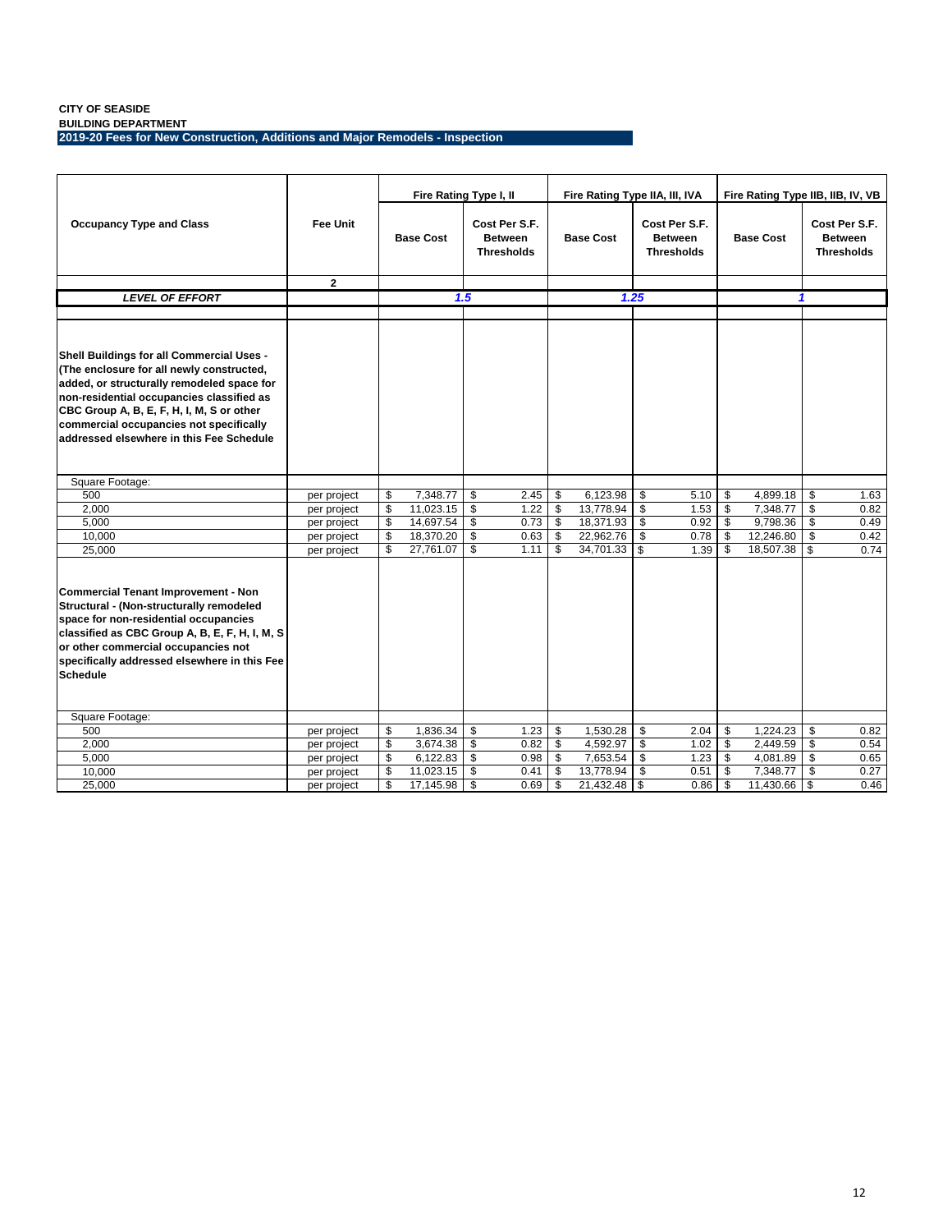**CITY OF SEASIDE**
**BUILDING DEPARTMENT**
**2019-20 Fees for New Construction, Additions and Major Remodels - Inspection**

| Occupancy Type and Class | Fee Unit | Fire Rating Type I, II | | Fire Rating Type IIA, III, IVA | | Fire Rating Type IIB, IIB, IV, VB | |
|---|---|---|---|---|---|---|---|
| | | Base Cost | Cost Per S.F. Between Thresholds | Base Cost | Cost Per S.F. Between Thresholds | Base Cost | Cost Per S.F. Between Thresholds |
| | 2 | | | | | | |
| ***LEVEL OF EFFORT*** | | ***1.5*** | | ***1.25*** | | ***1*** | |
| **Shell Buildings for all Commercial Uses - (The enclosure for all newly constructed, added, or structurally remodeled space for non-residential occupancies classified as CBC Group A, B, E, F, H, I, M, S or other commercial occupancies not specifically addressed elsewhere in this Fee Schedule** | | | | | | | |
| Square Footage: | | | | | | | |
| 500 | per project | $ 7,348.77 | $ 2.45 | $ 6,123.98 | $ 5.10 | $ 4,899.18 | $ 1.63 |
| 2,000 | per project | $ 11,023.15 | $ 1.22 | $ 13,778.94 | $ 1.53 | $ 7,348.77 | $ 0.82 |
| 5,000 | per project | $ 14,697.54 | $ 0.73 | $ 18,371.93 | $ 0.92 | $ 9,798.36 | $ 0.49 |
| 10,000 | per project | $ 18,370.20 | $ 0.63 | $ 22,962.76 | $ 0.78 | $ 12,246.80 | $ 0.42 |
| 25,000 | per project | $ 27,761.07 | $ 1.11 | $ 34,701.33 | $ 1.39 | $ 18,507.38 | $ 0.74 |
| **Commercial Tenant Improvement - Non Structural - (Non-structurally remodeled space for non-residential occupancies classified as CBC Group A, B, E, F, H, I, M, S or other commercial occupancies not specifically addressed elsewhere in this Fee Schedule** | | | | | | | |
| Square Footage: | | | | | | | |
| 500 | per project | $ 1,836.34 | $ 1.23 | $ 1,530.28 | $ 2.04 | $ 1,224.23 | $ 0.82 |
| 2,000 | per project | $ 3,674.38 | $ 0.82 | $ 4,592.97 | $ 1.02 | $ 2,449.59 | $ 0.54 |
| 5,000 | per project | $ 6,122.83 | $ 0.98 | $ 7,653.54 | $ 1.23 | $ 4,081.89 | $ 0.65 |
| 10,000 | per project | $ 11,023.15 | $ 0.41 | $ 13,778.94 | $ 0.51 | $ 7,348.77 | $ 0.27 |
| 25,000 | per project | $ 17,145.98 | $ 0.69 | $ 21,432.48 | $ 0.86 | $ 11,430.66 | $ 0.46 |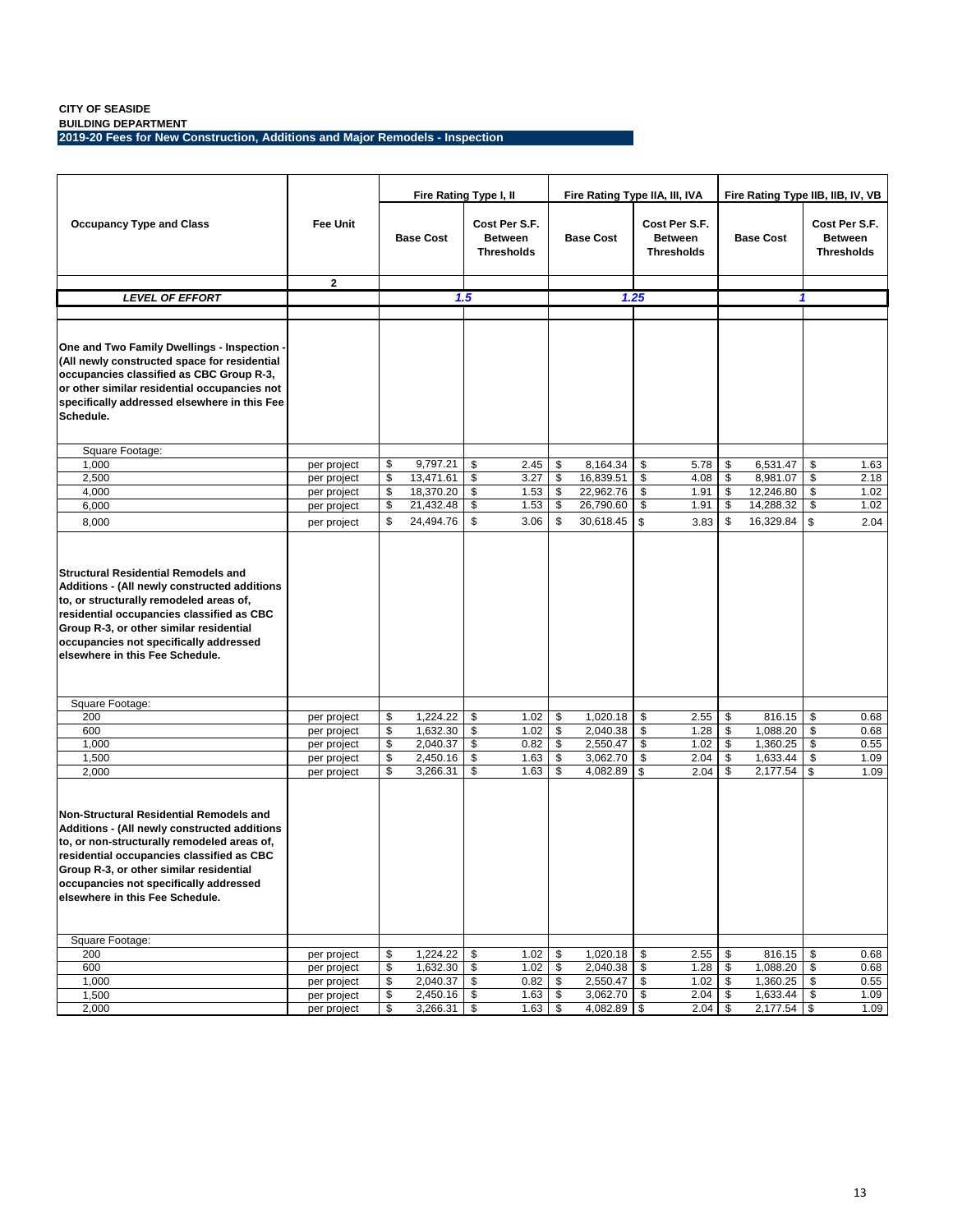**CITY OF SEASIDE**
**BUILDING DEPARTMENT**
**2019-20 Fees for New Construction, Additions and Major Remodels - Inspection**

| Occupancy Type and Class | Fee Unit | Fire Rating Type I, II | | Fire Rating Type IIA, III, IVA | | Fire Rating Type IIB, IIB, IV, VB | |
|---|---|---|---|---|---|---|---|
| | | Base Cost | Cost Per S.F. Between Thresholds | Base Cost | Cost Per S.F. Between Thresholds | Base Cost | Cost Per S.F. Between Thresholds |
| | 2 | | | | | | |
| ***LEVEL OF EFFORT*** | | | ***1.5*** | | ***1.25*** | | ***1*** |
| **One and Two Family Dwellings - Inspection - (All newly constructed space for residential occupancies classified as CBC Group R-3, or other similar residential occupancies not specifically addressed elsewhere in this Fee Schedule.** | | | | | | | |
| Square Footage: | | | | | | | |
| 1,000 | per project | $ 9,797.21 | $ 2.45 | $ 8,164.34 | $ 5.78 | $ 6,531.47 | $ 1.63 |
| 2,500 | per project | $ 13,471.61 | $ 3.27 | $ 16,839.51 | $ 4.08 | $ 8,981.07 | $ 2.18 |
| 4,000 | per project | $ 18,370.20 | $ 1.53 | $ 22,962.76 | $ 1.91 | $ 12,246.80 | $ 1.02 |
| 6,000 | per project | $ 21,432.48 | $ 1.53 | $ 26,790.60 | $ 1.91 | $ 14,288.32 | $ 1.02 |
| 8,000 | per project | $ 24,494.76 | $ 3.06 | $ 30,618.45 | $ 3.83 | $ 16,329.84 | $ 2.04 |
| **Structural Residential Remodels and Additions - (All newly constructed additions to, or structurally remodeled areas of, residential occupancies classified as CBC Group R-3, or other similar residential occupancies not specifically addressed elsewhere in this Fee Schedule.** | | | | | | | |
| Square Footage: | | | | | | | |
| 200 | per project | $ 1,224.22 | $ 1.02 | $ 1,020.18 | $ 2.55 | $ 816.15 | $ 0.68 |
| 600 | per project | $ 1,632.30 | $ 1.02 | $ 2,040.38 | $ 1.28 | $ 1,088.20 | $ 0.68 |
| 1,000 | per project | $ 2,040.37 | $ 0.82 | $ 2,550.47 | $ 1.02 | $ 1,360.25 | $ 0.55 |
| 1,500 | per project | $ 2,450.16 | $ 1.63 | $ 3,062.70 | $ 2.04 | $ 1,633.44 | $ 1.09 |
| 2,000 | per project | $ 3,266.31 | $ 1.63 | $ 4,082.89 | $ 2.04 | $ 2,177.54 | $ 1.09 |
| **Non-Structural Residential Remodels and Additions - (All newly constructed additions to, or non-structurally remodeled areas of, residential occupancies classified as CBC Group R-3, or other similar residential occupancies not specifically addressed elsewhere in this Fee Schedule.** | | | | | | | |
| Square Footage: | | | | | | | |
| 200 | per project | $ 1,224.22 | $ 1.02 | $ 1,020.18 | $ 2.55 | $ 816.15 | $ 0.68 |
| 600 | per project | $ 1,632.30 | $ 1.02 | $ 2,040.38 | $ 1.28 | $ 1,088.20 | $ 0.68 |
| 1,000 | per project | $ 2,040.37 | $ 0.82 | $ 2,550.47 | $ 1.02 | $ 1,360.25 | $ 0.55 |
| 1,500 | per project | $ 2,450.16 | $ 1.63 | $ 3,062.70 | $ 2.04 | $ 1,633.44 | $ 1.09 |
| 2,000 | per project | $ 3,266.31 | $ 1.63 | $ 4,082.89 | $ 2.04 | $ 2,177.54 | $ 1.09 |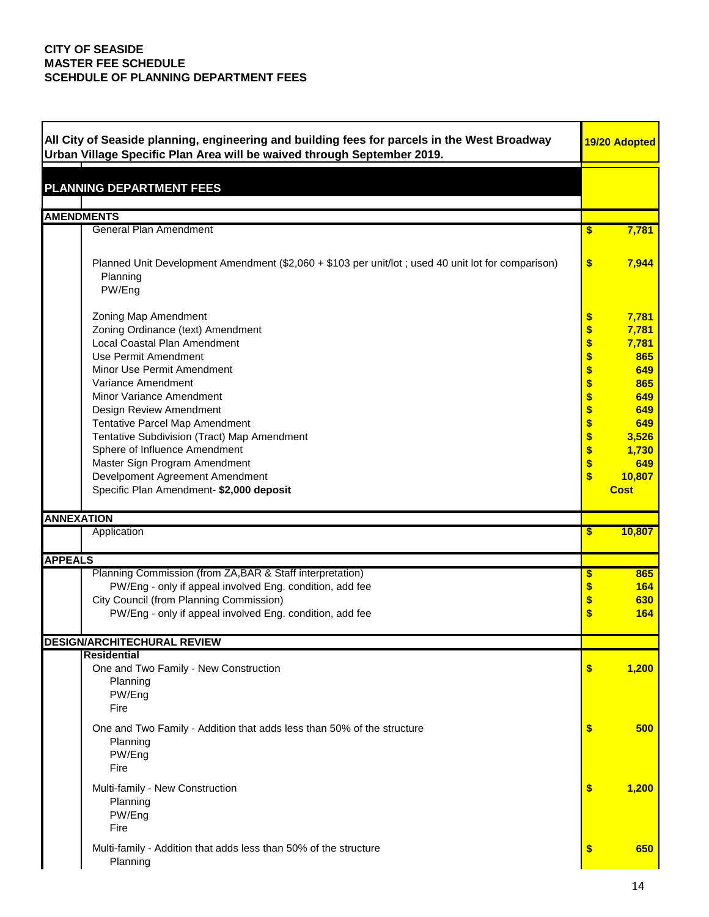**CITY OF SEASIDE**
**MASTER FEE SCHEDULE**
**SCEHDULE OF PLANNING DEPARTMENT FEES**

| All City of Seaside planning, engineering and building fees for parcels in the West Broadway Urban Village Specific Plan Area will be waived through September 2019. | 19/20 Adopted |
|---|---|
| **PLANNING DEPARTMENT FEES** | |
| **AMENDMENTS** | |
| General Plan Amendment | $ 7,781 |
| Planned Unit Development Amendment ($2,060 + $103 per unit/lot ; used 40 unit lot for comparison) | $ 7,944 |
| Planning | |
| PW/Eng | |
| Zoning Map Amendment | $ 7,781 |
| Zoning Ordinance (text) Amendment | $ 7,781 |
| Local Coastal Plan Amendment | $ 7,781 |
| Use Permit Amendment | $ 865 |
| Minor Use Permit Amendment | $ 649 |
| Variance Amendment | $ 865 |
| Minor Variance Amendment | $ 649 |
| Design Review Amendment | $ 649 |
| Tentative Parcel Map Amendment | $ 649 |
| Tentative Subdivision (Tract) Map Amendment | $ 3,526 |
| Sphere of Influence Amendment | $ 1,730 |
| Master Sign Program Amendment | $ 649 |
| Develpoment Agreement Amendment | $ 10,807 |
| Specific Plan Amendment- **$2,000 deposit** | Cost |
| **ANNEXATION** | |
| Application | $ 10,807 |
| **APPEALS** | |
| Planning Commission (from ZA,BAR & Staff interpretation) | $ 865 |
| PW/Eng - only if appeal involved Eng. condition, add fee | $ 164 |
| City Council (from Planning Commission) | $ 630 |
| PW/Eng - only if appeal involved Eng. condition, add fee | $ 164 |
| **DESIGN/ARCHITECHURAL REVIEW** | |
| **Residential** | |
| One and Two Family - New Construction | $ 1,200 |
| Planning | |
| PW/Eng | |
| Fire | |
| One and Two Family - Addition that adds less than 50% of the structure | $ 500 |
| Planning | |
| PW/Eng | |
| Fire | |
| Multi-family - New Construction | $ 1,200 |
| Planning | |
| PW/Eng | |
| Fire | |
| Multi-family - Addition that adds less than 50% of the structure | $ 650 |
| Planning | |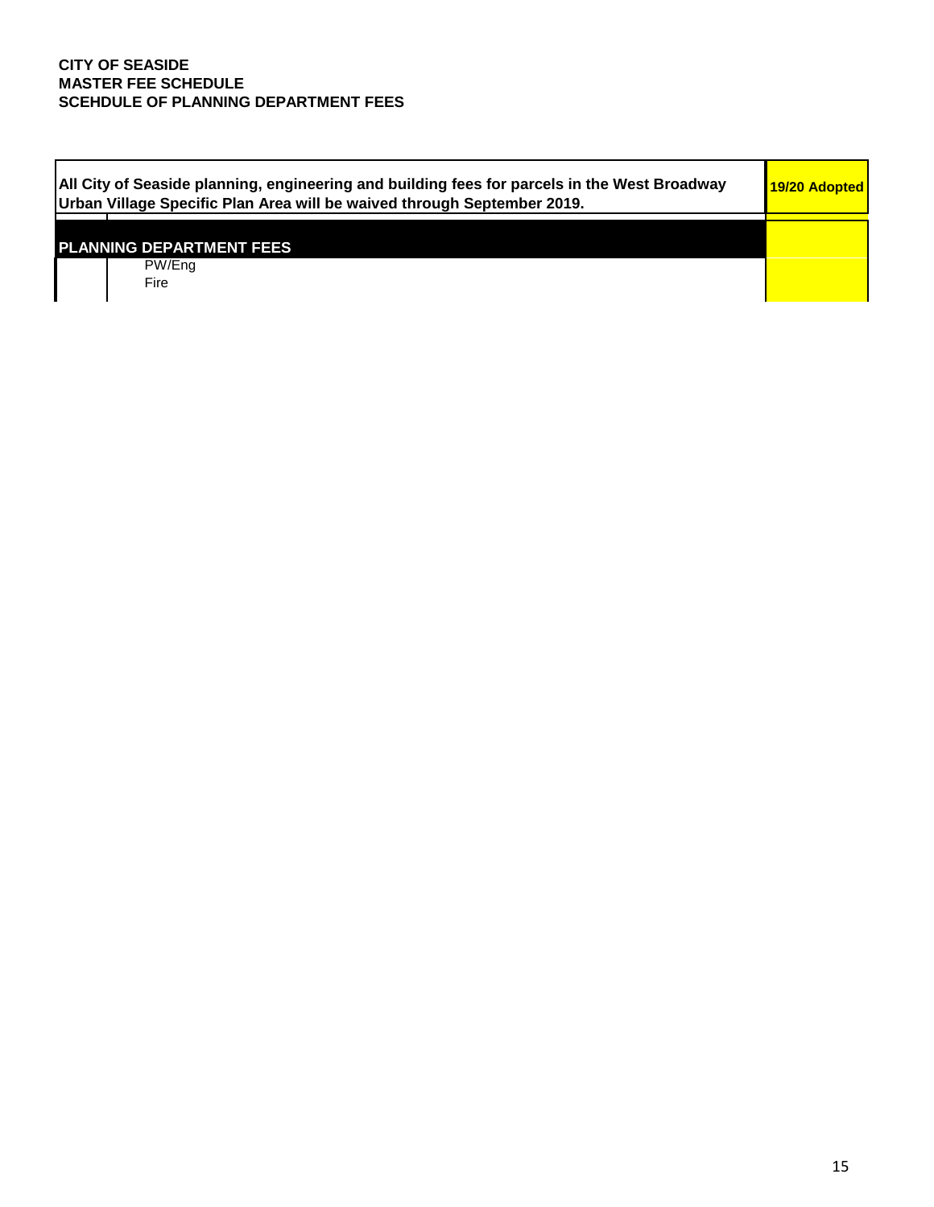**CITY OF SEASIDE**
**MASTER FEE SCHEDULE**
**SCEHDULE OF PLANNING DEPARTMENT FEES**

| All City of Seaside planning, engineering and building fees for parcels in the West Broadway Urban Village Specific Plan Area will be waived through September 2019. | | 19/20 Adopted |
|---|---|---|
| **PLANNING DEPARTMENT FEES** | | |
| | PW/Eng | |
| | Fire | |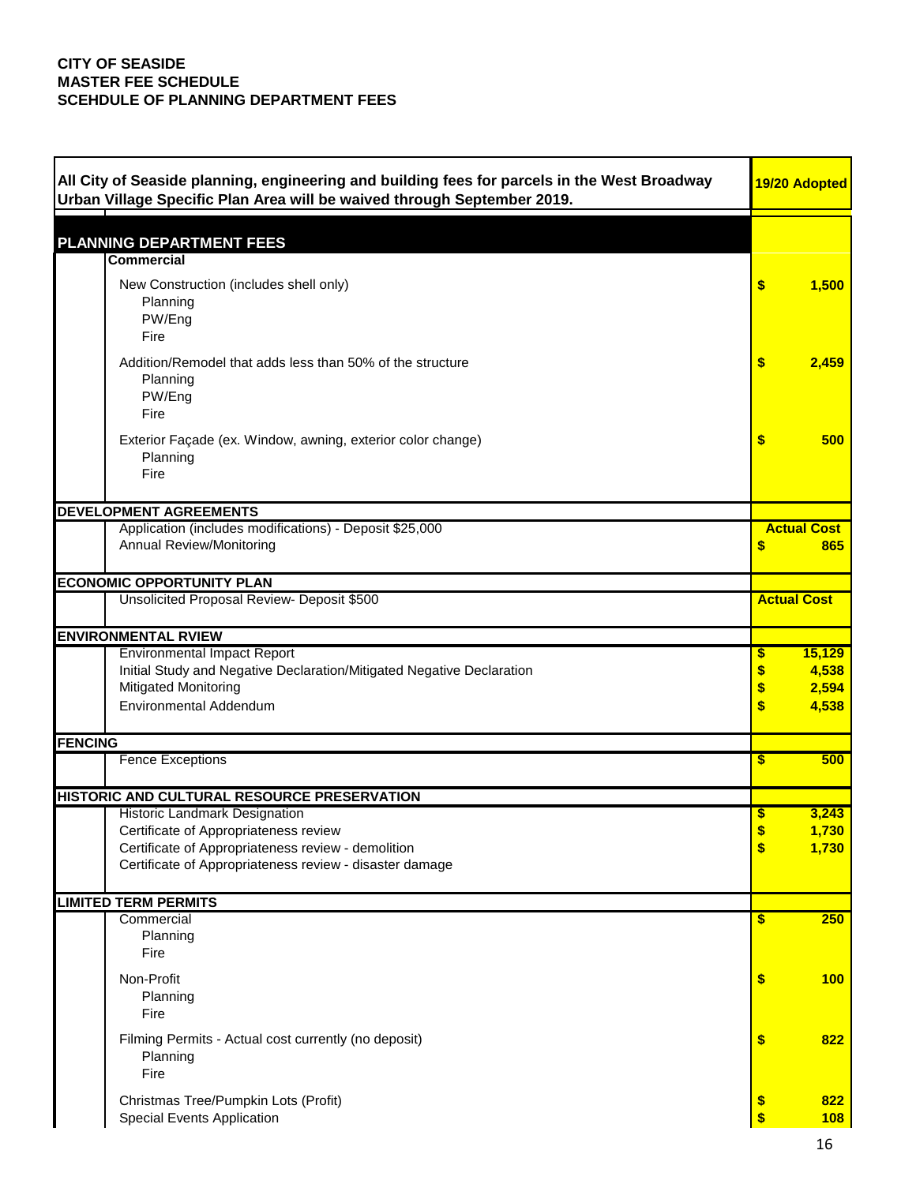**CITY OF SEASIDE**
**MASTER FEE SCHEDULE**
**SCEHDULE OF PLANNING DEPARTMENT FEES**

| All City of Seaside planning, engineering and building fees for parcels in the West Broadway Urban Village Specific Plan Area will be waived through September 2019. | 19/20 Adopted |
|---|---|
| **PLANNING DEPARTMENT FEES** | |
| **Commercial** | |
| New Construction (includes shell only) | $ 1,500 |
| Planning | |
| PW/Eng | |
| Fire | |
| Addition/Remodel that adds less than 50% of the structure | $ 2,459 |
| Planning | |
| PW/Eng | |
| Fire | |
| Exterior Façade (ex. Window, awning, exterior color change) | $ 500 |
| Planning | |
| Fire | |
| **DEVELOPMENT AGREEMENTS** | |
| Application (includes modifications) - Deposit $25,000 | Actual Cost |
| Annual Review/Monitoring | $ 865 |
| **ECONOMIC OPPORTUNITY PLAN** | |
| Unsolicited Proposal Review- Deposit $500 | Actual Cost |
| **ENVIRONMENTAL RVIEW** | |
| Environmental Impact Report | $ 15,129 |
| Initial Study and Negative Declaration/Mitigated Negative Declaration | $ 4,538 |
| Mitigated Monitoring | $ 2,594 |
| Environmental Addendum | $ 4,538 |
| **FENCING** | |
| Fence Exceptions | $ 500 |
| **HISTORIC AND CULTURAL RESOURCE PRESERVATION** | |
| Historic Landmark Designation | $ 3,243 |
| Certificate of Appropriateness review | $ 1,730 |
| Certificate of Appropriateness review - demolition | $ 1,730 |
| Certificate of Appropriateness review - disaster damage | |
| **LIMITED TERM PERMITS** | |
| Commercial | $ 250 |
| Planning | |
| Fire | |
| Non-Profit | $ 100 |
| Planning | |
| Fire | |
| Filming Permits - Actual cost currently (no deposit) | $ 822 |
| Planning | |
| Fire | |
| Christmas Tree/Pumpkin Lots (Profit) | $ 822 |
| Special Events Application | $ 108 |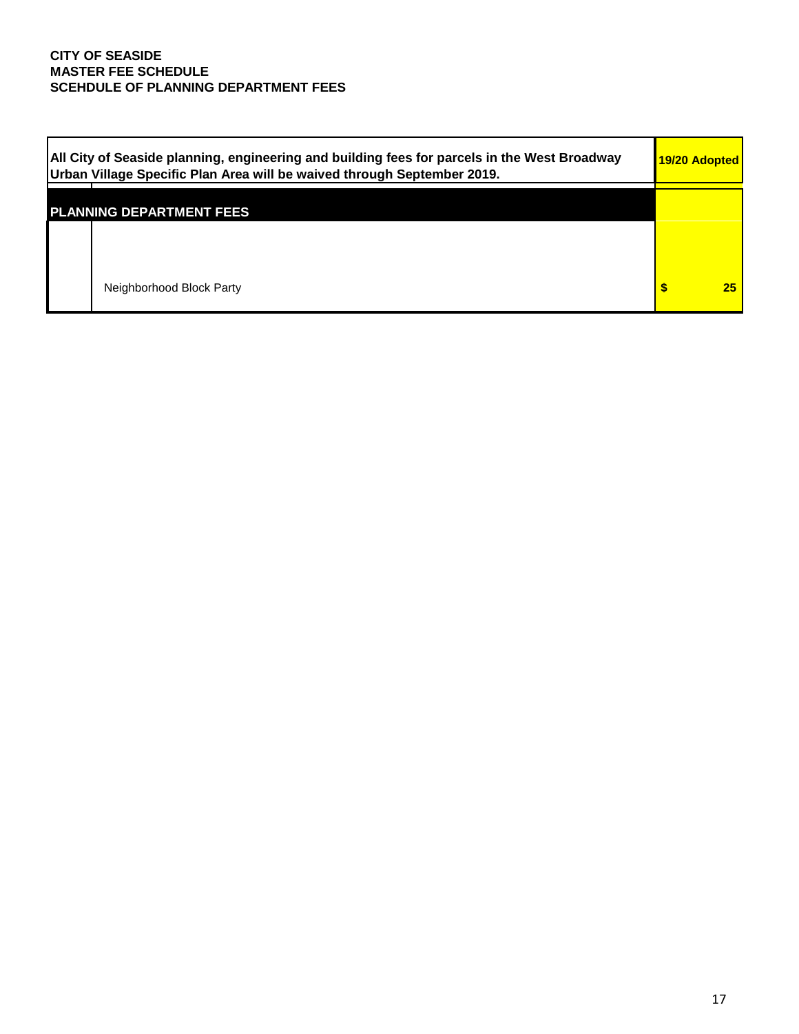**CITY OF SEASIDE**
**MASTER FEE SCHEDULE**
**SCEHDULE OF PLANNING DEPARTMENT FEES**

| All City of Seaside planning, engineering and building fees for parcels in the West Broadway Urban Village Specific Plan Area will be waived through September 2019. | | 19/20 Adopted |
|---|---|---|
| **PLANNING DEPARTMENT FEES** | | |
| | Neighborhood Block Party | $ 25 |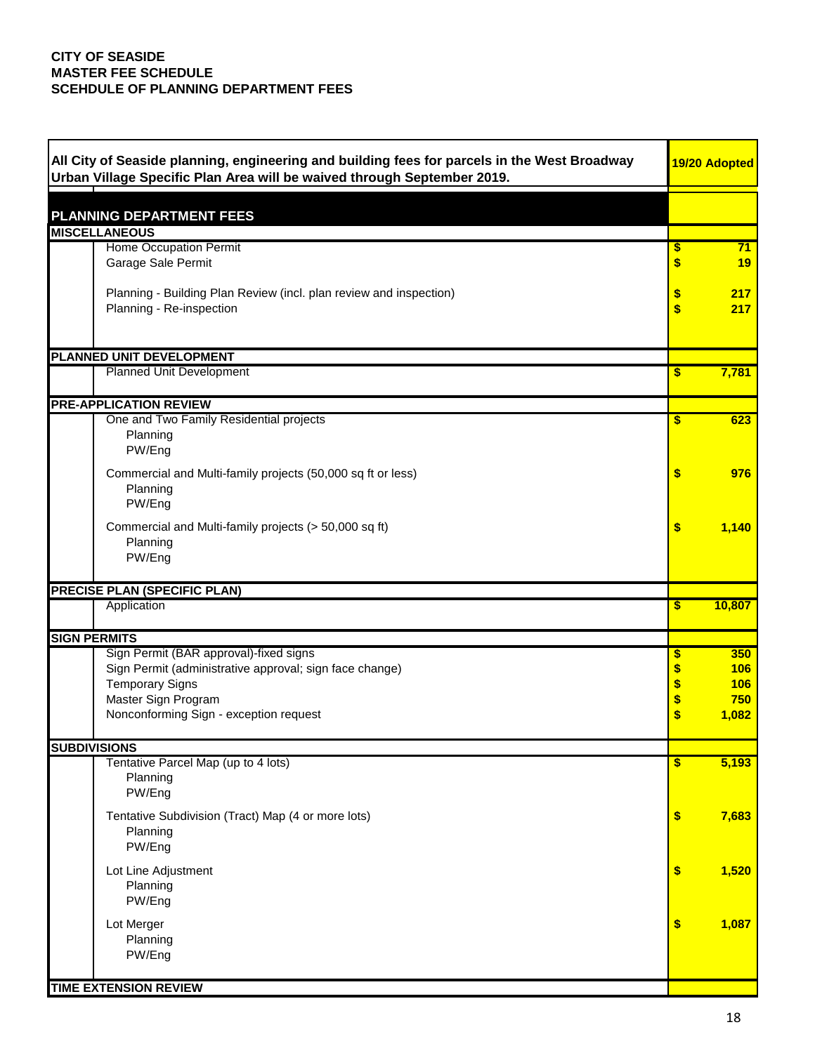**CITY OF SEASIDE**
**MASTER FEE SCHEDULE**
**SCEHDULE OF PLANNING DEPARTMENT FEES**

| All City of Seaside planning, engineering and building fees for parcels in the West Broadway Urban Village Specific Plan Area will be waived through September 2019. | 19/20 Adopted |
|---|---|
| **PLANNING DEPARTMENT FEES** | |
| **MISCELLANEOUS** | |
| Home Occupation Permit | $ 71 |
| Garage Sale Permit | $ 19 |
| Planning - Building Plan Review (incl. plan review and inspection) | $ 217 |
| Planning - Re-inspection | $ 217 |
| **PLANNED UNIT DEVELOPMENT** | |
| Planned Unit Development | $ 7,781 |
| **PRE-APPLICATION REVIEW** | |
| One and Two Family Residential projects | $ 623 |
| Planning | |
| PW/Eng | |
| Commercial and Multi-family projects (50,000 sq ft or less) | $ 976 |
| Planning | |
| PW/Eng | |
| Commercial and Multi-family projects (> 50,000 sq ft) | $ 1,140 |
| Planning | |
| PW/Eng | |
| **PRECISE PLAN (SPECIFIC PLAN)** | |
| Application | $ 10,807 |
| **SIGN PERMITS** | |
| Sign Permit (BAR approval)-fixed signs | $ 350 |
| Sign Permit (administrative approval; sign face change) | $ 106 |
| Temporary Signs | $ 106 |
| Master Sign Program | $ 750 |
| Nonconforming Sign - exception request | $ 1,082 |
| **SUBDIVISIONS** | |
| Tentative Parcel Map (up to 4 lots) | $ 5,193 |
| Planning | |
| PW/Eng | |
| Tentative Subdivision (Tract) Map (4 or more lots) | $ 7,683 |
| Planning | |
| PW/Eng | |
| Lot Line Adjustment | $ 1,520 |
| Planning | |
| PW/Eng | |
| Lot Merger | $ 1,087 |
| Planning | |
| PW/Eng | |
| **TIME EXTENSION REVIEW** | |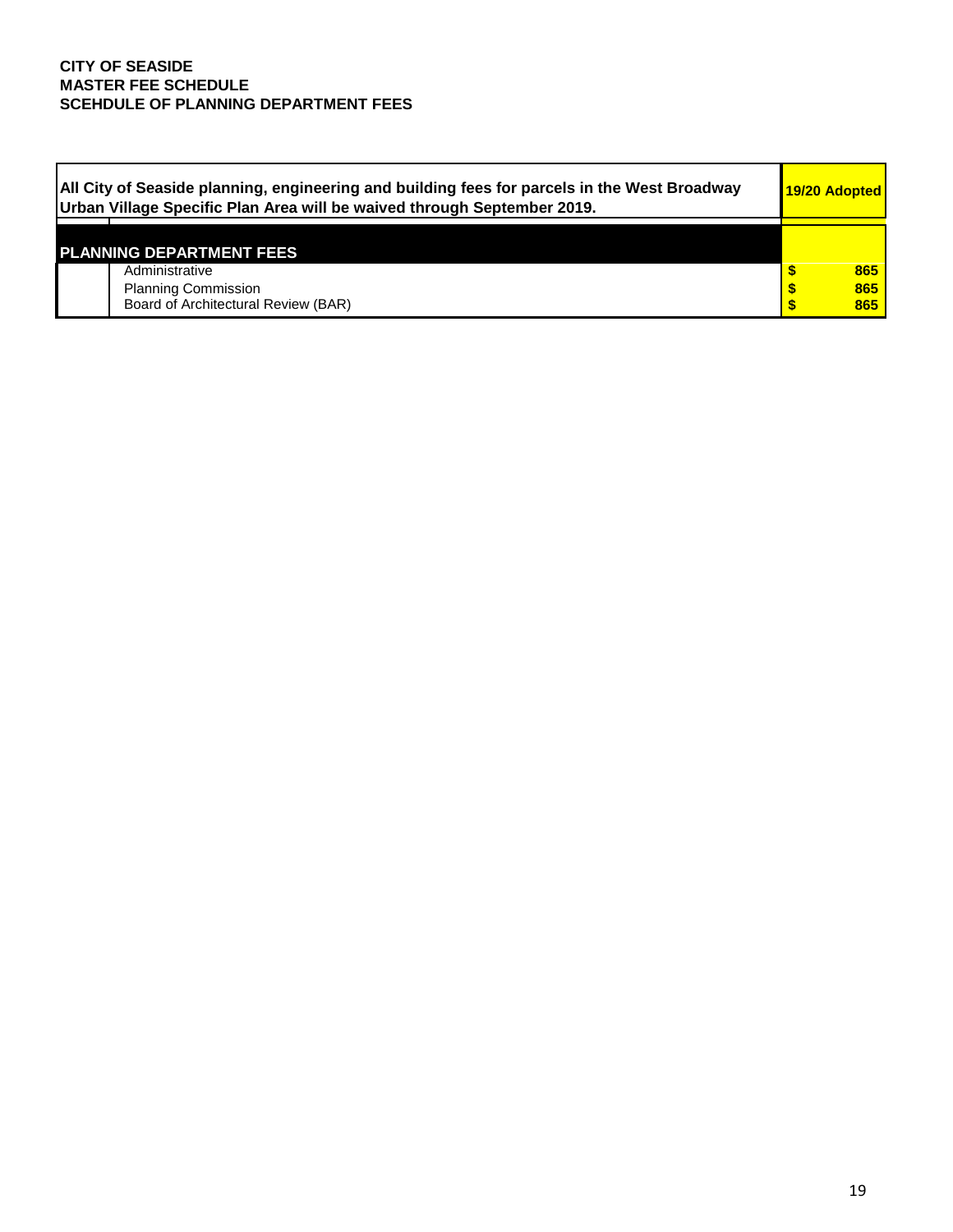**CITY OF SEASIDE**
**MASTER FEE SCHEDULE**
**SCEHDULE OF PLANNING DEPARTMENT FEES**

| **All City of Seaside planning, engineering and building fees for parcels in the West Broadway Urban Village Specific Plan Area will be waived through September 2019.** | **19/20 Adopted** |
|---|---|
| **PLANNING DEPARTMENT FEES** | |
| Administrative | **$ 865** |
| Planning Commission | **$ 865** |
| Board of Architectural Review (BAR) | **$ 865** |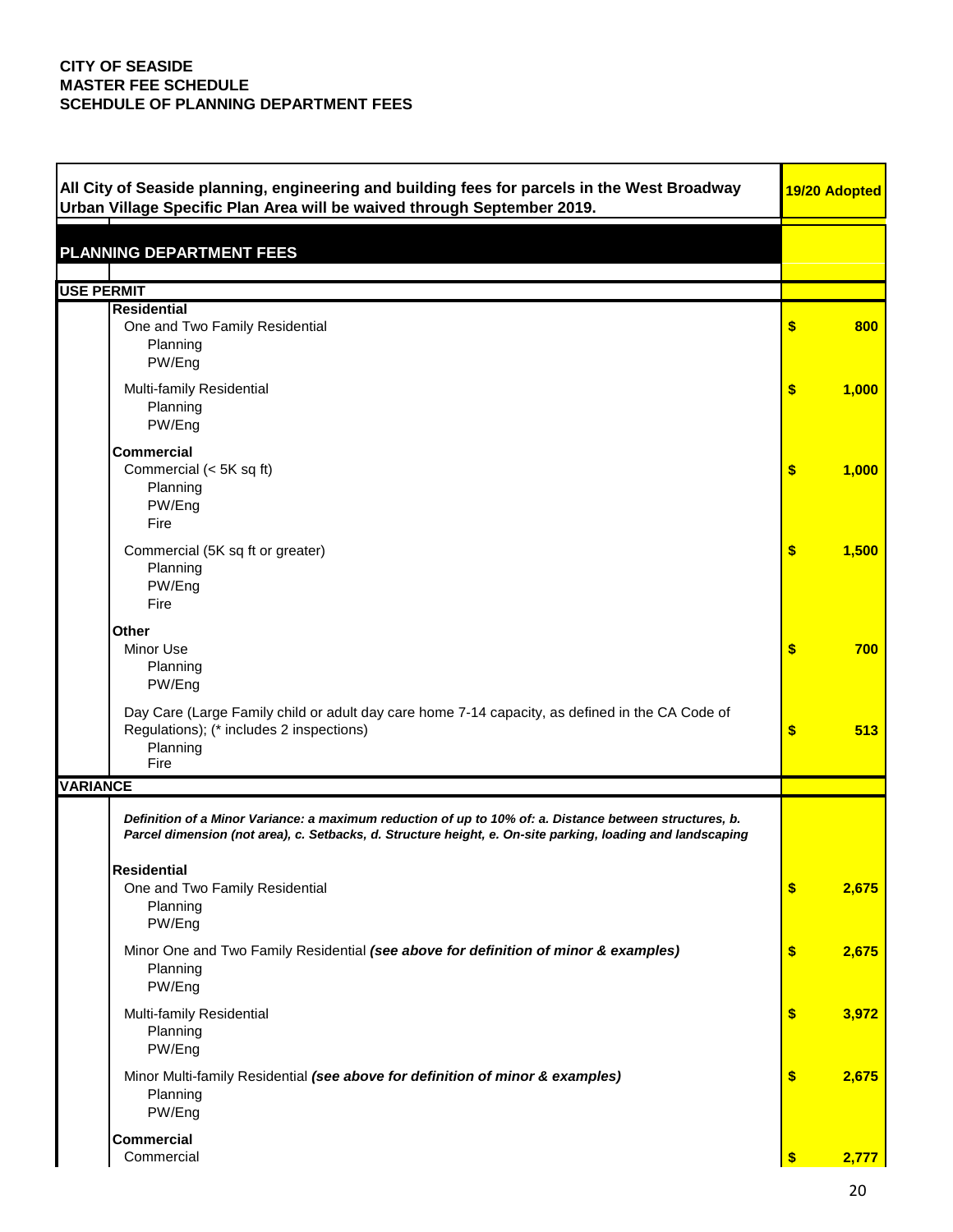**CITY OF SEASIDE**
**MASTER FEE SCHEDULE**
**SCEHDULE OF PLANNING DEPARTMENT FEES**

| **All City of Seaside planning, engineering and building fees for parcels in the West Broadway Urban Village Specific Plan Area will be waived through September 2019.** | **19/20 Adopted** |
|---|---|
| **PLANNING DEPARTMENT FEES** | |
| **USE PERMIT** | |
| **Residential** | |
| One and Two Family Residential<br>Planning<br>PW/Eng | $ 800 |
| Multi-family Residential<br>Planning<br>PW/Eng | $ 1,000 |
| **Commercial** | |
| Commercial (< 5K sq ft)<br>Planning<br>PW/Eng<br>Fire | $ 1,000 |
| Commercial (5K sq ft or greater)<br>Planning<br>PW/Eng<br>Fire | $ 1,500 |
| **Other** | |
| Minor Use<br>Planning<br>PW/Eng | $ 700 |
| Day Care (Large Family child or adult day care home 7-14 capacity, as defined in the CA Code of Regulations); (* includes 2 inspections)<br>Planning<br>Fire | $ 513 |
| **VARIANCE** | |
| ***Definition of a Minor Variance: a maximum reduction of up to 10% of: a. Distance between structures, b. Parcel dimension (not area), c. Setbacks, d. Structure height, e. On-site parking, loading and landscaping*** | |
| **Residential** | |
| One and Two Family Residential<br>Planning<br>PW/Eng | $ 2,675 |
| Minor One and Two Family Residential ***(see above for definition of minor & examples)***<br>Planning<br>PW/Eng | $ 2,675 |
| Multi-family Residential<br>Planning<br>PW/Eng | $ 3,972 |
| Minor Multi-family Residential ***(see above for definition of minor & examples)***<br>Planning<br>PW/Eng | $ 2,675 |
| **Commercial** | |
| Commercial | $ 2,777 |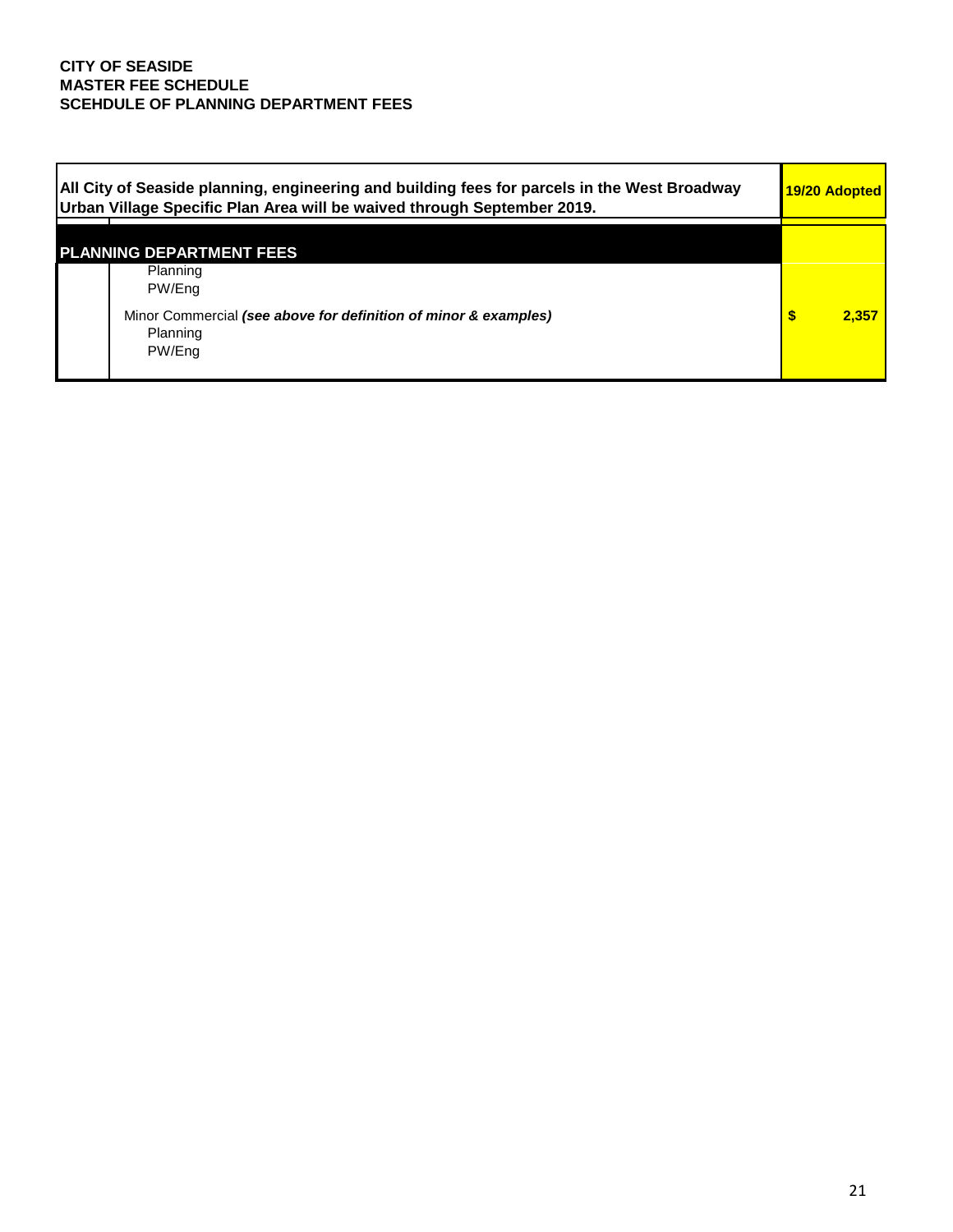**CITY OF SEASIDE**
**MASTER FEE SCHEDULE**
**SCEHDULE OF PLANNING DEPARTMENT FEES**

| **All City of Seaside planning, engineering and building fees for parcels in the West Broadway Urban Village Specific Plan Area will be waived through September 2019.** | | **19/20 Adopted** |
|---|---|---|
| **PLANNING DEPARTMENT FEES** | | |
| | Planning | |
| | PW/Eng | |
| | Minor Commercial ***(see above for definition of minor & examples)*** | **$ 2,357** |
| | Planning | |
| | PW/Eng | |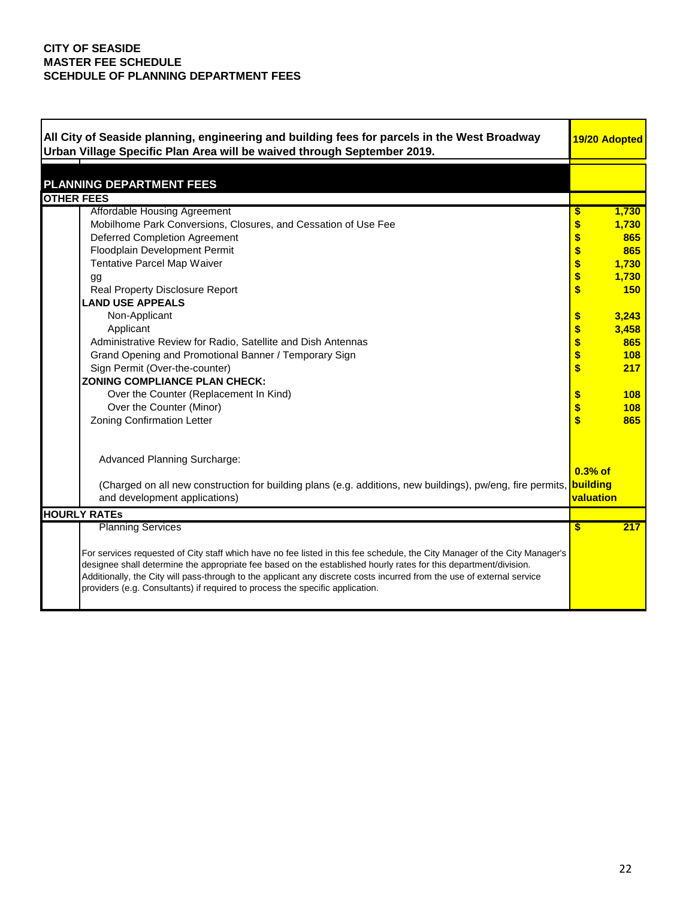**CITY OF SEASIDE**
**MASTER FEE SCHEDULE**
**SCEHDULE OF PLANNING DEPARTMENT FEES**

| All City of Seaside planning, engineering and building fees for parcels in the West Broadway Urban Village Specific Plan Area will be waived through September 2019. | 19/20 Adopted |
|---|---|
| **PLANNING DEPARTMENT FEES** | |
| **OTHER FEES** | |
| Affordable Housing Agreement | $ 1,730 |
| Mobilhome Park Conversions, Closures, and Cessation of Use Fee | $ 1,730 |
| Deferred Completion Agreement | $ 865 |
| Floodplain Development Permit | $ 865 |
| Tentative Parcel Map Waiver | $ 1,730 |
| gg | $ 1,730 |
| Real Property Disclosure Report | $ 150 |
| **LAND USE APPEALS** | |
| Non-Applicant | $ 3,243 |
| Applicant | $ 3,458 |
| Administrative Review for Radio, Satellite and Dish Antennas | $ 865 |
| Grand Opening and Promotional Banner / Temporary Sign | $ 108 |
| Sign Permit (Over-the-counter) | $ 217 |
| **ZONING COMPLIANCE PLAN CHECK:** | |
| Over the Counter (Replacement In Kind) | $ 108 |
| Over the Counter (Minor) | $ 108 |
| Zoning Confirmation Letter | $ 865 |
| Advanced Planning Surcharge: (Charged on all new construction for building plans (e.g. additions, new buildings), pw/eng, fire permits, and development applications) | 0.3% of building valuation |
| **HOURLY RATEs** | |
| Planning Services | $ 217 |

For services requested of City staff which have no fee listed in this fee schedule, the City Manager of the City Manager's designee shall determine the appropriate fee based on the established hourly rates for this department/division. Additionally, the City will pass-through to the applicant any discrete costs incurred from the use of external service providers (e.g. Consultants) if required to process the specific application.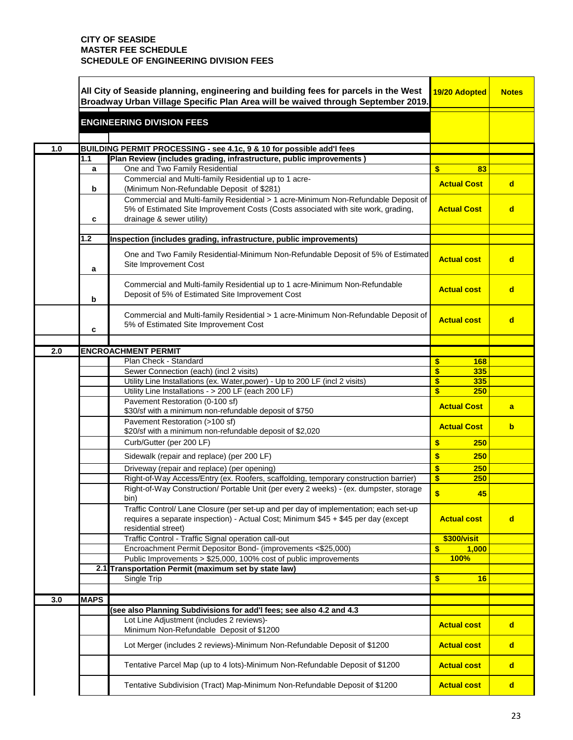**CITY OF SEASIDE**
**MASTER FEE SCHEDULE**
**SCHEDULE OF ENGINEERING DIVISION FEES**

| | | All City of Seaside planning, engineering and building fees for parcels in the West Broadway Urban Village Specific Plan Area will be waived through September 2019. | 19/20 Adopted | Notes |
|---|---|---|---|---|
| | | **ENGINEERING DIVISION FEES** | | |
| **1.0** | **BUILDING PERMIT PROCESSING - see 4.1c, 9 & 10 for possible add'l fees** | | | |
| | **1.1** | **Plan Review (includes grading, infrastructure, public improvements )** | | |
| | a | One and Two Family Residential | $ 83 | |
| | b | Commercial and Multi-family Residential up to 1 acre- (Minimum Non-Refundable Deposit of $281) | Actual Cost | d |
| | c | Commercial and Multi-family Residential > 1 acre-Minimum Non-Refundable Deposit of 5% of Estimated Site Improvement Costs (Costs associated with site work, grading, drainage & sewer utility) | Actual Cost | d |
| | **1.2** | **Inspection (includes grading, infrastructure, public improvements)** | | |
| | a | One and Two Family Residential-Minimum Non-Refundable Deposit of 5% of Estimated Site Improvement Cost | Actual cost | d |
| | b | Commercial and Multi-family Residential up to 1 acre-Minimum Non-Refundable Deposit of 5% of Estimated Site Improvement Cost | Actual cost | d |
| | c | Commercial and Multi-family Residential > 1 acre-Minimum Non-Refundable Deposit of 5% of Estimated Site Improvement Cost | Actual cost | d |
| **2.0** | **ENCROACHMENT PERMIT** | | | |
| | | Plan Check - Standard | $ 168 | |
| | | Sewer Connection (each) (incl 2 visits) | $ 335 | |
| | | Utility Line Installations (ex. Water,power) - Up to 200 LF (incl 2 visits) | $ 335 | |
| | | Utility Line Installations - > 200 LF (each 200 LF) | $ 250 | |
| | | Pavement Restoration (0-100 sf) $30/sf with a minimum non-refundable deposit of $750 | Actual Cost | a |
| | | Pavement Restoration (>100 sf) $20/sf with a minimum non-refundable deposit of $2,020 | Actual Cost | b |
| | | Curb/Gutter (per 200 LF) | $ 250 | |
| | | Sidewalk (repair and replace) (per 200 LF) | $ 250 | |
| | | Driveway (repair and replace) (per opening) | $ 250 | |
| | | Right-of-Way Access/Entry (ex. Roofers, scaffolding, temporary construction barrier) | $ 250 | |
| | | Right-of-Way Construction/ Portable Unit (per every 2 weeks) - (ex. dumpster, storage bin) | $ 45 | |
| | | Traffic Control/ Lane Closure (per set-up and per day of implementation; each set-up requires a separate inspection) - Actual Cost; Minimum $45 + $45 per day (except residential street) | Actual cost | d |
| | | Traffic Control - Traffic Signal operation call-out | $300/visit | |
| | | Encroachment Permit Depositor Bond- (improvements <$25,000) | $ 1,000 | |
| | | Public Improvements > $25,000, 100% cost of public improvements | 100% | |
| | **2.1** | **Transportation Permit (maximum set by state law)** | | |
| | | Single Trip | $ 16 | |
| **3.0** | **MAPS** | | | |
| | | **(see also Planning Subdivisions for add'l fees; see also 4.2 and 4.3** | | |
| | | Lot Line Adjustment (includes 2 reviews)- Minimum Non-Refundable Deposit of $1200 | Actual cost | d |
| | | Lot Merger (includes 2 reviews)-Minimum Non-Refundable Deposit of $1200 | Actual cost | d |
| | | Tentative Parcel Map (up to 4 lots)-Minimum Non-Refundable Deposit of $1200 | Actual cost | d |
| | | Tentative Subdivision (Tract) Map-Minimum Non-Refundable Deposit of $1200 | Actual cost | d |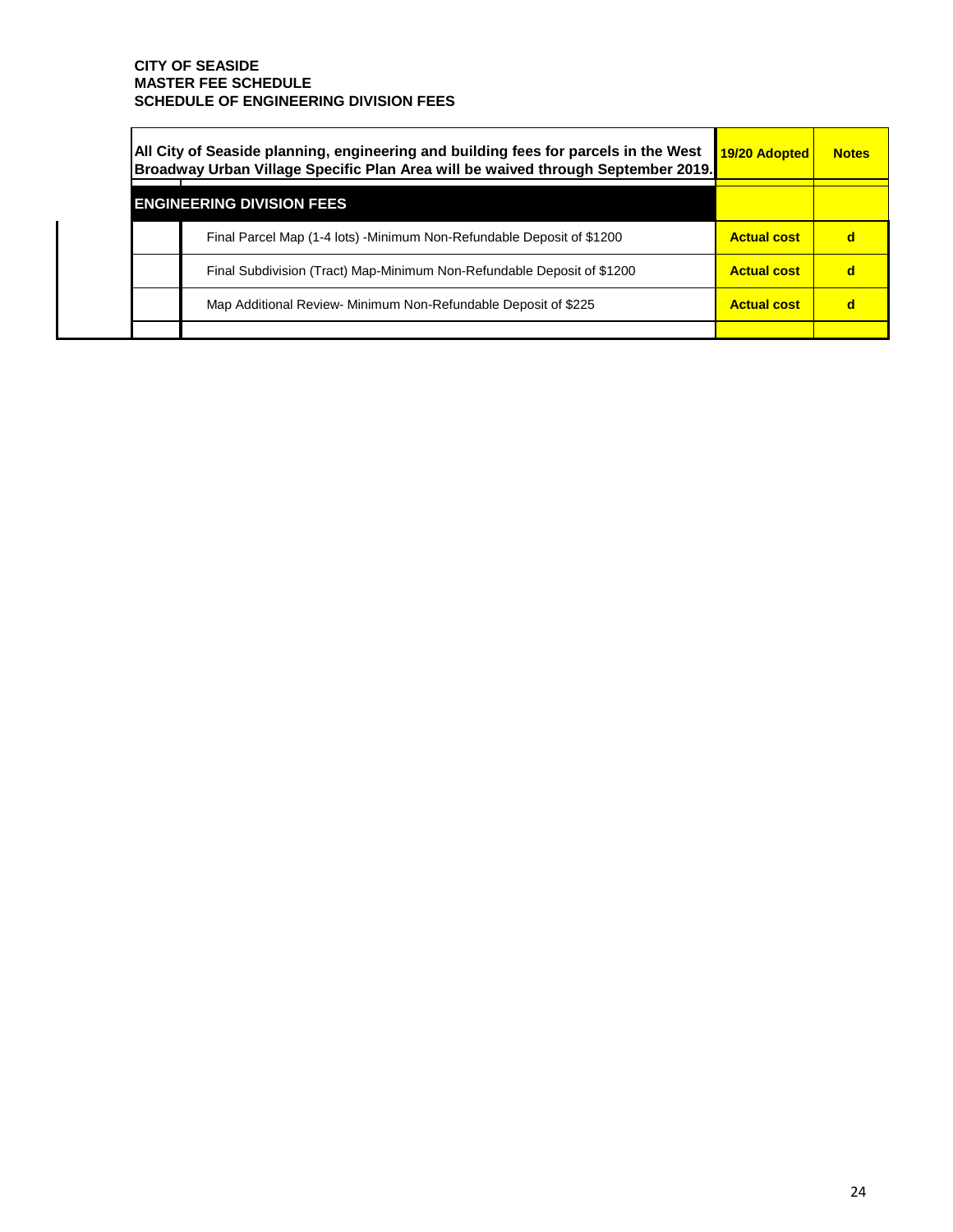**CITY OF SEASIDE**
**MASTER FEE SCHEDULE**
**SCHEDULE OF ENGINEERING DIVISION FEES**

| All City of Seaside planning, engineering and building fees for parcels in the West Broadway Urban Village Specific Plan Area will be waived through September 2019. | 19/20 Adopted | Notes |
|---|---|---|
| **ENGINEERING DIVISION FEES** | | |
| Final Parcel Map (1-4 lots) -Minimum Non-Refundable Deposit of $1200 | **Actual cost** | **d** |
| Final Subdivision (Tract) Map-Minimum Non-Refundable Deposit of $1200 | **Actual cost** | **d** |
| Map Additional Review- Minimum Non-Refundable Deposit of $225 | **Actual cost** | **d** |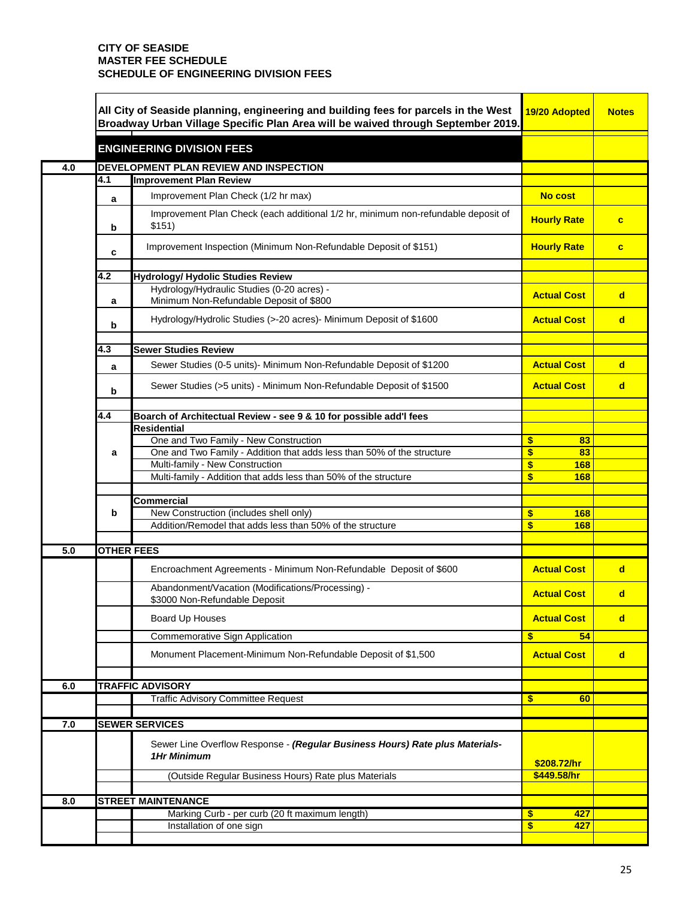**CITY OF SEASIDE**
**MASTER FEE SCHEDULE**
**SCHEDULE OF ENGINEERING DIVISION FEES**

| | | | All City of Seaside planning, engineering and building fees for parcels in the West Broadway Urban Village Specific Plan Area will be waived through September 2019. | 19/20 Adopted | Notes |
|---|---|---|---|---|---|
| | | | **ENGINEERING DIVISION FEES** | | |
| **4.0** | **DEVELOPMENT PLAN REVIEW AND INSPECTION** | | | | |
| | **4.1** | | **Improvement Plan Review** | | |
| | | a | Improvement Plan Check (1/2 hr max) | No cost | |
| | | b | Improvement Plan Check (each additional 1/2 hr, minimum non-refundable deposit of $151) | Hourly Rate | c |
| | | c | Improvement Inspection (Minimum Non-Refundable Deposit of $151) | Hourly Rate | c |
| | **4.2** | | **Hydrology/ Hydolic Studies Review** | | |
| | | a | Hydrology/Hydraulic Studies (0-20 acres) - Minimum Non-Refundable Deposit of $800 | Actual Cost | d |
| | | b | Hydrology/Hydrolic Studies (>-20 acres)- Minimum Deposit of $1600 | Actual Cost | d |
| | **4.3** | | **Sewer Studies Review** | | |
| | | a | Sewer Studies (0-5 units)- Minimum Non-Refundable Deposit of $1200 | Actual Cost | d |
| | | b | Sewer Studies (>5 units) - Minimum Non-Refundable Deposit of $1500 | Actual Cost | d |
| | **4.4** | | **Boarch of Architectual Review - see 9 & 10 for possible add'l fees** | | |
| | | a | **Residential** | | |
| | | | One and Two Family - New Construction | $ 83 | |
| | | | One and Two Family - Addition that adds less than 50% of the structure | $ 83 | |
| | | | Multi-family - New Construction | $ 168 | |
| | | | Multi-family - Addition that adds less than 50% of the structure | $ 168 | |
| | | b | **Commercial** | | |
| | | | New Construction (includes shell only) | $ 168 | |
| | | | Addition/Remodel that adds less than 50% of the structure | $ 168 | |
| **5.0** | **OTHER FEES** | | | | |
| | | | Encroachment Agreements - Minimum Non-Refundable Deposit of $600 | Actual Cost | d |
| | | | Abandonment/Vacation (Modifications/Processing) - $3000 Non-Refundable Deposit | Actual Cost | d |
| | | | Board Up Houses | Actual Cost | d |
| | | | Commemorative Sign Application | $ 54 | |
| | | | Monument Placement-Minimum Non-Refundable Deposit of $1,500 | Actual Cost | d |
| **6.0** | **TRAFFIC ADVISORY** | | | | |
| | | | Traffic Advisory Committee Request | $ 60 | |
| **7.0** | **SEWER SERVICES** | | | | |
| | | | Sewer Line Overflow Response - ***(Regular Business Hours) Rate plus Materials-1Hr Minimum*** | $208.72/hr | |
| | | | (Outside Regular Business Hours) Rate plus Materials | $449.58/hr | |
| **8.0** | **STREET MAINTENANCE** | | | | |
| | | | Marking Curb - per curb (20 ft maximum length) | $ 427 | |
| | | | Installation of one sign | $ 427 | |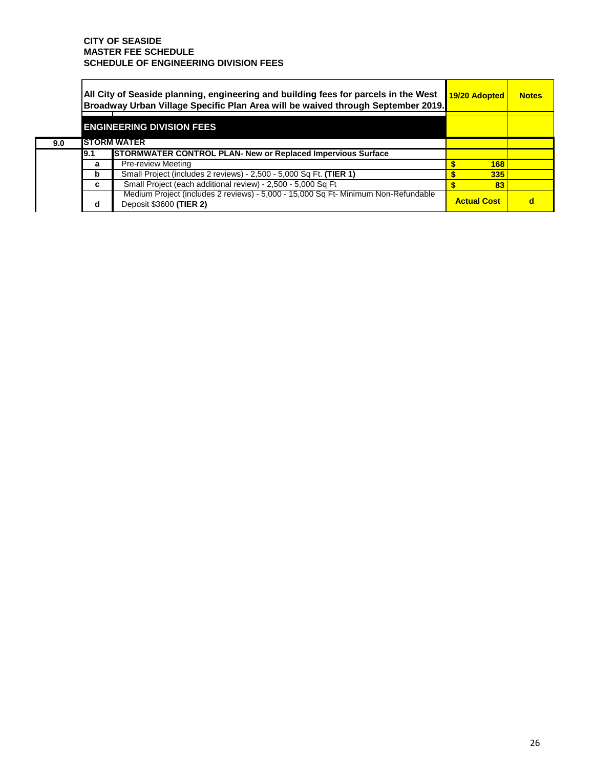**CITY OF SEASIDE**
**MASTER FEE SCHEDULE**
**SCHEDULE OF ENGINEERING DIVISION FEES**

| | | | 19/20 Adopted | Notes |
|---|---|---|---|---|
| | **All City of Seaside planning, engineering and building fees for parcels in the West Broadway Urban Village Specific Plan Area will be waived through September 2019.** | | | |
| | **ENGINEERING DIVISION FEES** | | | |
| **9.0** | **STORM WATER** | | | |
| | **9.1** | **STORMWATER CONTROL PLAN- New or Replaced Impervious Surface** | | |
| | **a** | Pre-review Meeting | $ 168 | |
| | **b** | Small Project (includes 2 reviews) - 2,500 - 5,000 Sq Ft. **(TIER 1)** | $ 335 | |
| | **c** | Small Project (each additional review) - 2,500 - 5,000 Sq Ft | $ 83 | |
| | **d** | Medium Project (includes 2 reviews) - 5,000 - 15,000 Sq Ft- Minimum Non-Refundable Deposit $3600 **(TIER 2)** | Actual Cost | d |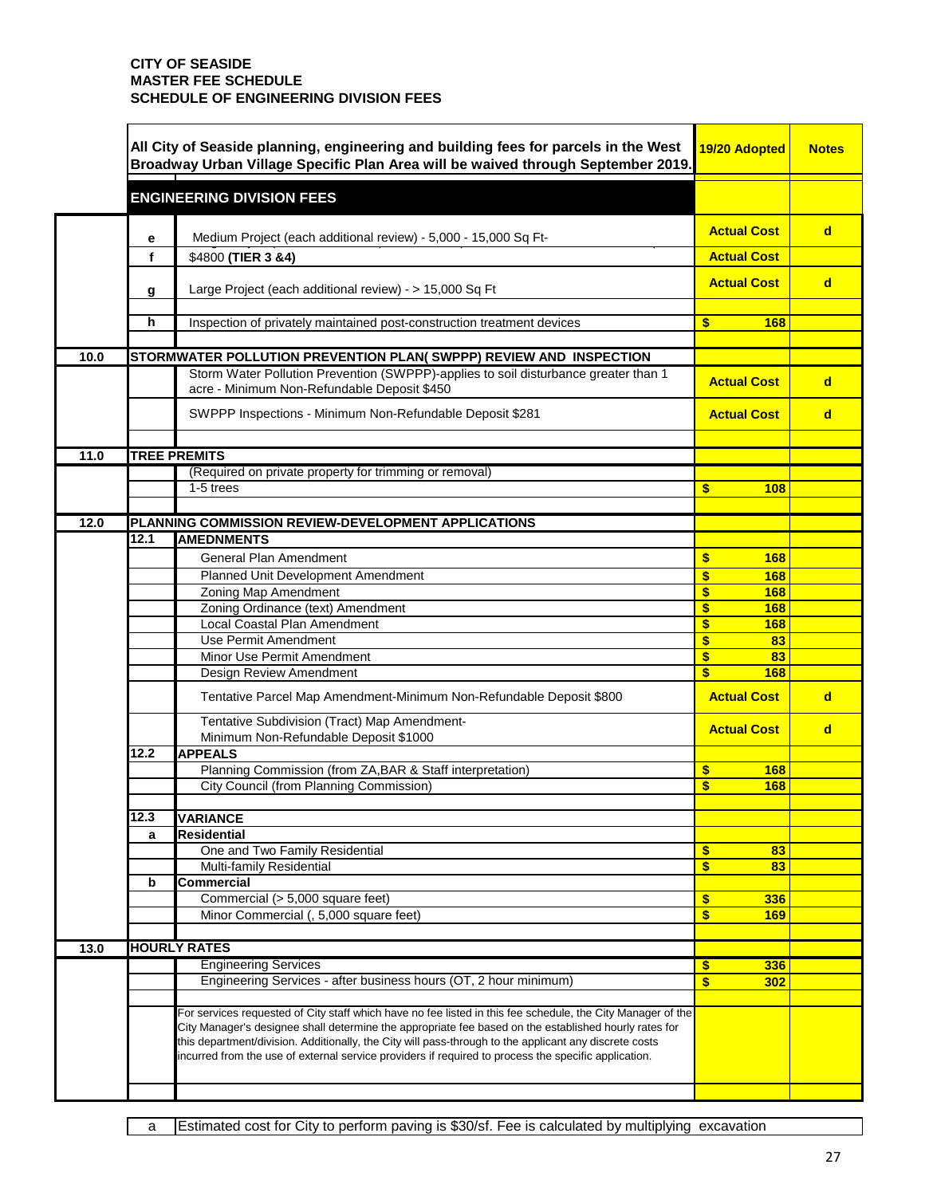**CITY OF SEASIDE**
**MASTER FEE SCHEDULE**
**SCHEDULE OF ENGINEERING DIVISION FEES**

| | | All City of Seaside planning, engineering and building fees for parcels in the West Broadway Urban Village Specific Plan Area will be waived through September 2019. | 19/20 Adopted | Notes |
|---|---|---|---|---|
| | | **ENGINEERING DIVISION FEES** | | |
| | e | Medium Project (each additional review) - 5,000 - 15,000 Sq Ft- | Actual Cost | d |
| | f | $4800 **(TIER 3 &4)** | Actual Cost | |
| | g | Large Project (each additional review) - > 15,000 Sq Ft | Actual Cost | d |
| | h | Inspection of privately maintained post-construction treatment devices | $ 168 | |
| **10.0** | **STORMWATER POLLUTION PREVENTION PLAN( SWPPP) REVIEW AND INSPECTION** | | | |
| | | Storm Water Pollution Prevention (SWPPP)-applies to soil disturbance greater than 1 acre - Minimum Non-Refundable Deposit $450 | Actual Cost | d |
| | | SWPPP Inspections - Minimum Non-Refundable Deposit $281 | Actual Cost | d |
| **11.0** | **TREE PREMITS** | | | |
| | | (Required on private property for trimming or removal) | | |
| | | 1-5 trees | $ 108 | |
| **12.0** | **PLANNING COMMISSION REVIEW-DEVELOPMENT APPLICATIONS** | | | |
| | **12.1** | **AMEDNMENTS** | | |
| | | General Plan Amendment | $ 168 | |
| | | Planned Unit Development Amendment | $ 168 | |
| | | Zoning Map Amendment | $ 168 | |
| | | Zoning Ordinance (text) Amendment | $ 168 | |
| | | Local Coastal Plan Amendment | $ 168 | |
| | | Use Permit Amendment | $ 83 | |
| | | Minor Use Permit Amendment | $ 83 | |
| | | Design Review Amendment | $ 168 | |
| | | Tentative Parcel Map Amendment-Minimum Non-Refundable Deposit $800 | Actual Cost | d |
| | | Tentative Subdivision (Tract) Map Amendment- Minimum Non-Refundable Deposit $1000 | Actual Cost | d |
| | **12.2** | **APPEALS** | | |
| | | Planning Commission (from ZA,BAR & Staff interpretation) | $ 168 | |
| | | City Council (from Planning Commission) | $ 168 | |
| | **12.3** | **VARIANCE** | | |
| | **a** | **Residential** | | |
| | | One and Two Family Residential | $ 83 | |
| | | Multi-family Residential | $ 83 | |
| | **b** | **Commercial** | | |
| | | Commercial (> 5,000 square feet) | $ 336 | |
| | | Minor Commercial (, 5,000 square feet) | $ 169 | |
| **13.0** | **HOURLY RATES** | | | |
| | | Engineering Services | $ 336 | |
| | | Engineering Services - after business hours (OT, 2 hour minimum) | $ 302 | |
| | | For services requested of City staff which have no fee listed in this fee schedule, the City Manager of the City Manager's designee shall determine the appropriate fee based on the established hourly rates for this department/division. Additionally, the City will pass-through to the applicant any discrete costs incurred from the use of external service providers if required to process the specific application. | | |

| a | Estimated cost for City to perform paving is $30/sf. Fee is calculated by multiplying excavation |
|---|---|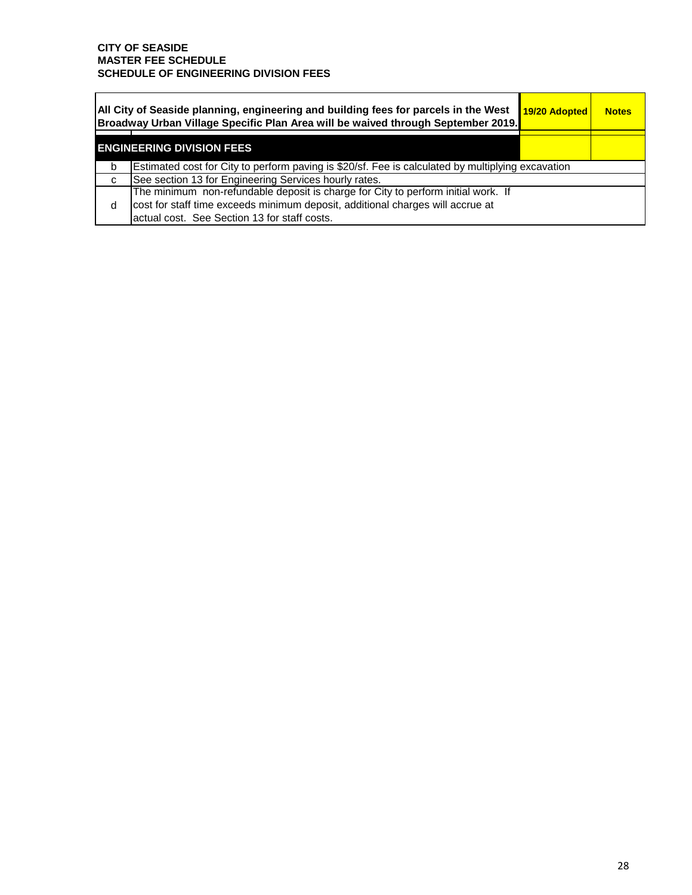**CITY OF SEASIDE**
**MASTER FEE SCHEDULE**
**SCHEDULE OF ENGINEERING DIVISION FEES**

| All City of Seaside planning, engineering and building fees for parcels in the West Broadway Urban Village Specific Plan Area will be waived through September 2019. | | 19/20 Adopted | Notes |
|---|---|---|---|
| **ENGINEERING DIVISION FEES** | | | |
| b | Estimated cost for City to perform paving is $20/sf. Fee is calculated by multiplying excavation | | |
| c | See section 13 for Engineering Services hourly rates. | | |
| d | The minimum non-refundable deposit is charge for City to perform initial work. If cost for staff time exceeds minimum deposit, additional charges will accrue at actual cost. See Section 13 for staff costs. | | |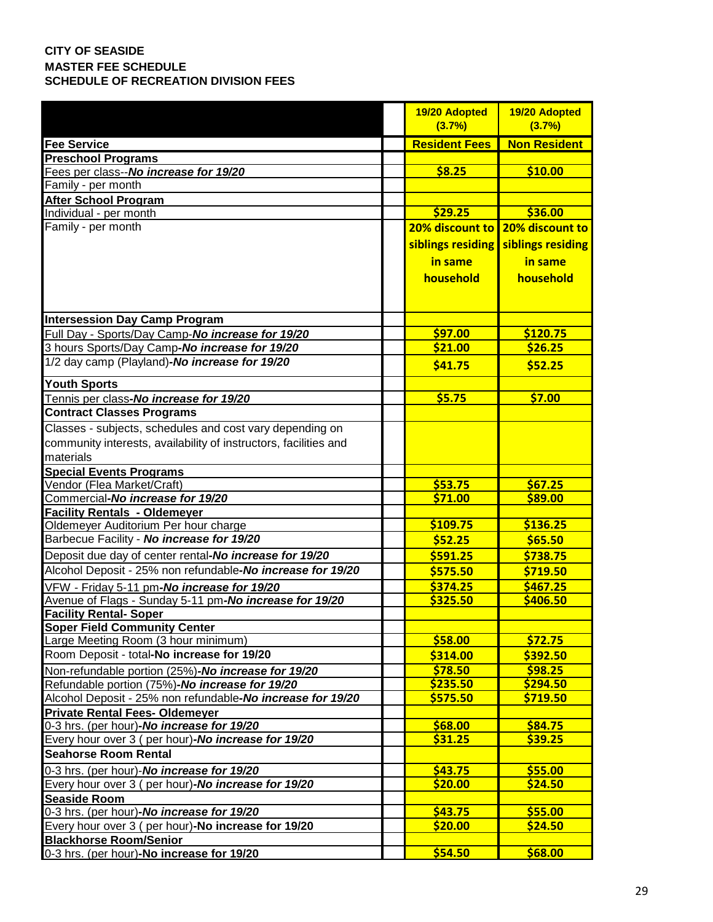**CITY OF SEASIDE**
**MASTER FEE SCHEDULE**
**SCHEDULE OF RECREATION DIVISION FEES**

| | | 19/20 Adopted (3.7%) | 19/20 Adopted (3.7%) |
|---|---|---|---|
| **Fee Service** | | **Resident Fees** | **Non Resident** |
| **Preschool Programs** | | | |
| Fees per class--***No increase for 19/20*** | | $8.25 | $10.00 |
| Family - per month | | | |
| **After School Program** | | | |
| Individual - per month | | $29.25 | $36.00 |
| Family - per month | | 20% discount to siblings residing in same household | 20% discount to siblings residing in same household |
| **Intersession Day Camp Program** | | | |
| Full Day - Sports/Day Camp-***No increase for 19/20*** | | $97.00 | $120.75 |
| 3 hours Sports/Day Camp-***No increase for 19/20*** | | $21.00 | $26.25 |
| 1/2 day camp (Playland)-***No increase for 19/20*** | | $41.75 | $52.25 |
| **Youth Sports** | | | |
| Tennis per class-***No increase for 19/20*** | | $5.75 | $7.00 |
| **Contract Classes Programs** | | | |
| Classes - subjects, schedules and cost vary depending on community interests, availability of instructors, facilities and materials | | | |
| **Special Events Programs** | | | |
| Vendor (Flea Market/Craft) | | $53.75 | $67.25 |
| Commercial-***No increase for 19/20*** | | $71.00 | $89.00 |
| **Facility Rentals - Oldemeyer** | | | |
| Oldemeyer Auditorium Per hour charge | | $109.75 | $136.25 |
| Barbecue Facility - ***No increase for 19/20*** | | $52.25 | $65.50 |
| Deposit due day of center rental-***No increase for 19/20*** | | $591.25 | $738.75 |
| Alcohol Deposit - 25% non refundable-***No increase for 19/20*** | | $575.50 | $719.50 |
| VFW - Friday 5-11 pm-***No increase for 19/20*** | | $374.25 | $467.25 |
| Avenue of Flags - Sunday 5-11 pm-***No increase for 19/20*** | | $325.50 | $406.50 |
| **Facility Rental- Soper** | | | |
| **Soper Field Community Center** | | | |
| Large Meeting Room (3 hour minimum) | | $58.00 | $72.75 |
| Room Deposit - total-**No increase for 19/20** | | $314.00 | $392.50 |
| Non-refundable portion (25%)-***No increase for 19/20*** | | $78.50 | $98.25 |
| Refundable portion (75%)-***No increase for 19/20*** | | $235.50 | $294.50 |
| Alcohol Deposit - 25% non refundable-***No increase for 19/20*** | | $575.50 | $719.50 |
| **Private Rental Fees- Oldemeyer** | | | |
| 0-3 hrs. (per hour)-***No increase for 19/20*** | | $68.00 | $84.75 |
| Every hour over 3 ( per hour)-***No increase for 19/20*** | | $31.25 | $39.25 |
| **Seahorse Room Rental** | | | |
| 0-3 hrs. (per hour)-***No increase for 19/20*** | | $43.75 | $55.00 |
| Every hour over 3 ( per hour)-***No increase for 19/20*** | | $20.00 | $24.50 |
| **Seaside Room** | | | |
| 0-3 hrs. (per hour)-***No increase for 19/20*** | | $43.75 | $55.00 |
| Every hour over 3 ( per hour)-**No increase for 19/20** | | $20.00 | $24.50 |
| **Blackhorse Room/Senior** | | | |
| 0-3 hrs. (per hour)-**No increase for 19/20** | | $54.50 | $68.00 |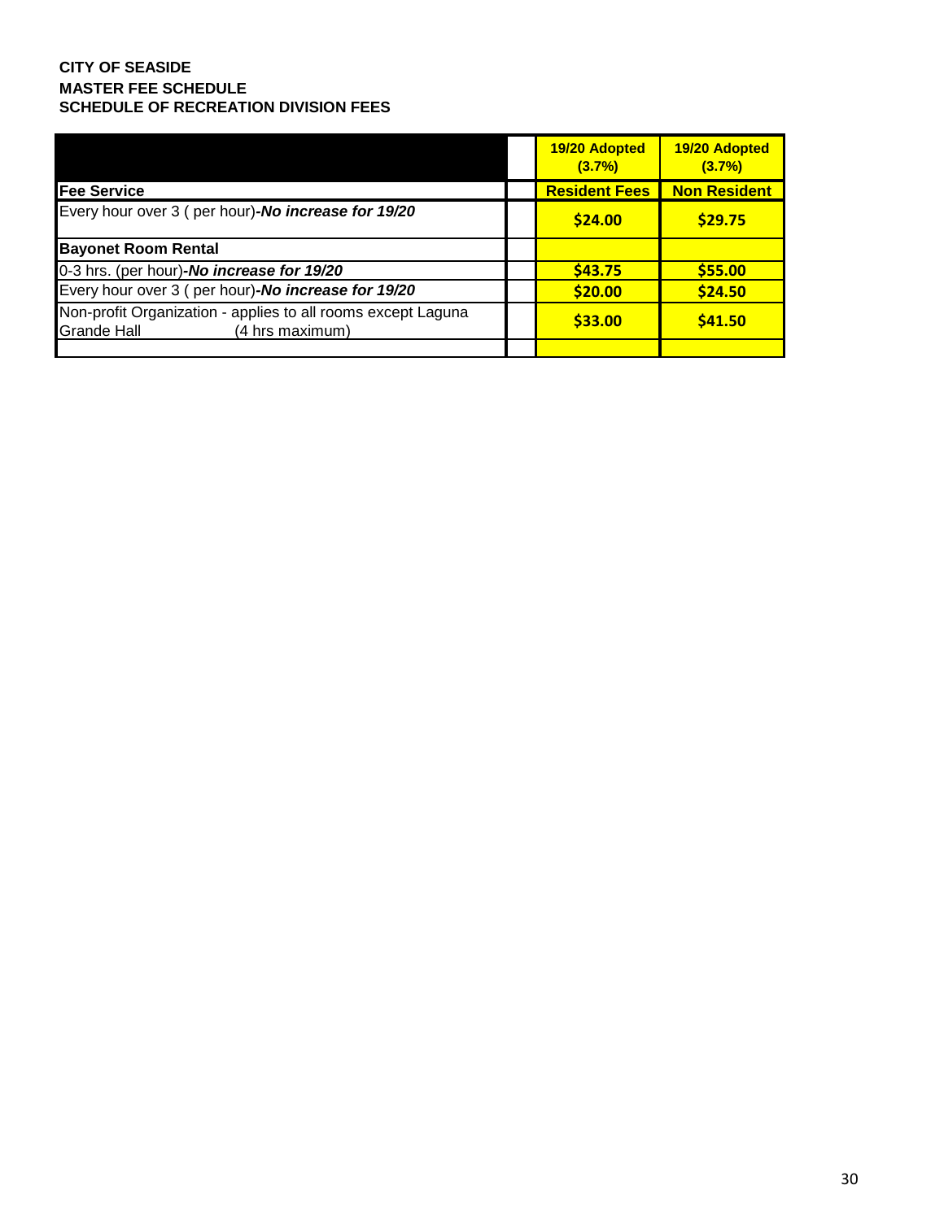**CITY OF SEASIDE**
**MASTER FEE SCHEDULE**
**SCHEDULE OF RECREATION DIVISION FEES**

| | | 19/20 Adopted (3.7%) | 19/20 Adopted (3.7%) |
|---|---|---|---|
| **Fee Service** | | **Resident Fees** | **Non Resident** |
| Every hour over 3 ( per hour)-***No increase for 19/20*** | | $24.00 | $29.75 |
| **Bayonet Room Rental** | | | |
| 0-3 hrs. (per hour)-***No increase for 19/20*** | | $43.75 | $55.00 |
| Every hour over 3 ( per hour)-***No increase for 19/20*** | | $20.00 | $24.50 |
| Non-profit Organization - applies to all rooms except Laguna Grande Hall (4 hrs maximum) | | $33.00 | $41.50 |
| | | | |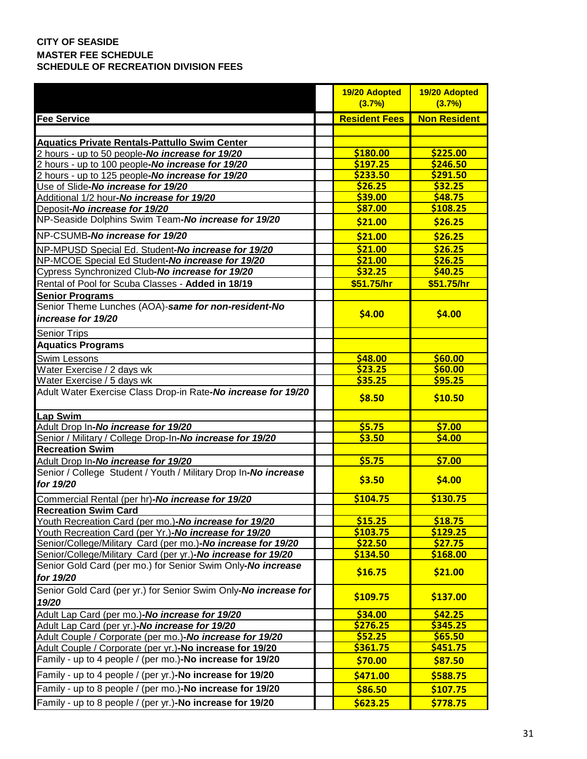**CITY OF SEASIDE**
**MASTER FEE SCHEDULE**
**SCHEDULE OF RECREATION DIVISION FEES**

| | | 19/20 Adopted (3.7%) | 19/20 Adopted (3.7%) |
|---|---|---|---|
| **Fee Service** | | **Resident Fees** | **Non Resident** |
| | | | |
| **Aquatics Private Rentals-Pattullo Swim Center** | | | |
| 2 hours - up to 50 people-***No increase for 19/20*** | | $180.00 | $225.00 |
| 2 hours - up to 100 people-***No increase for 19/20*** | | $197.25 | $246.50 |
| 2 hours - up to 125 people-***No increase for 19/20*** | | $233.50 | $291.50 |
| Use of Slide-***No increase for 19/20*** | | $26.25 | $32.25 |
| Additional 1/2 hour-***No increase for 19/20*** | | $39.00 | $48.75 |
| Deposit-***No increase for 19/20*** | | $87.00 | $108.25 |
| NP-Seaside Dolphins Swim Team-***No increase for 19/20*** | | $21.00 | $26.25 |
| NP-CSUMB-***No increase for 19/20*** | | $21.00 | $26.25 |
| NP-MPUSD Special Ed. Student-***No increase for 19/20*** | | $21.00 | $26.25 |
| NP-MCOE Special Ed Student-***No increase for 19/20*** | | $21.00 | $26.25 |
| Cypress Synchronized Club-***No increase for 19/20*** | | $32.25 | $40.25 |
| Rental of Pool for Scuba Classes - **Added in 18/19** | | $51.75/hr | $51.75/hr |
| **Senior Programs** | | | |
| Senior Theme Lunches (AOA)-***same for non-resident-No increase for 19/20*** | | $4.00 | $4.00 |
| Senior Trips | | | |
| **Aquatics Programs** | | | |
| Swim Lessons | | $48.00 | $60.00 |
| Water Exercise / 2 days wk | | $23.25 | $60.00 |
| Water Exercise / 5 days wk | | $35.25 | $95.25 |
| Adult Water Exercise Class Drop-in Rate-***No increase for 19/20*** | | $8.50 | $10.50 |
| **Lap Swim** | | | |
| Adult Drop In-***No increase for 19/20*** | | $5.75 | $7.00 |
| Senior / Military / College Drop-In-***No increase for 19/20*** | | $3.50 | $4.00 |
| **Recreation Swim** | | | |
| Adult Drop In-***No increase for 19/20*** | | $5.75 | $7.00 |
| Senior / College Student / Youth / Military Drop In-***No increase for 19/20*** | | $3.50 | $4.00 |
| Commercial Rental (per hr)-***No increase for 19/20*** | | $104.75 | $130.75 |
| **Recreation Swim Card** | | | |
| Youth Recreation Card (per mo.)-***No increase for 19/20*** | | $15.25 | $18.75 |
| Youth Recreation Card (per Yr.)-***No increase for 19/20*** | | $103.75 | $129.25 |
| Senior/College/Military Card (per mo.)-***No increase for 19/20*** | | $22.50 | $27.75 |
| Senior/College/Military Card (per yr.)-***No increase for 19/20*** | | $134.50 | $168.00 |
| Senior Gold Card (per mo.) for Senior Swim Only-***No increase for 19/20*** | | $16.75 | $21.00 |
| Senior Gold Card (per yr.) for Senior Swim Only-***No increase for 19/20*** | | $109.75 | $137.00 |
| Adult Lap Card (per mo.)-***No increase for 19/20*** | | $34.00 | $42.25 |
| Adult Lap Card (per yr.)-***No increase for 19/20*** | | $276.25 | $345.25 |
| Adult Couple / Corporate (per mo.)-***No increase for 19/20*** | | $52.25 | $65.50 |
| Adult Couple / Corporate (per yr.)-**No increase for 19/20** | | $361.75 | $451.75 |
| Family - up to 4 people / (per mo.)-**No increase for 19/20** | | $70.00 | $87.50 |
| Family - up to 4 people / (per yr.)-**No increase for 19/20** | | $471.00 | $588.75 |
| Family - up to 8 people / (per mo.)-**No increase for 19/20** | | $86.50 | $107.75 |
| Family - up to 8 people / (per yr.)-**No increase for 19/20** | | $623.25 | $778.75 |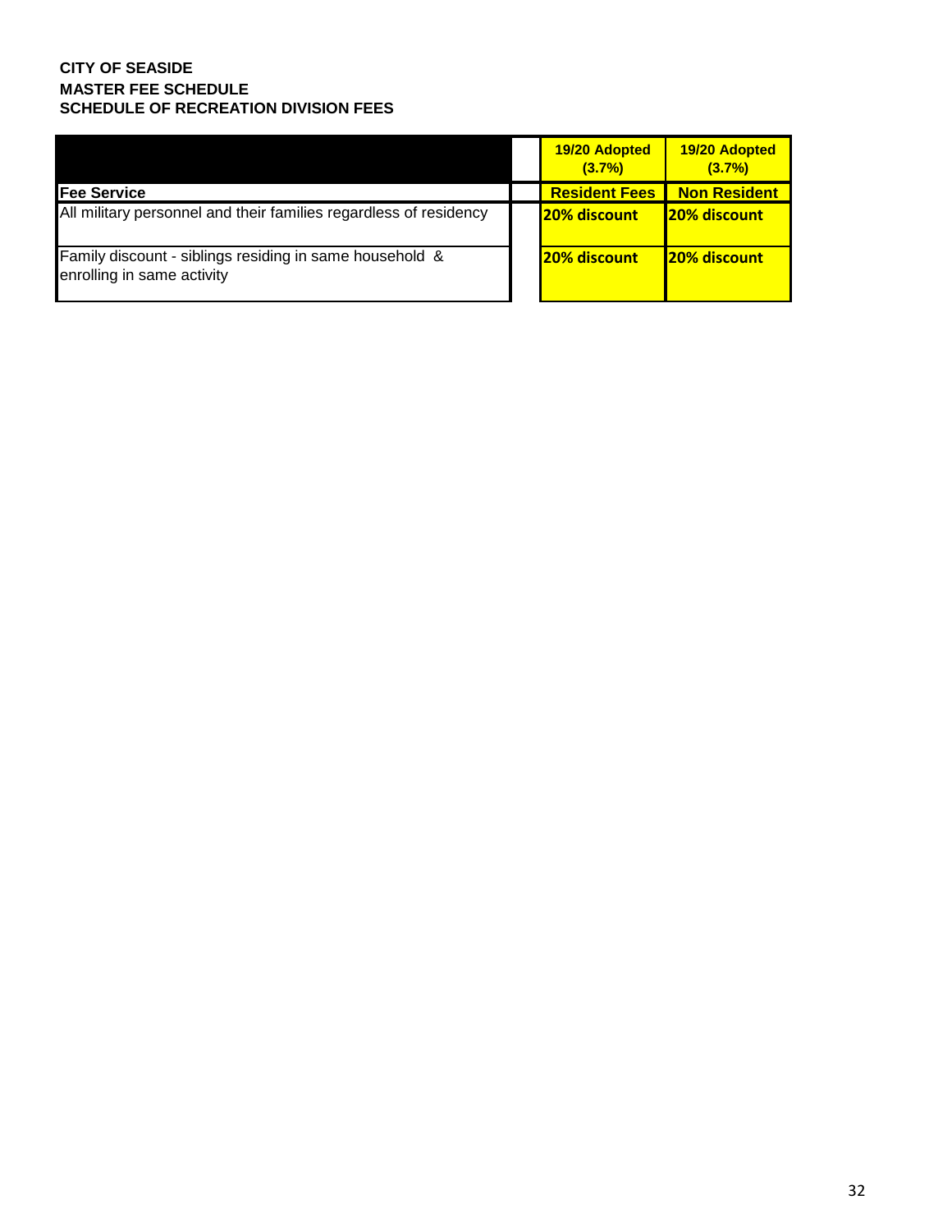**CITY OF SEASIDE**
**MASTER FEE SCHEDULE**
**SCHEDULE OF RECREATION DIVISION FEES**

| | | 19/20 Adopted (3.7%) | 19/20 Adopted (3.7%) |
|---|---|---|---|
| **Fee Service** | | **Resident Fees** | **Non Resident** |
| All military personnel and their families regardless of residency | | **20% discount** | **20% discount** |
| Family discount - siblings residing in same household & enrolling in same activity | | **20% discount** | **20% discount** |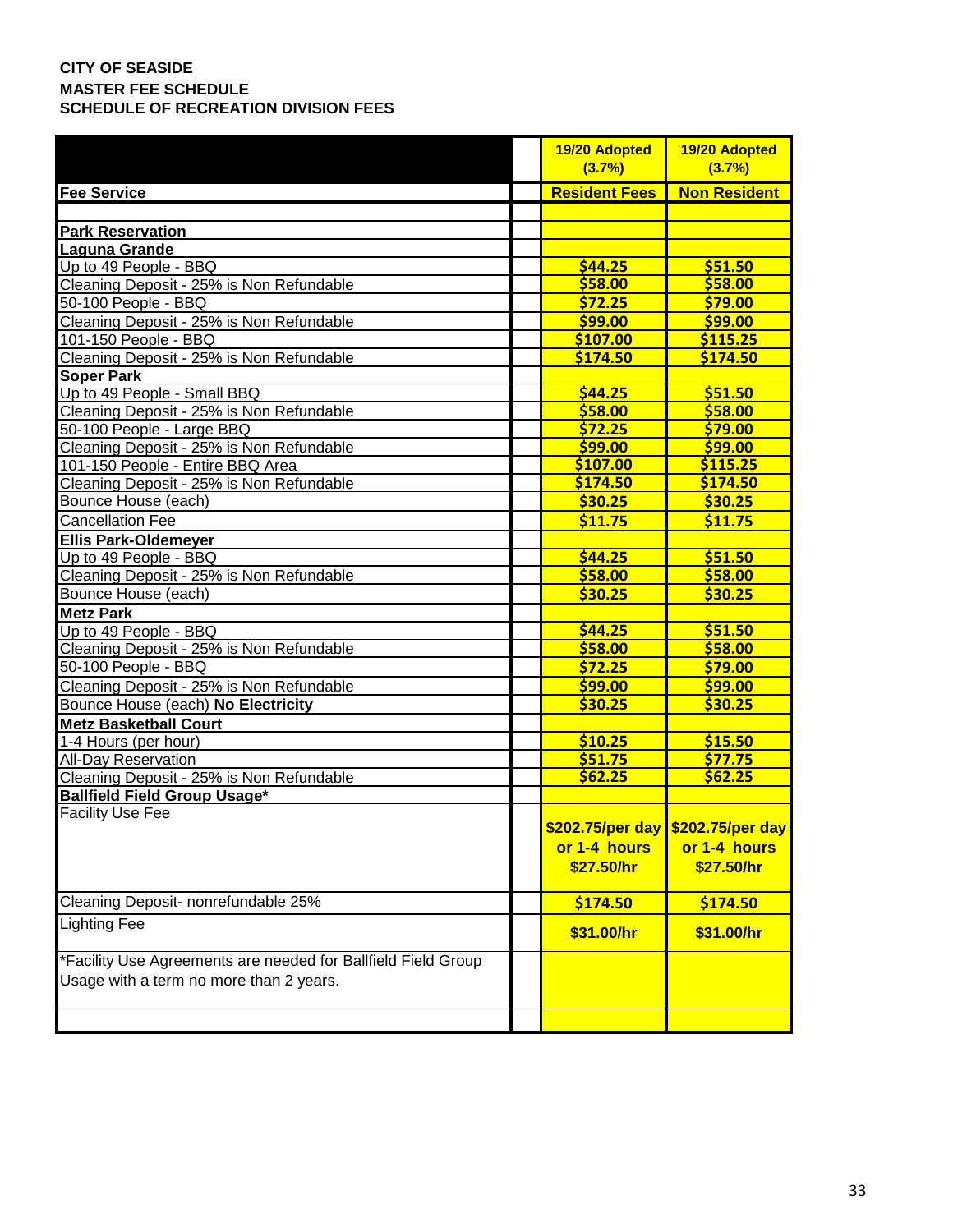**CITY OF SEASIDE**
**MASTER FEE SCHEDULE**
**SCHEDULE OF RECREATION DIVISION FEES**

| | | 19/20 Adopted (3.7%) | 19/20 Adopted (3.7%) |
|---|---|---|---|
| **Fee Service** | | **Resident Fees** | **Non Resident** |
| | | | |
| **Park Reservation** | | | |
| **Laguna Grande** | | | |
| Up to 49 People - BBQ | | $44.25 | $51.50 |
| Cleaning Deposit - 25% is Non Refundable | | $58.00 | $58.00 |
| 50-100 People - BBQ | | $72.25 | $79.00 |
| Cleaning Deposit - 25% is Non Refundable | | $99.00 | $99.00 |
| 101-150 People - BBQ | | $107.00 | $115.25 |
| Cleaning Deposit - 25% is Non Refundable | | $174.50 | $174.50 |
| **Soper Park** | | | |
| Up to 49 People - Small BBQ | | $44.25 | $51.50 |
| Cleaning Deposit - 25% is Non Refundable | | $58.00 | $58.00 |
| 50-100 People - Large BBQ | | $72.25 | $79.00 |
| Cleaning Deposit - 25% is Non Refundable | | $99.00 | $99.00 |
| 101-150 People - Entire BBQ Area | | $107.00 | $115.25 |
| Cleaning Deposit - 25% is Non Refundable | | $174.50 | $174.50 |
| Bounce House (each) | | $30.25 | $30.25 |
| Cancellation Fee | | $11.75 | $11.75 |
| **Ellis Park-Oldemeyer** | | | |
| Up to 49 People - BBQ | | $44.25 | $51.50 |
| Cleaning Deposit - 25% is Non Refundable | | $58.00 | $58.00 |
| Bounce House (each) | | $30.25 | $30.25 |
| **Metz Park** | | | |
| Up to 49 People - BBQ | | $44.25 | $51.50 |
| Cleaning Deposit - 25% is Non Refundable | | $58.00 | $58.00 |
| 50-100 People - BBQ | | $72.25 | $79.00 |
| Cleaning Deposit - 25% is Non Refundable | | $99.00 | $99.00 |
| Bounce House (each) **No Electricity** | | $30.25 | $30.25 |
| **Metz Basketball Court** | | | |
| 1-4 Hours (per hour) | | $10.25 | $15.50 |
| All-Day Reservation | | $51.75 | $77.75 |
| Cleaning Deposit - 25% is Non Refundable | | $62.25 | $62.25 |
| **Ballfield Field Group Usage*** | | | |
| Facility Use Fee | | $202.75/per day or 1-4 hours $27.50/hr | $202.75/per day or 1-4 hours $27.50/hr |
| Cleaning Deposit- nonrefundable 25% | | $174.50 | $174.50 |
| Lighting Fee | | $31.00/hr | $31.00/hr |
| *Facility Use Agreements are needed for Ballfield Field Group Usage with a term no more than 2 years. | | | |
| | | | |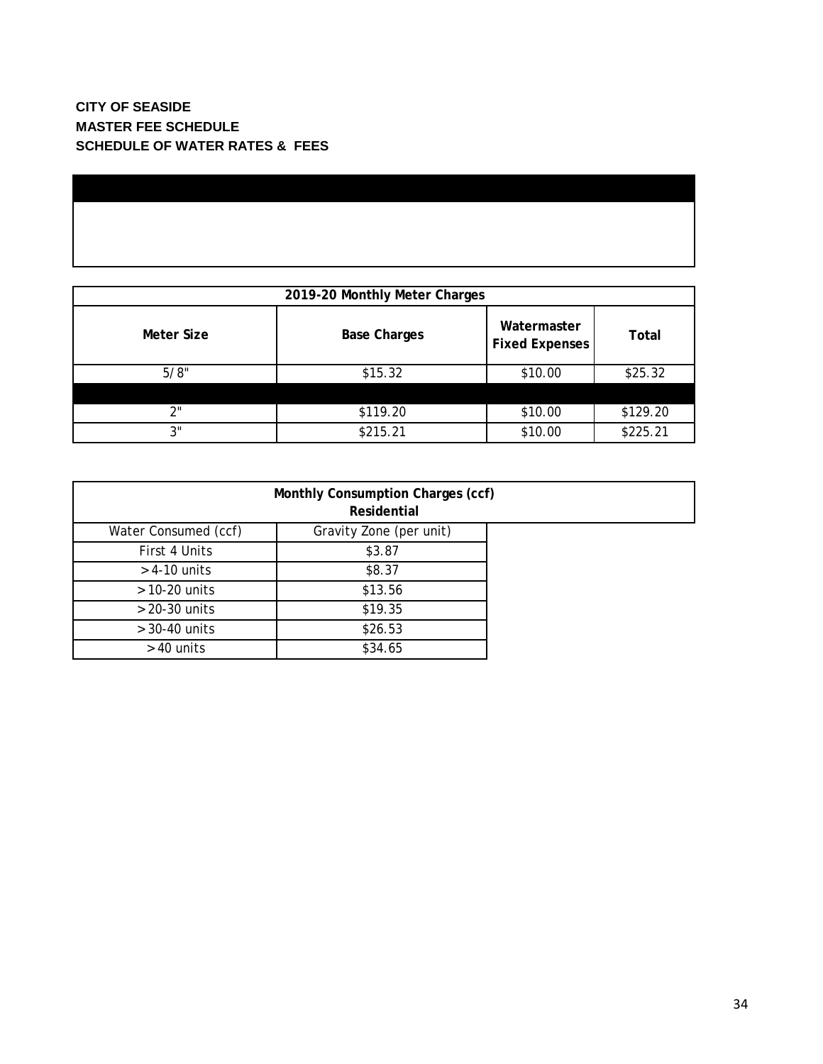**CITY OF SEASIDE**
**MASTER FEE SCHEDULE**
**SCHEDULE OF WATER RATES & FEES**

| 2019-20 Monthly Meter Charges | | | |
|---|---|---|---|
| **Meter Size** | **Base Charges** | **Watermaster Fixed Expenses** | **Total** |
| 5/8" | $15.32 | $10.00 | $25.32 |
| | | | |
| 2" | $119.20 | $10.00 | $129.20 |
| 3" | $215.21 | $10.00 | $225.21 |

| Monthly Consumption Charges (ccf) Residential | |
|---|---|
| Water Consumed (ccf) | Gravity Zone (per unit) |
| First 4 Units | $3.87 |
| > 4-10 units | $8.37 |
| > 10-20 units | $13.56 |
| > 20-30 units | $19.35 |
| > 30-40 units | $26.53 |
| > 40 units | $34.65 |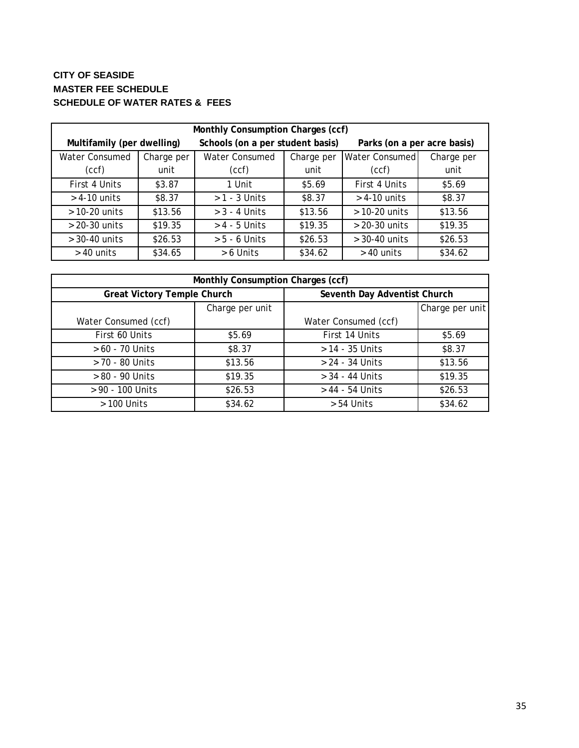**CITY OF SEASIDE**
**MASTER FEE SCHEDULE**
**SCHEDULE OF WATER RATES & FEES**

| Monthly Consumption Charges (ccf) | | | | | |
|---|---|---|---|---|---|
| **Multifamily (per dwelling)** | | **Schools (on a per student basis)** | | **Parks (on a per acre basis)** | |
| Water Consumed (ccf) | Charge per unit | Water Consumed (ccf) | Charge per unit | Water Consumed (ccf) | Charge per unit |
| First 4 Units | $3.87 | 1 Unit | $5.69 | First 4 Units | $5.69 |
| > 4-10 units | $8.37 | > 1 - 3 Units | $8.37 | > 4-10 units | $8.37 |
| > 10-20 units | $13.56 | > 3 - 4 Units | $13.56 | > 10-20 units | $13.56 |
| > 20-30 units | $19.35 | > 4 - 5 Units | $19.35 | > 20-30 units | $19.35 |
| > 30-40 units | $26.53 | > 5 - 6 Units | $26.53 | > 30-40 units | $26.53 |
| > 40 units | $34.65 | > 6 Units | $34.62 | > 40 units | $34.62 |

| Monthly Consumption Charges (ccf) | | | |
|---|---|---|---|
| **Great Victory Temple Church** | | **Seventh Day Adventist Church** | |
| Water Consumed (ccf) | Charge per unit | Water Consumed (ccf) | Charge per unit |
| First 60 Units | $5.69 | First 14 Units | $5.69 |
| > 60 - 70 Units | $8.37 | > 14 - 35 Units | $8.37 |
| > 70 - 80 Units | $13.56 | > 24 - 34 Units | $13.56 |
| > 80 - 90 Units | $19.35 | > 34 - 44 Units | $19.35 |
| > 90 - 100 Units | $26.53 | > 44 - 54 Units | $26.53 |
| > 100 Units | $34.62 | > 54 Units | $34.62 |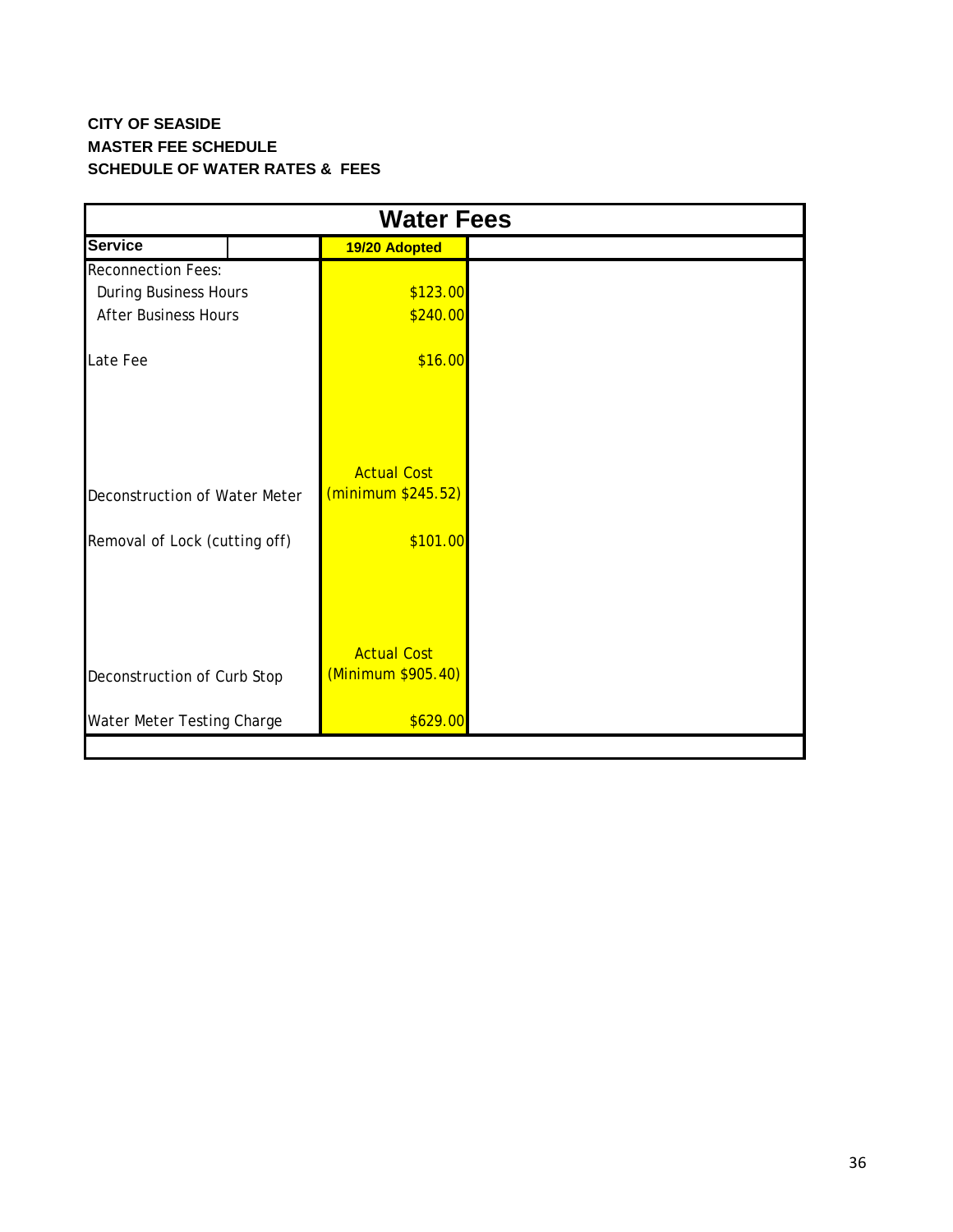**CITY OF SEASIDE**
**MASTER FEE SCHEDULE**
**SCHEDULE OF WATER RATES & FEES**

| Water Fees | | |
|---|---|---|
| **Service** | **19/20 Adopted** | |
| Reconnection Fees: | | |
| During Business Hours | $123.00 | |
| After Business Hours | $240.00 | |
| Late Fee | $16.00 | |
| Deconstruction of Water Meter | Actual Cost (minimum $245.52) | |
| Removal of Lock (cutting off) | $101.00 | |
| Deconstruction of Curb Stop | Actual Cost (Minimum $905.40) | |
| Water Meter Testing Charge | $629.00 | |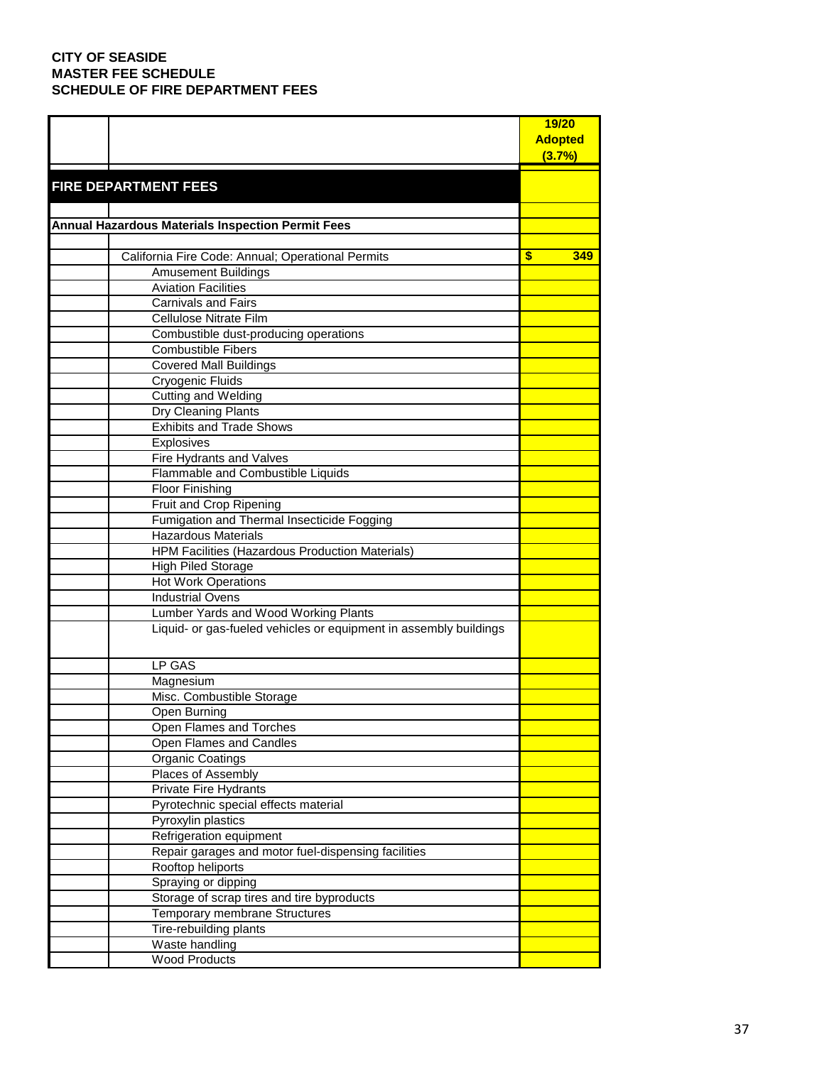**CITY OF SEASIDE**
**MASTER FEE SCHEDULE**
**SCHEDULE OF FIRE DEPARTMENT FEES**

| | | 19/20 Adopted (3.7%) |
|---|---|---|
| **FIRE DEPARTMENT FEES** | | |
| | | |
| **Annual Hazardous Materials Inspection Permit Fees** | | |
| | | |
| | California Fire Code: Annual; Operational Permits | $ 349 |
| | Amusement Buildings | |
| | Aviation Facilities | |
| | Carnivals and Fairs | |
| | Cellulose Nitrate Film | |
| | Combustible dust-producing operations | |
| | Combustible Fibers | |
| | Covered Mall Buildings | |
| | Cryogenic Fluids | |
| | Cutting and Welding | |
| | Dry Cleaning Plants | |
| | Exhibits and Trade Shows | |
| | Explosives | |
| | Fire Hydrants and Valves | |
| | Flammable and Combustible Liquids | |
| | Floor Finishing | |
| | Fruit and Crop Ripening | |
| | Fumigation and Thermal Insecticide Fogging | |
| | Hazardous Materials | |
| | HPM Facilities (Hazardous Production Materials) | |
| | High Piled Storage | |
| | Hot Work Operations | |
| | Industrial Ovens | |
| | Lumber Yards and Wood Working Plants | |
| | Liquid- or gas-fueled vehicles or equipment in assembly buildings | |
| | LP GAS | |
| | Magnesium | |
| | Misc. Combustible Storage | |
| | Open Burning | |
| | Open Flames and Torches | |
| | Open Flames and Candles | |
| | Organic Coatings | |
| | Places of Assembly | |
| | Private Fire Hydrants | |
| | Pyrotechnic special effects material | |
| | Pyroxylin plastics | |
| | Refrigeration equipment | |
| | Repair garages and motor fuel-dispensing facilities | |
| | Rooftop heliports | |
| | Spraying or dipping | |
| | Storage of scrap tires and tire byproducts | |
| | Temporary membrane Structures | |
| | Tire-rebuilding plants | |
| | Waste handling | |
| | Wood Products | |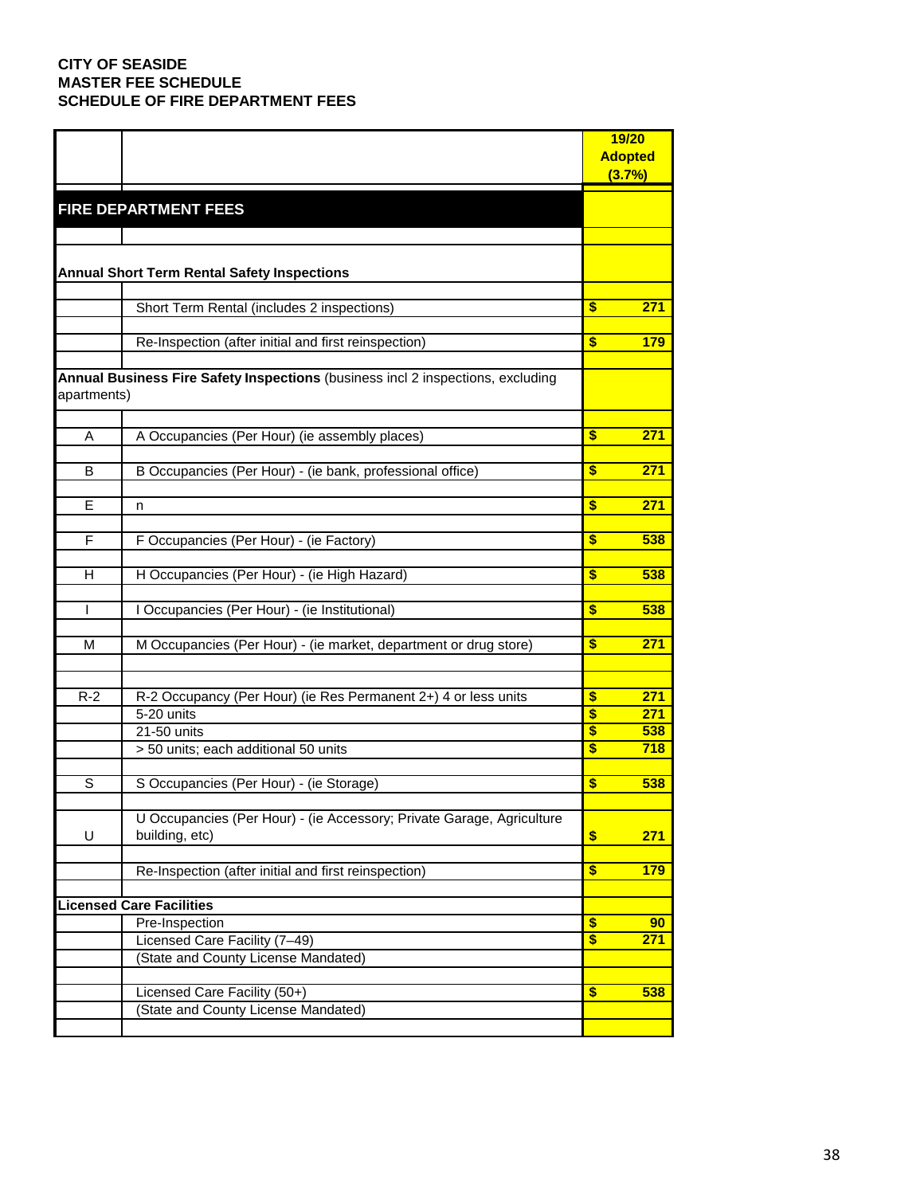CITY OF SEASIDE
MASTER FEE SCHEDULE
SCHEDULE OF FIRE DEPARTMENT FEES

| | | 19/20 Adopted (3.7%) |
|---|---|---|
| **FIRE DEPARTMENT FEES** | | |
| **Annual Short Term Rental Safety Inspections** | | |
| | Short Term Rental (includes 2 inspections) | $ 271 |
| | Re-Inspection (after initial and first reinspection) | $ 179 |
| **Annual Business Fire Safety Inspections** (business incl 2 inspections, excluding apartments) | | |
| A | A Occupancies (Per Hour) (ie assembly places) | $ 271 |
| B | B Occupancies (Per Hour) - (ie bank, professional office) | $ 271 |
| E | n | $ 271 |
| F | F Occupancies (Per Hour) - (ie Factory) | $ 538 |
| H | H Occupancies (Per Hour) - (ie High Hazard) | $ 538 |
| I | I Occupancies (Per Hour) - (ie Institutional) | $ 538 |
| M | M Occupancies (Per Hour) - (ie market, department or drug store) | $ 271 |
| R-2 | R-2 Occupancy (Per Hour) (ie Res Permanent 2+) 4 or less units | $ 271 |
| | 5-20 units | $ 271 |
| | 21-50 units | $ 538 |
| | > 50 units; each additional 50 units | $ 718 |
| S | S Occupancies (Per Hour) - (ie Storage) | $ 538 |
| U | U Occupancies (Per Hour) - (ie Accessory; Private Garage, Agriculture building, etc) | $ 271 |
| | Re-Inspection (after initial and first reinspection) | $ 179 |
| **Licensed Care Facilities** | | |
| | Pre-Inspection | $ 90 |
| | Licensed Care Facility (7–49) | $ 271 |
| | (State and County License Mandated) | |
| | Licensed Care Facility (50+) | $ 538 |
| | (State and County License Mandated) | |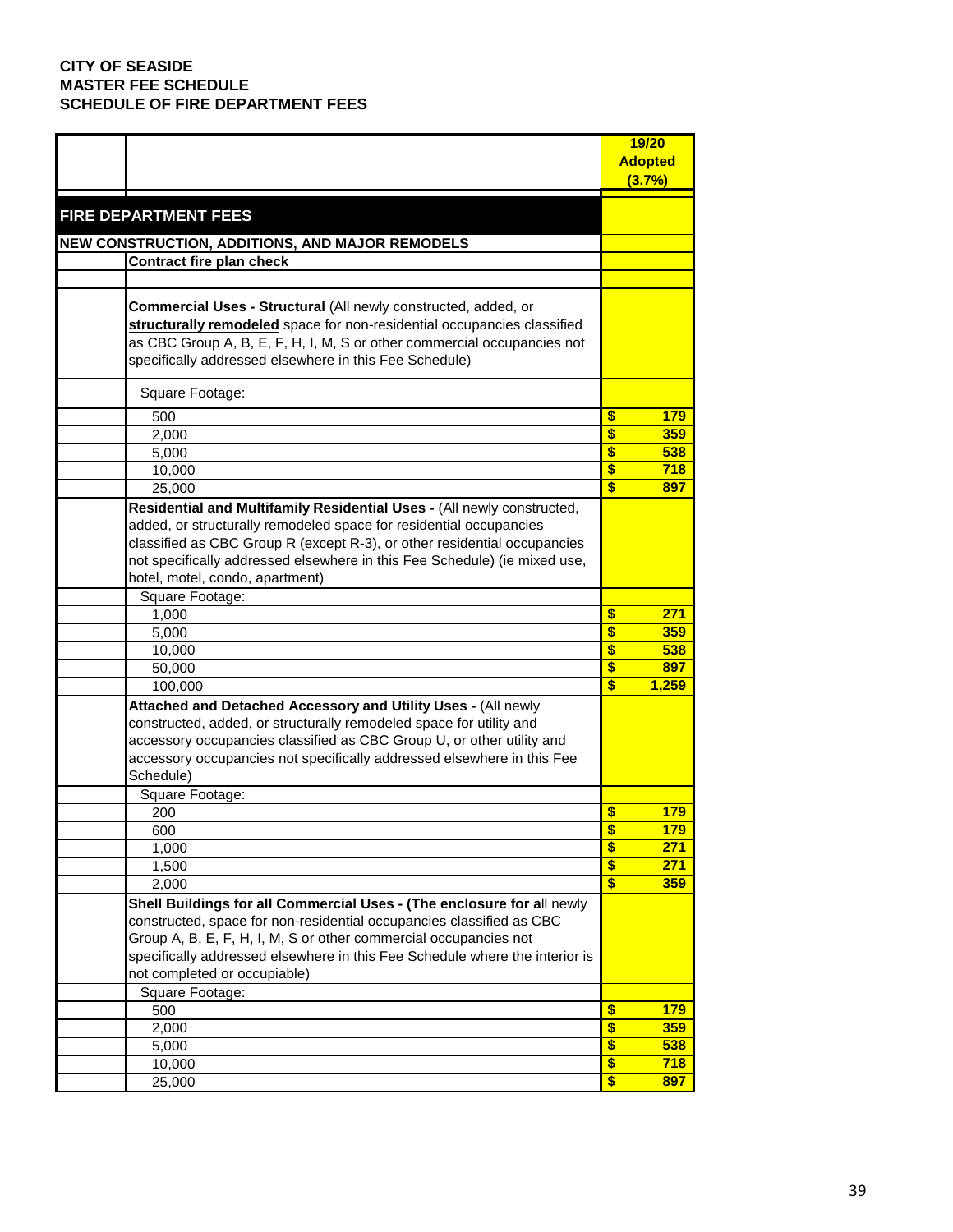**CITY OF SEASIDE**
**MASTER FEE SCHEDULE**
**SCHEDULE OF FIRE DEPARTMENT FEES**

| | | 19/20 Adopted (3.7%) |
|---|---|---|
| **FIRE DEPARTMENT FEES** | | |
| **NEW CONSTRUCTION, ADDITIONS, AND MAJOR REMODELS** | | |
| | **Contract fire plan check** | |
| | | |
| | **Commercial Uses - Structural** (All newly constructed, added, or **structurally remodeled** space for non-residential occupancies classified as CBC Group A, B, E, F, H, I, M, S or other commercial occupancies not specifically addressed elsewhere in this Fee Schedule) | |
| | Square Footage: | |
| | 500 | $ 179 |
| | 2,000 | $ 359 |
| | 5,000 | $ 538 |
| | 10,000 | $ 718 |
| | 25,000 | $ 897 |
| | **Residential and Multifamily Residential Uses -** (All newly constructed, added, or structurally remodeled space for residential occupancies classified as CBC Group R (except R-3), or other residential occupancies not specifically addressed elsewhere in this Fee Schedule) (ie mixed use, hotel, motel, condo, apartment) | |
| | Square Footage: | |
| | 1,000 | $ 271 |
| | 5,000 | $ 359 |
| | 10,000 | $ 538 |
| | 50,000 | $ 897 |
| | 100,000 | $ 1,259 |
| | **Attached and Detached Accessory and Utility Uses -** (All newly constructed, added, or structurally remodeled space for utility and accessory occupancies classified as CBC Group U, or other utility and accessory occupancies not specifically addressed elsewhere in this Fee Schedule) | |
| | Square Footage: | |
| | 200 | $ 179 |
| | 600 | $ 179 |
| | 1,000 | $ 271 |
| | 1,500 | $ 271 |
| | 2,000 | $ 359 |
| | **Shell Buildings for all Commercial Uses - (The enclosure for a**ll newly constructed, space for non-residential occupancies classified as CBC Group A, B, E, F, H, I, M, S or other commercial occupancies not specifically addressed elsewhere in this Fee Schedule where the interior is not completed or occupiable) | |
| | Square Footage: | |
| | 500 | $ 179 |
| | 2,000 | $ 359 |
| | 5,000 | $ 538 |
| | 10,000 | $ 718 |
| | 25,000 | $ 897 |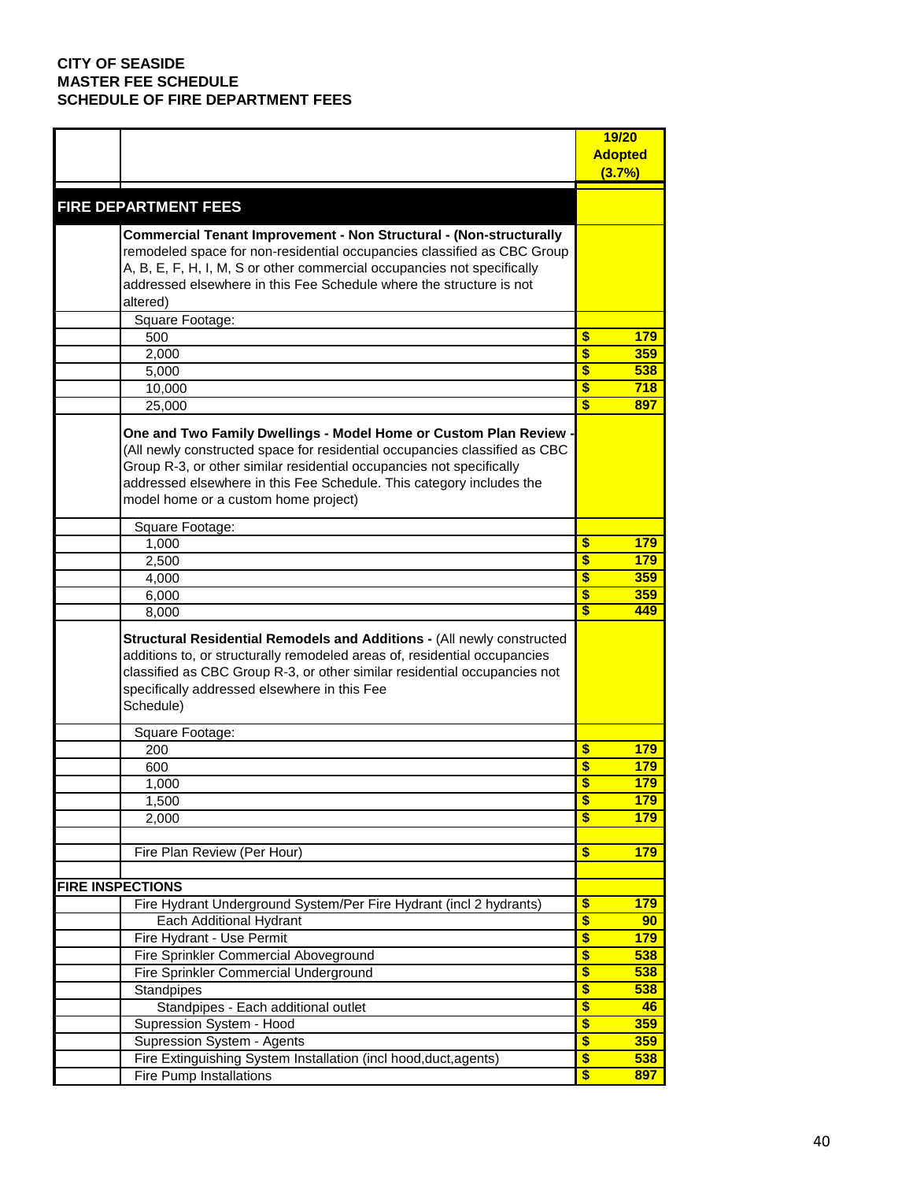**CITY OF SEASIDE**
**MASTER FEE SCHEDULE**
**SCHEDULE OF FIRE DEPARTMENT FEES**

| | | 19/20 Adopted (3.7%) |
|---|---|---|
| **FIRE DEPARTMENT FEES** | | |
| | **Commercial Tenant Improvement - Non Structural - (Non-structurally** remodeled space for non-residential occupancies classified as CBC Group A, B, E, F, H, I, M, S or other commercial occupancies not specifically addressed elsewhere in this Fee Schedule where the structure is not altered) | |
| | Square Footage: | |
| | 500 | $ 179 |
| | 2,000 | $ 359 |
| | 5,000 | $ 538 |
| | 10,000 | $ 718 |
| | 25,000 | $ 897 |
| | **One and Two Family Dwellings - Model Home or Custom Plan Review -** (All newly constructed space for residential occupancies classified as CBC Group R-3, or other similar residential occupancies not specifically addressed elsewhere in this Fee Schedule. This category includes the model home or a custom home project) | |
| | Square Footage: | |
| | 1,000 | $ 179 |
| | 2,500 | $ 179 |
| | 4,000 | $ 359 |
| | 6,000 | $ 359 |
| | 8,000 | $ 449 |
| | **Structural Residential Remodels and Additions -** (All newly constructed additions to, or structurally remodeled areas of, residential occupancies classified as CBC Group R-3, or other similar residential occupancies not specifically addressed elsewhere in this Fee Schedule) | |
| | Square Footage: | |
| | 200 | $ 179 |
| | 600 | $ 179 |
| | 1,000 | $ 179 |
| | 1,500 | $ 179 |
| | 2,000 | $ 179 |
| | | |
| | Fire Plan Review (Per Hour) | $ 179 |
| | | |
| **FIRE INSPECTIONS** | | |
| | Fire Hydrant Underground System/Per Fire Hydrant (incl 2 hydrants) | $ 179 |
| | Each Additional Hydrant | $ 90 |
| | Fire Hydrant - Use Permit | $ 179 |
| | Fire Sprinkler Commercial Aboveground | $ 538 |
| | Fire Sprinkler Commercial Underground | $ 538 |
| | Standpipes | $ 538 |
| | Standpipes - Each additional outlet | $ 46 |
| | Supression System - Hood | $ 359 |
| | Supression System - Agents | $ 359 |
| | Fire Extinguishing System Installation (incl hood,duct,agents) | $ 538 |
| | Fire Pump Installations | $ 897 |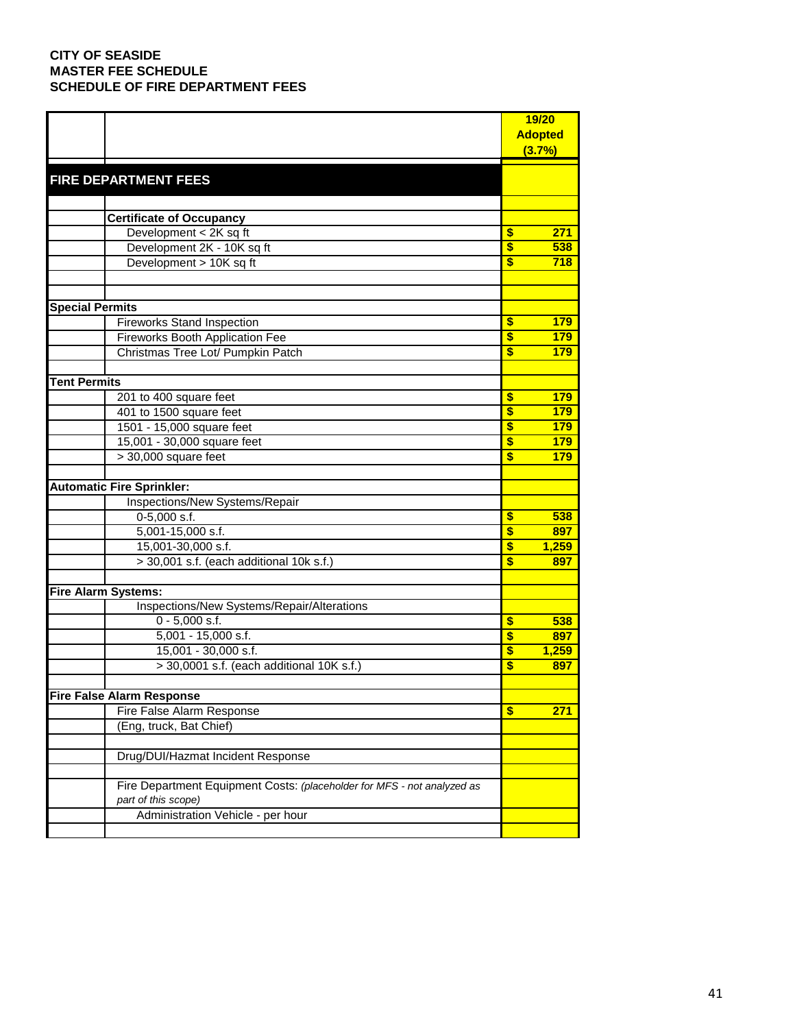**CITY OF SEASIDE**
**MASTER FEE SCHEDULE**
**SCHEDULE OF FIRE DEPARTMENT FEES**

| | | 19/20 Adopted (3.7%) |
|---|---|---|
| **FIRE DEPARTMENT FEES** | | |
| | | |
| | **Certificate of Occupancy** | |
| | Development < 2K sq ft | $ 271 |
| | Development 2K - 10K sq ft | $ 538 |
| | Development > 10K sq ft | $ 718 |
| | | |
| | | |
| **Special Permits** | | |
| | Fireworks Stand Inspection | $ 179 |
| | Fireworks Booth Application Fee | $ 179 |
| | Christmas Tree Lot/ Pumpkin Patch | $ 179 |
| | | |
| **Tent Permits** | | |
| | 201 to 400 square feet | $ 179 |
| | 401 to 1500 square feet | $ 179 |
| | 1501 - 15,000 square feet | $ 179 |
| | 15,001 - 30,000 square feet | $ 179 |
| | > 30,000 square feet | $ 179 |
| | | |
| **Automatic Fire Sprinkler:** | | |
| | Inspections/New Systems/Repair | |
| | 0-5,000 s.f. | $ 538 |
| | 5,001-15,000 s.f. | $ 897 |
| | 15,001-30,000 s.f. | $ 1,259 |
| | > 30,001 s.f. (each additional 10k s.f.) | $ 897 |
| | | |
| **Fire Alarm Systems:** | | |
| | Inspections/New Systems/Repair/Alterations | |
| | 0 - 5,000 s.f. | $ 538 |
| | 5,001 - 15,000 s.f. | $ 897 |
| | 15,001 - 30,000 s.f. | $ 1,259 |
| | > 30,0001 s.f. (each additional 10K s.f.) | $ 897 |
| | | |
| **Fire False Alarm Response** | | |
| | Fire False Alarm Response | $ 271 |
| | (Eng, truck, Bat Chief) | |
| | | |
| | Drug/DUI/Hazmat Incident Response | |
| | | |
| | Fire Department Equipment Costs: *(placeholder for MFS - not analyzed as part of this scope)* | |
| | Administration Vehicle - per hour | |
| | | |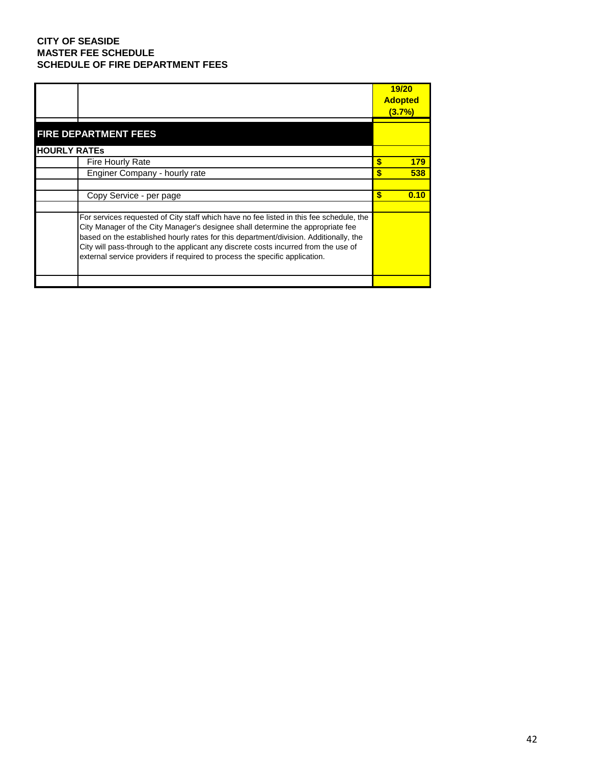**CITY OF SEASIDE**
**MASTER FEE SCHEDULE**
**SCHEDULE OF FIRE DEPARTMENT FEES**

| | | 19/20 Adopted (3.7%) |
|---|---|---|
| **FIRE DEPARTMENT FEES** | | |
| **HOURLY RATEs** | | |
| | Fire Hourly Rate | $ 179 |
| | Enginer Company - hourly rate | $ 538 |
| | | |
| | Copy Service - per page | $ 0.10 |
| | | |
| | For services requested of City staff which have no fee listed in this fee schedule, the City Manager of the City Manager's designee shall determine the appropriate fee based on the established hourly rates for this department/division. Additionally, the City will pass-through to the applicant any discrete costs incurred from the use of external service providers if required to process the specific application. | |
| | | |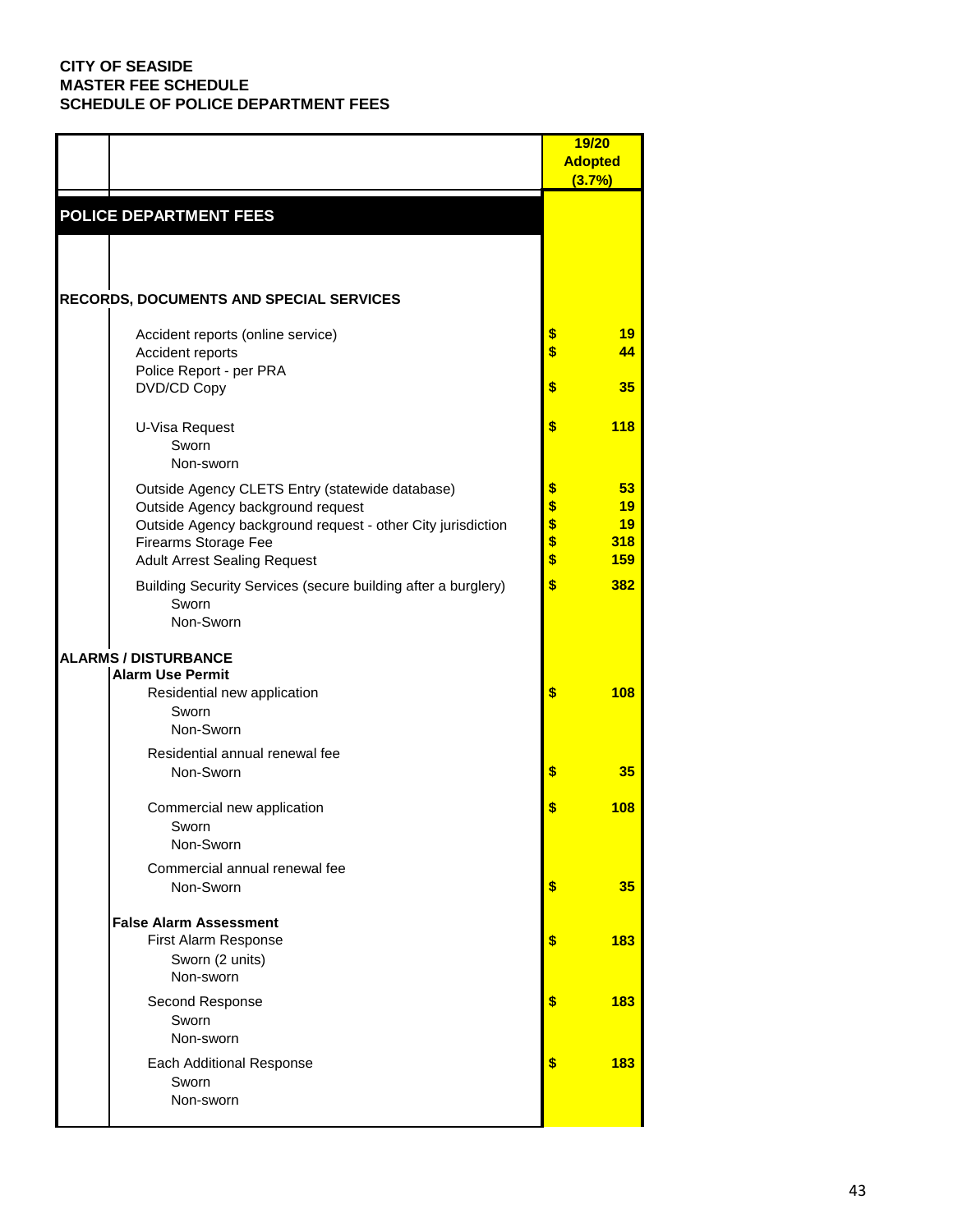**CITY OF SEASIDE**
**MASTER FEE SCHEDULE**
**SCHEDULE OF POLICE DEPARTMENT FEES**

| | 19/20 Adopted (3.7%) |
|---|---|
| **POLICE DEPARTMENT FEES** | |
| **RECORDS, DOCUMENTS AND SPECIAL SERVICES** | |
| Accident reports (online service) | $ 19 |
| Accident reports | $ 44 |
| Police Report - per PRA | |
| DVD/CD Copy | $ 35 |
| U-Visa Request | $ 118 |
| Sworn | |
| Non-sworn | |
| Outside Agency CLETS Entry (statewide database) | $ 53 |
| Outside Agency background request | $ 19 |
| Outside Agency background request - other City jurisdiction | $ 19 |
| Firearms Storage Fee | $ 318 |
| Adult Arrest Sealing Request | $ 159 |
| Building Security Services (secure building after a burglery) | $ 382 |
| Sworn | |
| Non-Sworn | |
| **ALARMS / DISTURBANCE** | |
| **Alarm Use Permit** | |
| Residential new application | $ 108 |
| Sworn | |
| Non-Sworn | |
| Residential annual renewal fee | |
| Non-Sworn | $ 35 |
| Commercial new application | $ 108 |
| Sworn | |
| Non-Sworn | |
| Commercial annual renewal fee | |
| Non-Sworn | $ 35 |
| **False Alarm Assessment** | |
| First Alarm Response | $ 183 |
| Sworn (2 units) | |
| Non-sworn | |
| Second Response | $ 183 |
| Sworn | |
| Non-sworn | |
| Each Additional Response | $ 183 |
| Sworn | |
| Non-sworn | |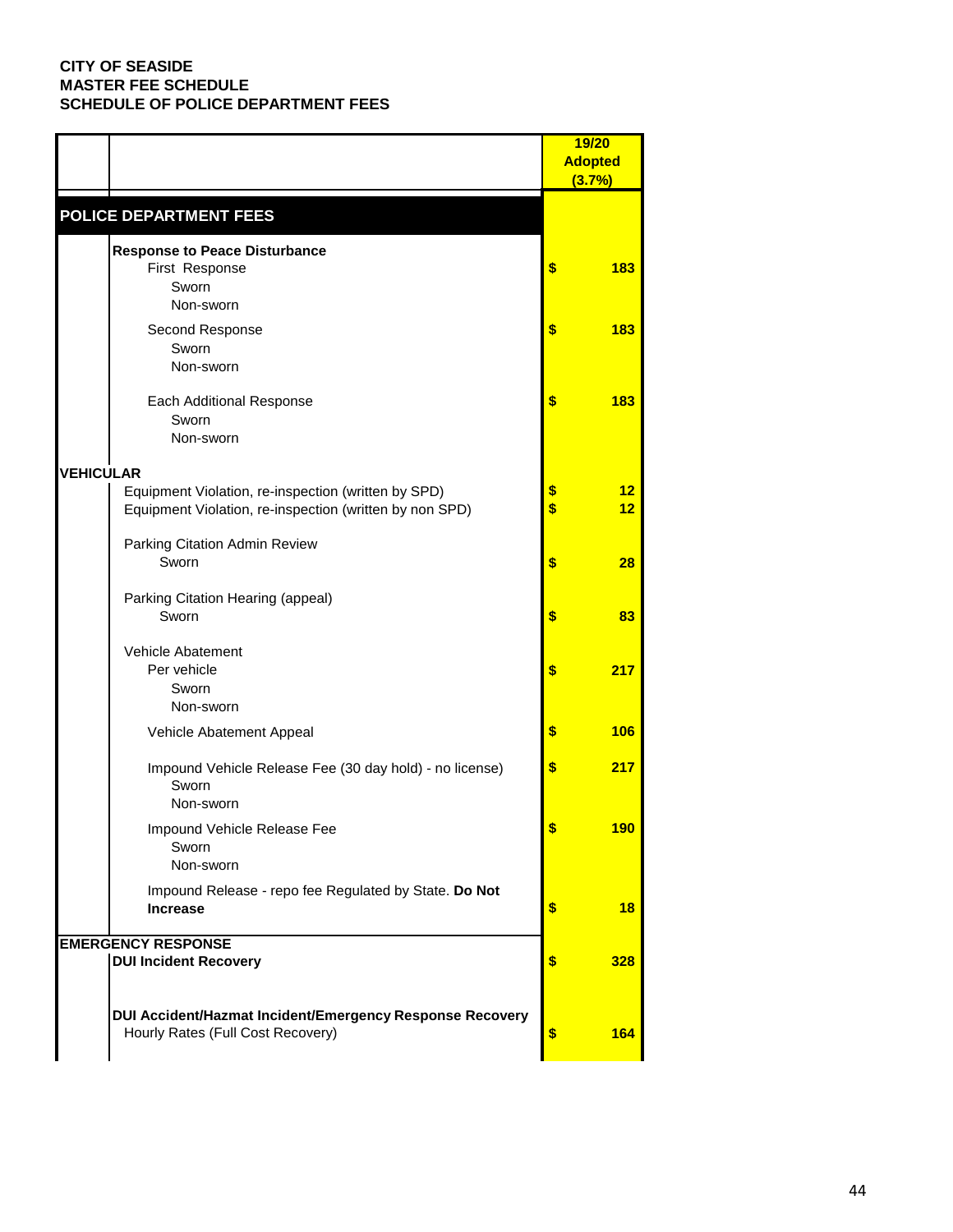**CITY OF SEASIDE**
**MASTER FEE SCHEDULE**
**SCHEDULE OF POLICE DEPARTMENT FEES**

| | | 19/20 Adopted (3.7%) |
|---|---|---|
| **POLICE DEPARTMENT FEES** | | |
| | **Response to Peace Disturbance** | |
| | First Response | $ 183 |
| | Sworn | |
| | Non-sworn | |
| | Second Response | $ 183 |
| | Sworn | |
| | Non-sworn | |
| | Each Additional Response | $ 183 |
| | Sworn | |
| | Non-sworn | |
| **VEHICULAR** | | |
| | Equipment Violation, re-inspection (written by SPD) | $ 12 |
| | Equipment Violation, re-inspection (written by non SPD) | $ 12 |
| | Parking Citation Admin Review | |
| | Sworn | $ 28 |
| | Parking Citation Hearing (appeal) | |
| | Sworn | $ 83 |
| | Vehicle Abatement | |
| | Per vehicle | $ 217 |
| | Sworn | |
| | Non-sworn | |
| | Vehicle Abatement Appeal | $ 106 |
| | Impound Vehicle Release Fee (30 day hold) - no license) | $ 217 |
| | Sworn | |
| | Non-sworn | |
| | Impound Vehicle Release Fee | $ 190 |
| | Sworn | |
| | Non-sworn | |
| | Impound Release - repo fee Regulated by State. **Do Not Increase** | $ 18 |
| **EMERGENCY RESPONSE** | | |
| | **DUI Incident Recovery** | $ 328 |
| | **DUI Accident/Hazmat Incident/Emergency Response Recovery** | |
| | Hourly Rates (Full Cost Recovery) | $ 164 |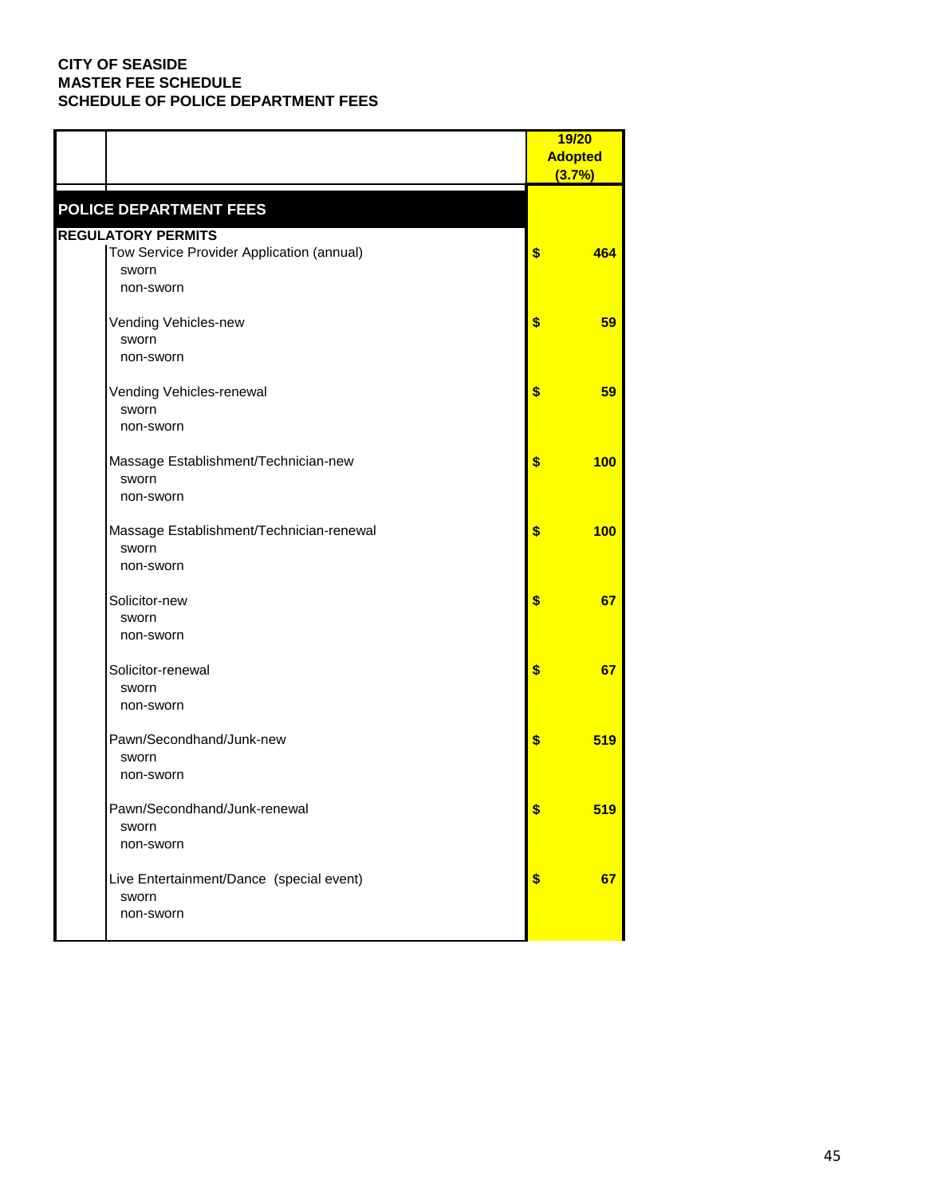CITY OF SEASIDE
MASTER FEE SCHEDULE
SCHEDULE OF POLICE DEPARTMENT FEES

| | | 19/20 Adopted (3.7%) |
|---|---|---|
| **POLICE DEPARTMENT FEES** | | |
| **REGULATORY PERMITS** | | |
| | Tow Service Provider Application (annual) | $ 464 |
| | sworn | |
| | non-sworn | |
| | Vending Vehicles-new | $ 59 |
| | sworn | |
| | non-sworn | |
| | Vending Vehicles-renewal | $ 59 |
| | sworn | |
| | non-sworn | |
| | Massage Establishment/Technician-new | $ 100 |
| | sworn | |
| | non-sworn | |
| | Massage Establishment/Technician-renewal | $ 100 |
| | sworn | |
| | non-sworn | |
| | Solicitor-new | $ 67 |
| | sworn | |
| | non-sworn | |
| | Solicitor-renewal | $ 67 |
| | sworn | |
| | non-sworn | |
| | Pawn/Secondhand/Junk-new | $ 519 |
| | sworn | |
| | non-sworn | |
| | Pawn/Secondhand/Junk-renewal | $ 519 |
| | sworn | |
| | non-sworn | |
| | Live Entertainment/Dance (special event) | $ 67 |
| | sworn | |
| | non-sworn | |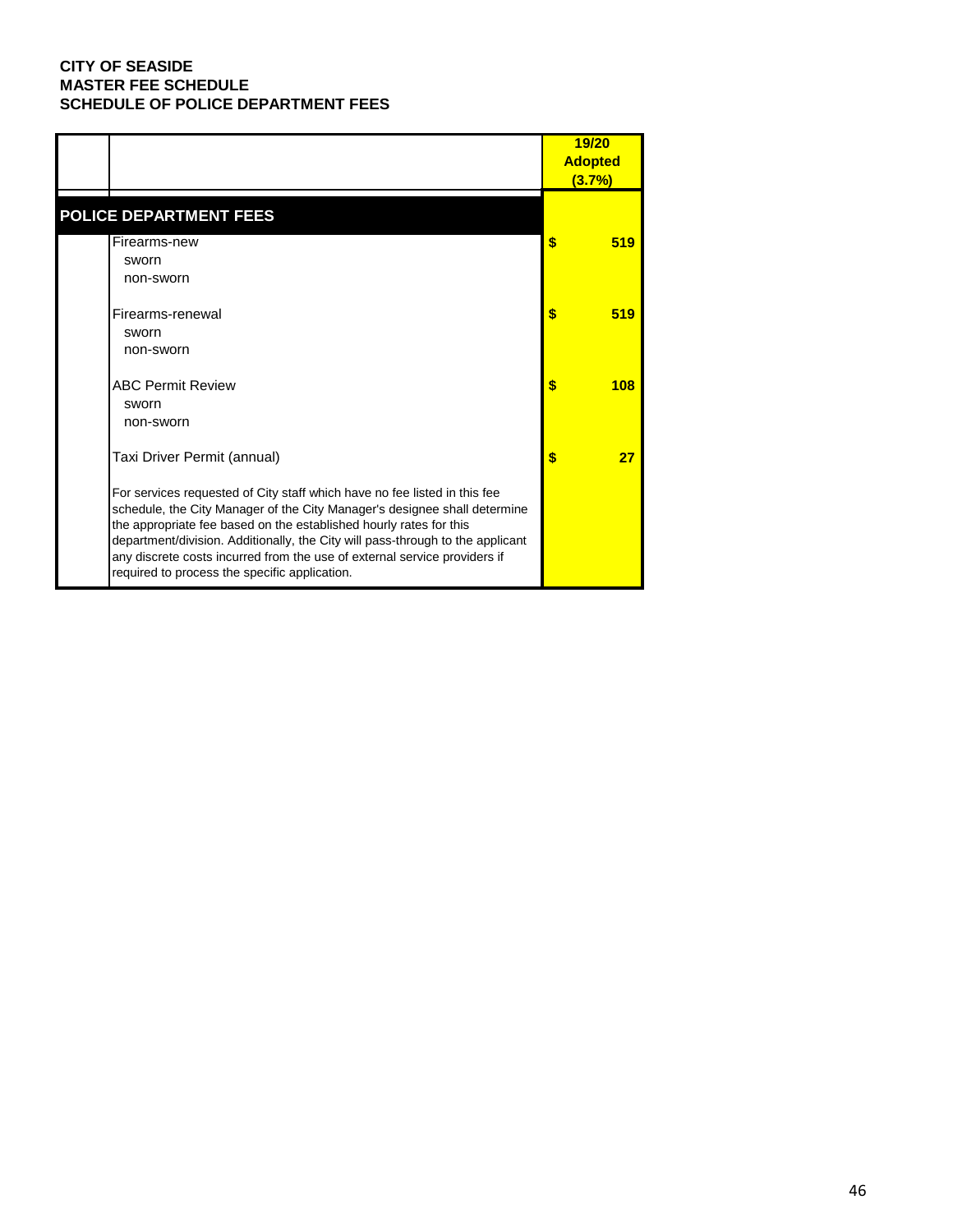**CITY OF SEASIDE**
**MASTER FEE SCHEDULE**
**SCHEDULE OF POLICE DEPARTMENT FEES**

| | | 19/20 Adopted (3.7%) |
|---|---|---|
| **POLICE DEPARTMENT FEES** | | |
| | Firearms-new<br>sworn<br>non-sworn | **$ 519** |
| | Firearms-renewal<br>sworn<br>non-sworn | **$ 519** |
| | ABC Permit Review<br>sworn<br>non-sworn | **$ 108** |
| | Taxi Driver Permit (annual) | **$ 27** |
| | For services requested of City staff which have no fee listed in this fee schedule, the City Manager of the City Manager's designee shall determine the appropriate fee based on the established hourly rates for this department/division. Additionally, the City will pass-through to the applicant any discrete costs incurred from the use of external service providers if required to process the specific application. | |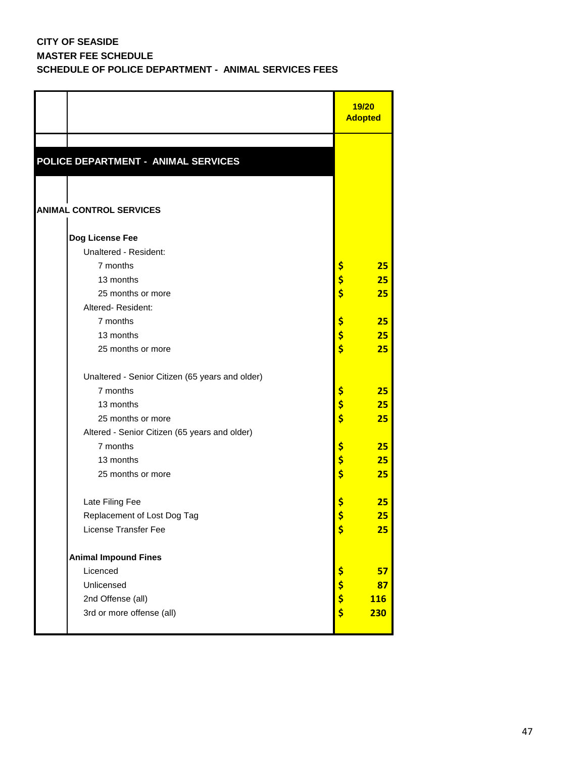**CITY OF SEASIDE**
**MASTER FEE SCHEDULE**
**SCHEDULE OF POLICE DEPARTMENT - ANIMAL SERVICES FEES**

| | 19/20 Adopted |
|---|---|
| **POLICE DEPARTMENT - ANIMAL SERVICES** | |
| **ANIMAL CONTROL SERVICES** | |
| **Dog License Fee** | |
| Unaltered - Resident: | |
| 7 months | $ 25 |
| 13 months | $ 25 |
| 25 months or more | $ 25 |
| Altered- Resident: | |
| 7 months | $ 25 |
| 13 months | $ 25 |
| 25 months or more | $ 25 |
| Unaltered - Senior Citizen (65 years and older) | |
| 7 months | $ 25 |
| 13 months | $ 25 |
| 25 months or more | $ 25 |
| Altered - Senior Citizen (65 years and older) | |
| 7 months | $ 25 |
| 13 months | $ 25 |
| 25 months or more | $ 25 |
| Late Filing Fee | $ 25 |
| Replacement of Lost Dog Tag | $ 25 |
| License Transfer Fee | $ 25 |
| **Animal Impound Fines** | |
| Licenced | $ 57 |
| Unlicensed | $ 87 |
| 2nd Offense (all) | $ 116 |
| 3rd or more offense (all) | $ 230 |